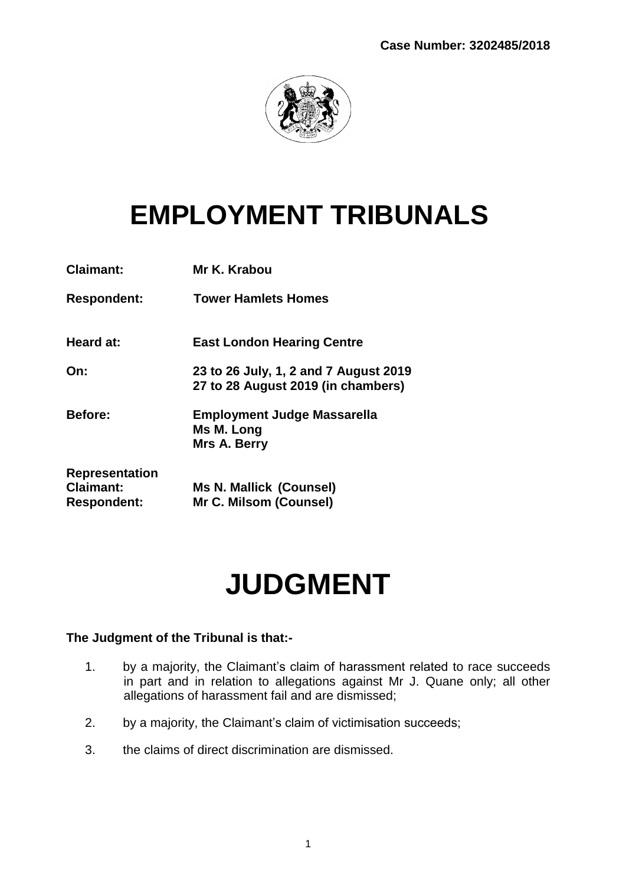**Case Number: 3202485/2018**

# EMPLOYMENT TRIBUNALS

| | |
|---|---|
| **Claimant:** | **Mr K. Krabou** |
| **Respondent:** | **Tower Hamlets Homes** |
| **Heard at:** | **East London Hearing Centre** |
| **On:** | **23 to 26 July, 1, 2 and 7 August 2019**<br>**27 to 28 August 2019 (in chambers)** |
| **Before:** | **Employment Judge Massarella**<br>**Ms M. Long**<br>**Mrs A. Berry** |
| **Representation** | |
| **Claimant:** | **Ms N. Mallick (Counsel)** |
| **Respondent:** | **Mr C. Milsom (Counsel)** |

# JUDGMENT

**The Judgment of the Tribunal is that:-**

1. by a majority, the Claimant's claim of harassment related to race succeeds in part and in relation to allegations against Mr J. Quane only; all other allegations of harassment fail and are dismissed;
2. by a majority, the Claimant's claim of victimisation succeeds;
3. the claims of direct discrimination are dismissed.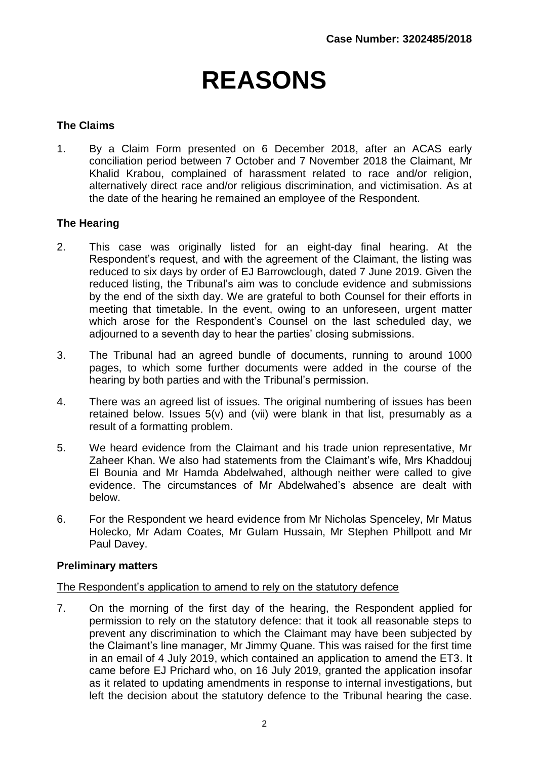Case Number: 3202485/2018

# REASONS

### The Claims

1. By a Claim Form presented on 6 December 2018, after an ACAS early conciliation period between 7 October and 7 November 2018 the Claimant, Mr Khalid Krabou, complained of harassment related to race and/or religion, alternatively direct race and/or religious discrimination, and victimisation. As at the date of the hearing he remained an employee of the Respondent.

### The Hearing

2. This case was originally listed for an eight-day final hearing. At the Respondent's request, and with the agreement of the Claimant, the listing was reduced to six days by order of EJ Barrowclough, dated 7 June 2019. Given the reduced listing, the Tribunal's aim was to conclude evidence and submissions by the end of the sixth day. We are grateful to both Counsel for their efforts in meeting that timetable. In the event, owing to an unforeseen, urgent matter which arose for the Respondent's Counsel on the last scheduled day, we adjourned to a seventh day to hear the parties' closing submissions.

3. The Tribunal had an agreed bundle of documents, running to around 1000 pages, to which some further documents were added in the course of the hearing by both parties and with the Tribunal's permission.

4. There was an agreed list of issues. The original numbering of issues has been retained below. Issues 5(v) and (vii) were blank in that list, presumably as a result of a formatting problem.

5. We heard evidence from the Claimant and his trade union representative, Mr Zaheer Khan. We also had statements from the Claimant's wife, Mrs Khaddouj El Bounia and Mr Hamda Abdelwahed, although neither were called to give evidence. The circumstances of Mr Abdelwahed's absence are dealt with below.

6. For the Respondent we heard evidence from Mr Nicholas Spenceley, Mr Matus Holecko, Mr Adam Coates, Mr Gulam Hussain, Mr Stephen Phillpott and Mr Paul Davey.

### Preliminary matters

<u>The Respondent's application to amend to rely on the statutory defence</u>

7. On the morning of the first day of the hearing, the Respondent applied for permission to rely on the statutory defence: that it took all reasonable steps to prevent any discrimination to which the Claimant may have been subjected by the Claimant's line manager, Mr Jimmy Quane. This was raised for the first time in an email of 4 July 2019, which contained an application to amend the ET3. It came before EJ Prichard who, on 16 July 2019, granted the application insofar as it related to updating amendments in response to internal investigations, but left the decision about the statutory defence to the Tribunal hearing the case.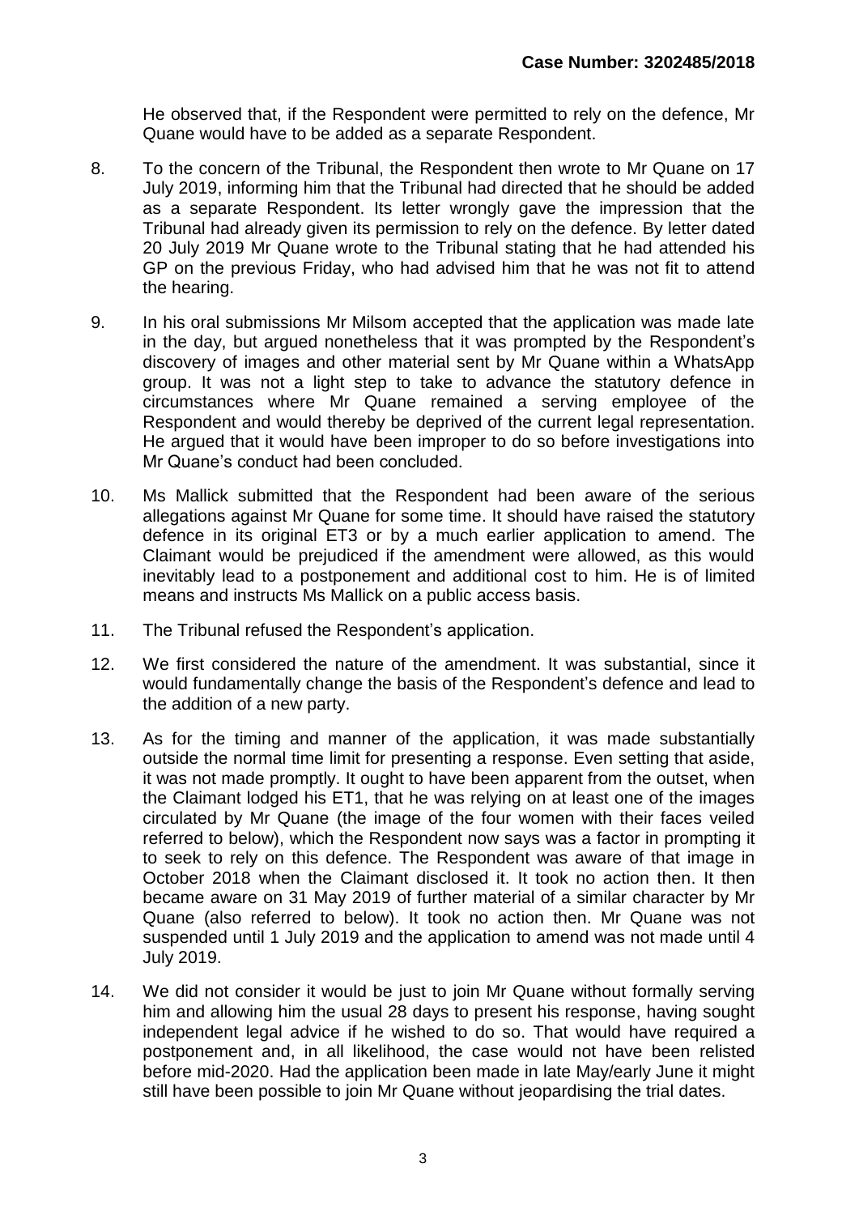He observed that, if the Respondent were permitted to rely on the defence, Mr Quane would have to be added as a separate Respondent.

8. To the concern of the Tribunal, the Respondent then wrote to Mr Quane on 17 July 2019, informing him that the Tribunal had directed that he should be added as a separate Respondent. Its letter wrongly gave the impression that the Tribunal had already given its permission to rely on the defence. By letter dated 20 July 2019 Mr Quane wrote to the Tribunal stating that he had attended his GP on the previous Friday, who had advised him that he was not fit to attend the hearing.

9. In his oral submissions Mr Milsom accepted that the application was made late in the day, but argued nonetheless that it was prompted by the Respondent's discovery of images and other material sent by Mr Quane within a WhatsApp group. It was not a light step to take to advance the statutory defence in circumstances where Mr Quane remained a serving employee of the Respondent and would thereby be deprived of the current legal representation. He argued that it would have been improper to do so before investigations into Mr Quane's conduct had been concluded.

10. Ms Mallick submitted that the Respondent had been aware of the serious allegations against Mr Quane for some time. It should have raised the statutory defence in its original ET3 or by a much earlier application to amend. The Claimant would be prejudiced if the amendment were allowed, as this would inevitably lead to a postponement and additional cost to him. He is of limited means and instructs Ms Mallick on a public access basis.

11. The Tribunal refused the Respondent's application.

12. We first considered the nature of the amendment. It was substantial, since it would fundamentally change the basis of the Respondent's defence and lead to the addition of a new party.

13. As for the timing and manner of the application, it was made substantially outside the normal time limit for presenting a response. Even setting that aside, it was not made promptly. It ought to have been apparent from the outset, when the Claimant lodged his ET1, that he was relying on at least one of the images circulated by Mr Quane (the image of the four women with their faces veiled referred to below), which the Respondent now says was a factor in prompting it to seek to rely on this defence. The Respondent was aware of that image in October 2018 when the Claimant disclosed it. It took no action then. It then became aware on 31 May 2019 of further material of a similar character by Mr Quane (also referred to below). It took no action then. Mr Quane was not suspended until 1 July 2019 and the application to amend was not made until 4 July 2019.

14. We did not consider it would be just to join Mr Quane without formally serving him and allowing him the usual 28 days to present his response, having sought independent legal advice if he wished to do so. That would have required a postponement and, in all likelihood, the case would not have been relisted before mid-2020. Had the application been made in late May/early June it might still have been possible to join Mr Quane without jeopardising the trial dates.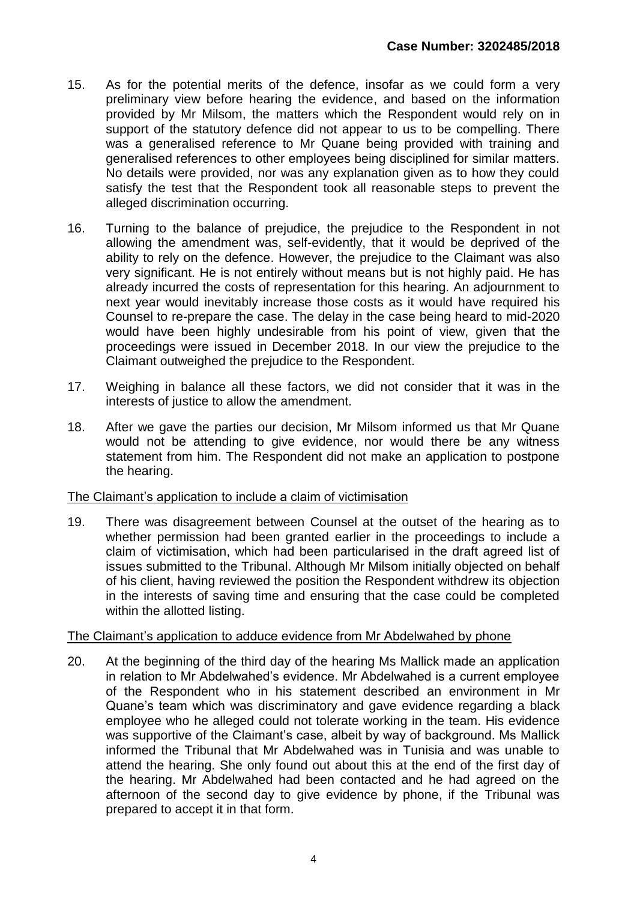15. As for the potential merits of the defence, insofar as we could form a very preliminary view before hearing the evidence, and based on the information provided by Mr Milsom, the matters which the Respondent would rely on in support of the statutory defence did not appear to us to be compelling. There was a generalised reference to Mr Quane being provided with training and generalised references to other employees being disciplined for similar matters. No details were provided, nor was any explanation given as to how they could satisfy the test that the Respondent took all reasonable steps to prevent the alleged discrimination occurring.

16. Turning to the balance of prejudice, the prejudice to the Respondent in not allowing the amendment was, self-evidently, that it would be deprived of the ability to rely on the defence. However, the prejudice to the Claimant was also very significant. He is not entirely without means but is not highly paid. He has already incurred the costs of representation for this hearing. An adjournment to next year would inevitably increase those costs as it would have required his Counsel to re-prepare the case. The delay in the case being heard to mid-2020 would have been highly undesirable from his point of view, given that the proceedings were issued in December 2018. In our view the prejudice to the Claimant outweighed the prejudice to the Respondent.

17. Weighing in balance all these factors, we did not consider that it was in the interests of justice to allow the amendment.

18. After we gave the parties our decision, Mr Milsom informed us that Mr Quane would not be attending to give evidence, nor would there be any witness statement from him. The Respondent did not make an application to postpone the hearing.

The Claimant's application to include a claim of victimisation

19. There was disagreement between Counsel at the outset of the hearing as to whether permission had been granted earlier in the proceedings to include a claim of victimisation, which had been particularised in the draft agreed list of issues submitted to the Tribunal. Although Mr Milsom initially objected on behalf of his client, having reviewed the position the Respondent withdrew its objection in the interests of saving time and ensuring that the case could be completed within the allotted listing.

The Claimant's application to adduce evidence from Mr Abdelwahed by phone

20. At the beginning of the third day of the hearing Ms Mallick made an application in relation to Mr Abdelwahed's evidence. Mr Abdelwahed is a current employee of the Respondent who in his statement described an environment in Mr Quane's team which was discriminatory and gave evidence regarding a black employee who he alleged could not tolerate working in the team. His evidence was supportive of the Claimant's case, albeit by way of background. Ms Mallick informed the Tribunal that Mr Abdelwahed was in Tunisia and was unable to attend the hearing. She only found out about this at the end of the first day of the hearing. Mr Abdelwahed had been contacted and he had agreed on the afternoon of the second day to give evidence by phone, if the Tribunal was prepared to accept it in that form.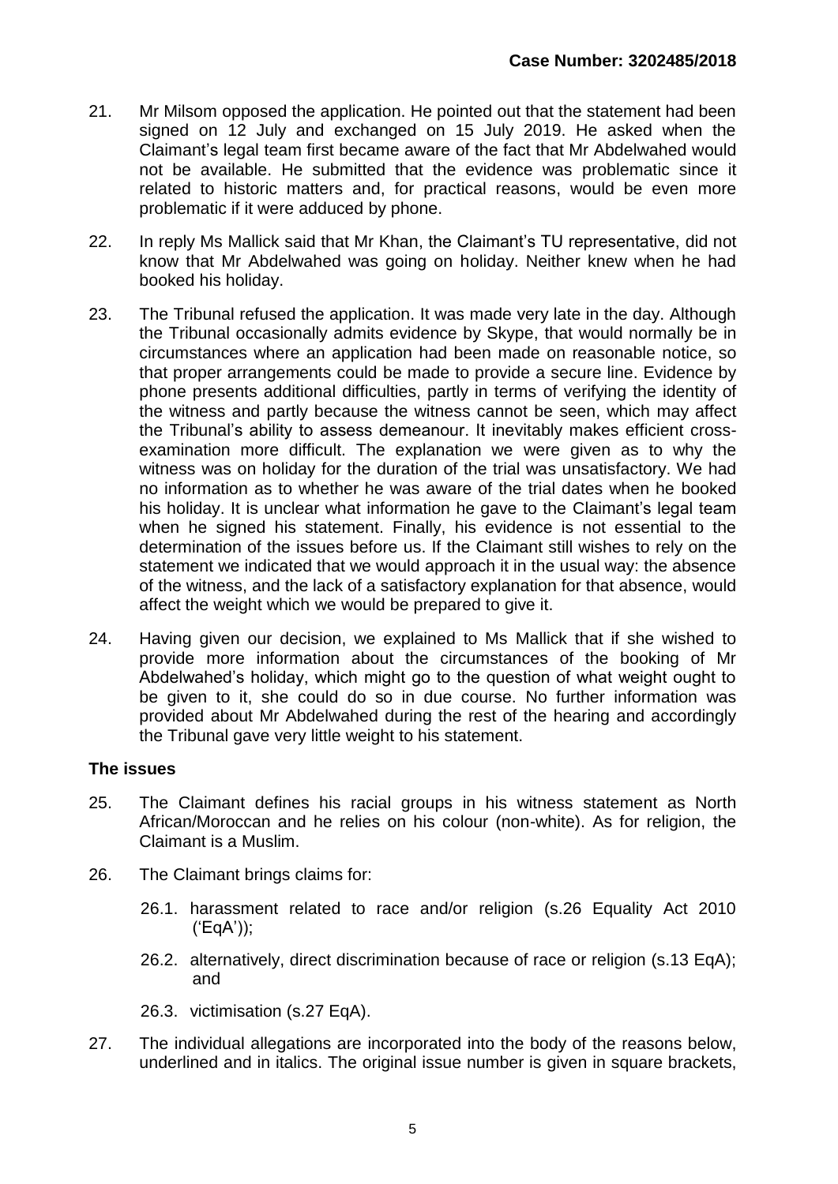21. Mr Milsom opposed the application. He pointed out that the statement had been signed on 12 July and exchanged on 15 July 2019. He asked when the Claimant's legal team first became aware of the fact that Mr Abdelwahed would not be available. He submitted that the evidence was problematic since it related to historic matters and, for practical reasons, would be even more problematic if it were adduced by phone.

22. In reply Ms Mallick said that Mr Khan, the Claimant's TU representative, did not know that Mr Abdelwahed was going on holiday. Neither knew when he had booked his holiday.

23. The Tribunal refused the application. It was made very late in the day. Although the Tribunal occasionally admits evidence by Skype, that would normally be in circumstances where an application had been made on reasonable notice, so that proper arrangements could be made to provide a secure line. Evidence by phone presents additional difficulties, partly in terms of verifying the identity of the witness and partly because the witness cannot be seen, which may affect the Tribunal's ability to assess demeanour. It inevitably makes efficient cross-examination more difficult. The explanation we were given as to why the witness was on holiday for the duration of the trial was unsatisfactory. We had no information as to whether he was aware of the trial dates when he booked his holiday. It is unclear what information he gave to the Claimant's legal team when he signed his statement. Finally, his evidence is not essential to the determination of the issues before us. If the Claimant still wishes to rely on the statement we indicated that we would approach it in the usual way: the absence of the witness, and the lack of a satisfactory explanation for that absence, would affect the weight which we would be prepared to give it.

24. Having given our decision, we explained to Ms Mallick that if she wished to provide more information about the circumstances of the booking of Mr Abdelwahed's holiday, which might go to the question of what weight ought to be given to it, she could do so in due course. No further information was provided about Mr Abdelwahed during the rest of the hearing and accordingly the Tribunal gave very little weight to his statement.

## The issues

25. The Claimant defines his racial groups in his witness statement as North African/Moroccan and he relies on his colour (non-white). As for religion, the Claimant is a Muslim.

26. The Claimant brings claims for:

    26.1. harassment related to race and/or religion (s.26 Equality Act 2010 ('EqA'));

    26.2. alternatively, direct discrimination because of race or religion (s.13 EqA); and

    26.3. victimisation (s.27 EqA).

27. The individual allegations are incorporated into the body of the reasons below, underlined and in italics. The original issue number is given in square brackets,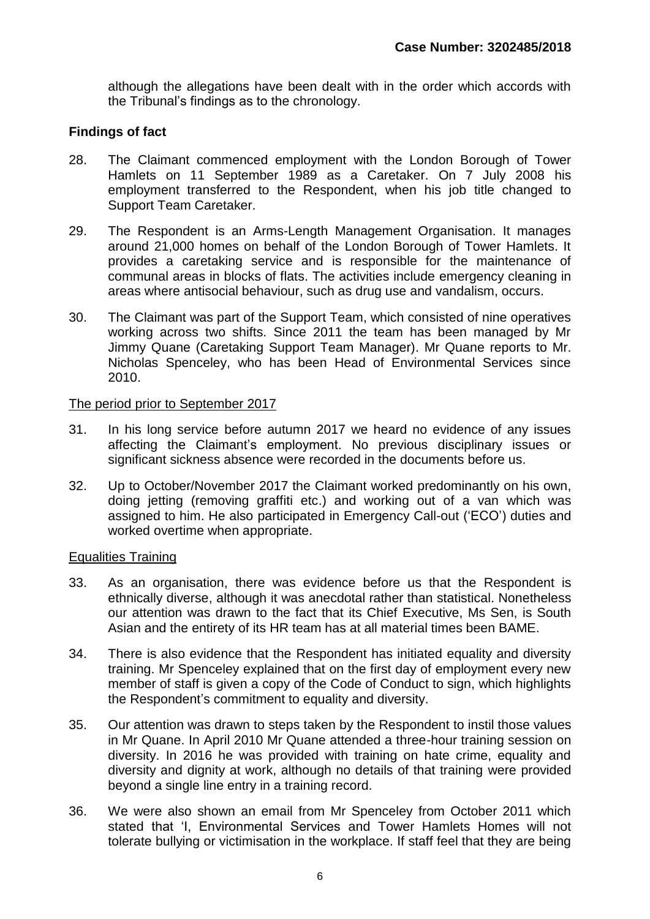although the allegations have been dealt with in the order which accords with the Tribunal's findings as to the chronology.

## Findings of fact

28. The Claimant commenced employment with the London Borough of Tower Hamlets on 11 September 1989 as a Caretaker. On 7 July 2008 his employment transferred to the Respondent, when his job title changed to Support Team Caretaker.

29. The Respondent is an Arms-Length Management Organisation. It manages around 21,000 homes on behalf of the London Borough of Tower Hamlets. It provides a caretaking service and is responsible for the maintenance of communal areas in blocks of flats. The activities include emergency cleaning in areas where antisocial behaviour, such as drug use and vandalism, occurs.

30. The Claimant was part of the Support Team, which consisted of nine operatives working across two shifts. Since 2011 the team has been managed by Mr Jimmy Quane (Caretaking Support Team Manager). Mr Quane reports to Mr. Nicholas Spenceley, who has been Head of Environmental Services since 2010.

### The period prior to September 2017

31. In his long service before autumn 2017 we heard no evidence of any issues affecting the Claimant's employment. No previous disciplinary issues or significant sickness absence were recorded in the documents before us.

32. Up to October/November 2017 the Claimant worked predominantly on his own, doing jetting (removing graffiti etc.) and working out of a van which was assigned to him. He also participated in Emergency Call-out ('ECO') duties and worked overtime when appropriate.

### Equalities Training

33. As an organisation, there was evidence before us that the Respondent is ethnically diverse, although it was anecdotal rather than statistical. Nonetheless our attention was drawn to the fact that its Chief Executive, Ms Sen, is South Asian and the entirety of its HR team has at all material times been BAME.

34. There is also evidence that the Respondent has initiated equality and diversity training. Mr Spenceley explained that on the first day of employment every new member of staff is given a copy of the Code of Conduct to sign, which highlights the Respondent's commitment to equality and diversity.

35. Our attention was drawn to steps taken by the Respondent to instil those values in Mr Quane. In April 2010 Mr Quane attended a three-hour training session on diversity. In 2016 he was provided with training on hate crime, equality and diversity and dignity at work, although no details of that training were provided beyond a single line entry in a training record.

36. We were also shown an email from Mr Spenceley from October 2011 which stated that 'I, Environmental Services and Tower Hamlets Homes will not tolerate bullying or victimisation in the workplace. If staff feel that they are being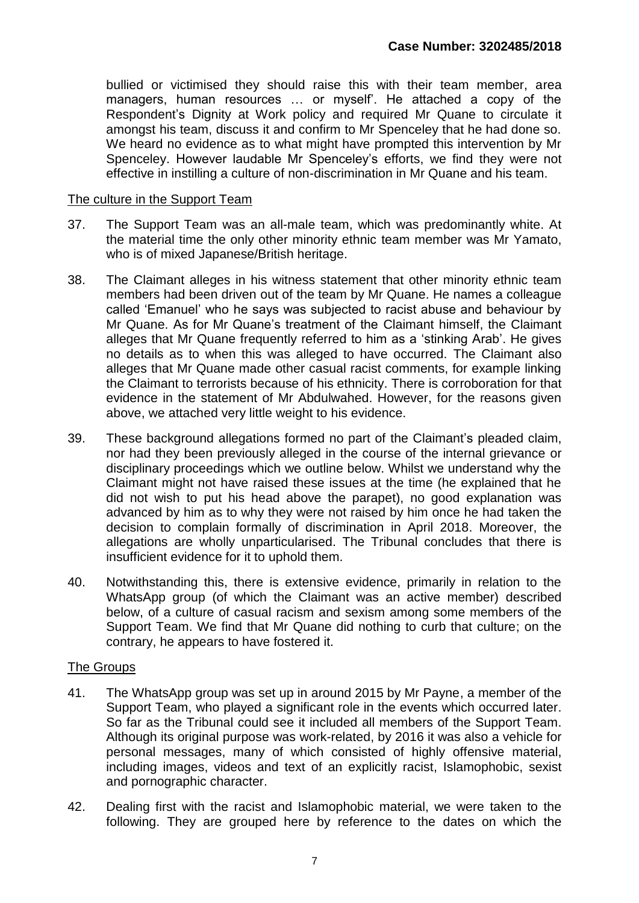bullied or victimised they should raise this with their team member, area managers, human resources … or myself'. He attached a copy of the Respondent's Dignity at Work policy and required Mr Quane to circulate it amongst his team, discuss it and confirm to Mr Spenceley that he had done so. We heard no evidence as to what might have prompted this intervention by Mr Spenceley. However laudable Mr Spenceley's efforts, we find they were not effective in instilling a culture of non-discrimination in Mr Quane and his team.

The culture in the Support Team

37. The Support Team was an all-male team, which was predominantly white. At the material time the only other minority ethnic team member was Mr Yamato, who is of mixed Japanese/British heritage.

38. The Claimant alleges in his witness statement that other minority ethnic team members had been driven out of the team by Mr Quane. He names a colleague called 'Emanuel' who he says was subjected to racist abuse and behaviour by Mr Quane. As for Mr Quane's treatment of the Claimant himself, the Claimant alleges that Mr Quane frequently referred to him as a 'stinking Arab'. He gives no details as to when this was alleged to have occurred. The Claimant also alleges that Mr Quane made other casual racist comments, for example linking the Claimant to terrorists because of his ethnicity. There is corroboration for that evidence in the statement of Mr Abdulwahed. However, for the reasons given above, we attached very little weight to his evidence.

39. These background allegations formed no part of the Claimant's pleaded claim, nor had they been previously alleged in the course of the internal grievance or disciplinary proceedings which we outline below. Whilst we understand why the Claimant might not have raised these issues at the time (he explained that he did not wish to put his head above the parapet), no good explanation was advanced by him as to why they were not raised by him once he had taken the decision to complain formally of discrimination in April 2018. Moreover, the allegations are wholly unparticularised. The Tribunal concludes that there is insufficient evidence for it to uphold them.

40. Notwithstanding this, there is extensive evidence, primarily in relation to the WhatsApp group (of which the Claimant was an active member) described below, of a culture of casual racism and sexism among some members of the Support Team. We find that Mr Quane did nothing to curb that culture; on the contrary, he appears to have fostered it.

The Groups

41. The WhatsApp group was set up in around 2015 by Mr Payne, a member of the Support Team, who played a significant role in the events which occurred later. So far as the Tribunal could see it included all members of the Support Team. Although its original purpose was work-related, by 2016 it was also a vehicle for personal messages, many of which consisted of highly offensive material, including images, videos and text of an explicitly racist, Islamophobic, sexist and pornographic character.

42. Dealing first with the racist and Islamophobic material, we were taken to the following. They are grouped here by reference to the dates on which the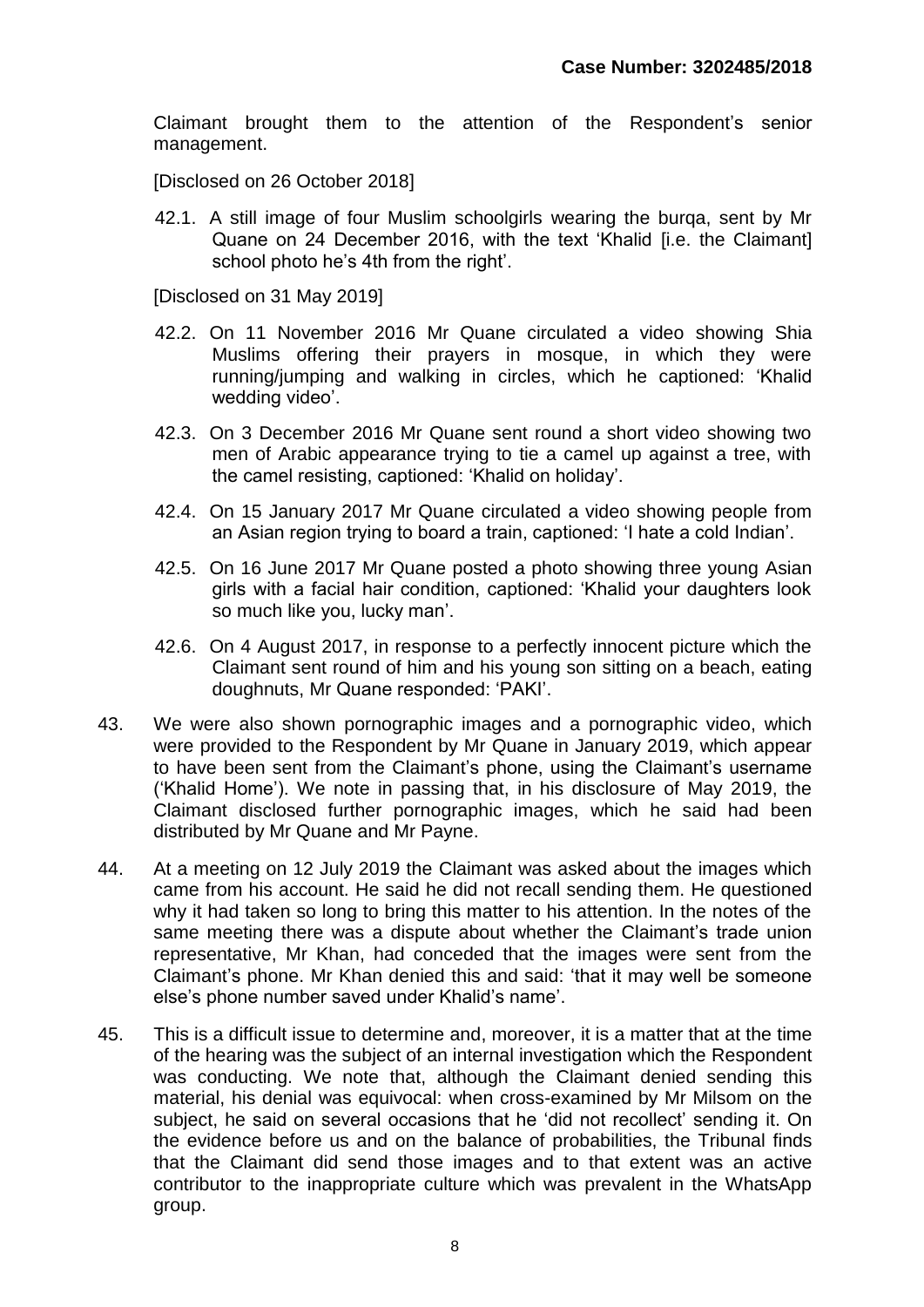Claimant brought them to the attention of the Respondent's senior management.

[Disclosed on 26 October 2018]

42.1. A still image of four Muslim schoolgirls wearing the burqa, sent by Mr Quane on 24 December 2016, with the text 'Khalid [i.e. the Claimant] school photo he's 4th from the right'.

[Disclosed on 31 May 2019]

42.2. On 11 November 2016 Mr Quane circulated a video showing Shia Muslims offering their prayers in mosque, in which they were running/jumping and walking in circles, which he captioned: 'Khalid wedding video'.

42.3. On 3 December 2016 Mr Quane sent round a short video showing two men of Arabic appearance trying to tie a camel up against a tree, with the camel resisting, captioned: 'Khalid on holiday'.

42.4. On 15 January 2017 Mr Quane circulated a video showing people from an Asian region trying to board a train, captioned: 'I hate a cold Indian'.

42.5. On 16 June 2017 Mr Quane posted a photo showing three young Asian girls with a facial hair condition, captioned: 'Khalid your daughters look so much like you, lucky man'.

42.6. On 4 August 2017, in response to a perfectly innocent picture which the Claimant sent round of him and his young son sitting on a beach, eating doughnuts, Mr Quane responded: 'PAKI'.

43. We were also shown pornographic images and a pornographic video, which were provided to the Respondent by Mr Quane in January 2019, which appear to have been sent from the Claimant's phone, using the Claimant's username ('Khalid Home'). We note in passing that, in his disclosure of May 2019, the Claimant disclosed further pornographic images, which he said had been distributed by Mr Quane and Mr Payne.

44. At a meeting on 12 July 2019 the Claimant was asked about the images which came from his account. He said he did not recall sending them. He questioned why it had taken so long to bring this matter to his attention. In the notes of the same meeting there was a dispute about whether the Claimant's trade union representative, Mr Khan, had conceded that the images were sent from the Claimant's phone. Mr Khan denied this and said: 'that it may well be someone else's phone number saved under Khalid's name'.

45. This is a difficult issue to determine and, moreover, it is a matter that at the time of the hearing was the subject of an internal investigation which the Respondent was conducting. We note that, although the Claimant denied sending this material, his denial was equivocal: when cross-examined by Mr Milsom on the subject, he said on several occasions that he 'did not recollect' sending it. On the evidence before us and on the balance of probabilities, the Tribunal finds that the Claimant did send those images and to that extent was an active contributor to the inappropriate culture which was prevalent in the WhatsApp group.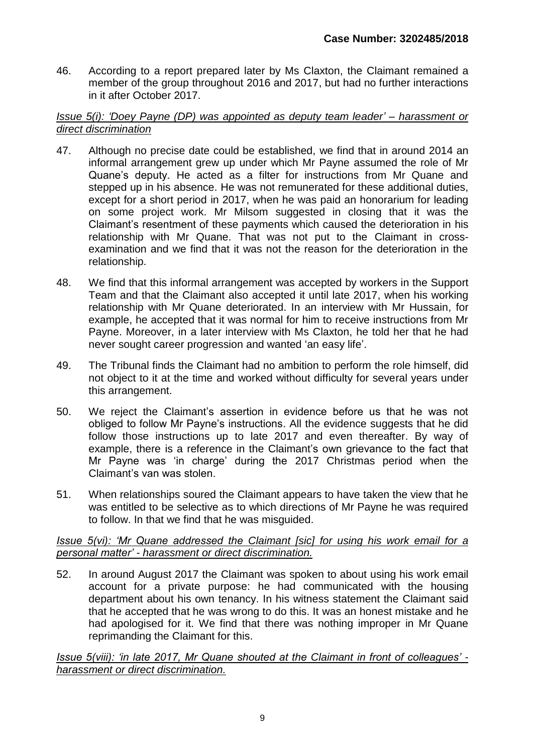46. According to a report prepared later by Ms Claxton, the Claimant remained a member of the group throughout 2016 and 2017, but had no further interactions in it after October 2017.

<u>*Issue 5(i): 'Doey Payne (DP) was appointed as deputy team leader' – harassment or direct discrimination*</u>

47. Although no precise date could be established, we find that in around 2014 an informal arrangement grew up under which Mr Payne assumed the role of Mr Quane's deputy. He acted as a filter for instructions from Mr Quane and stepped up in his absence. He was not remunerated for these additional duties, except for a short period in 2017, when he was paid an honorarium for leading on some project work. Mr Milsom suggested in closing that it was the Claimant's resentment of these payments which caused the deterioration in his relationship with Mr Quane. That was not put to the Claimant in cross-examination and we find that it was not the reason for the deterioration in the relationship.

48. We find that this informal arrangement was accepted by workers in the Support Team and that the Claimant also accepted it until late 2017, when his working relationship with Mr Quane deteriorated. In an interview with Mr Hussain, for example, he accepted that it was normal for him to receive instructions from Mr Payne. Moreover, in a later interview with Ms Claxton, he told her that he had never sought career progression and wanted 'an easy life'.

49. The Tribunal finds the Claimant had no ambition to perform the role himself, did not object to it at the time and worked without difficulty for several years under this arrangement.

50. We reject the Claimant's assertion in evidence before us that he was not obliged to follow Mr Payne's instructions. All the evidence suggests that he did follow those instructions up to late 2017 and even thereafter. By way of example, there is a reference in the Claimant's own grievance to the fact that Mr Payne was 'in charge' during the 2017 Christmas period when the Claimant's van was stolen.

51. When relationships soured the Claimant appears to have taken the view that he was entitled to be selective as to which directions of Mr Payne he was required to follow. In that we find that he was misguided.

<u>*Issue 5(vi): 'Mr Quane addressed the Claimant [sic] for using his work email for a personal matter' - harassment or direct discrimination.*</u>

52. In around August 2017 the Claimant was spoken to about using his work email account for a private purpose: he had communicated with the housing department about his own tenancy. In his witness statement the Claimant said that he accepted that he was wrong to do this. It was an honest mistake and he had apologised for it. We find that there was nothing improper in Mr Quane reprimanding the Claimant for this.

<u>*Issue 5(viii): 'in late 2017, Mr Quane shouted at the Claimant in front of colleagues' - harassment or direct discrimination.*</u>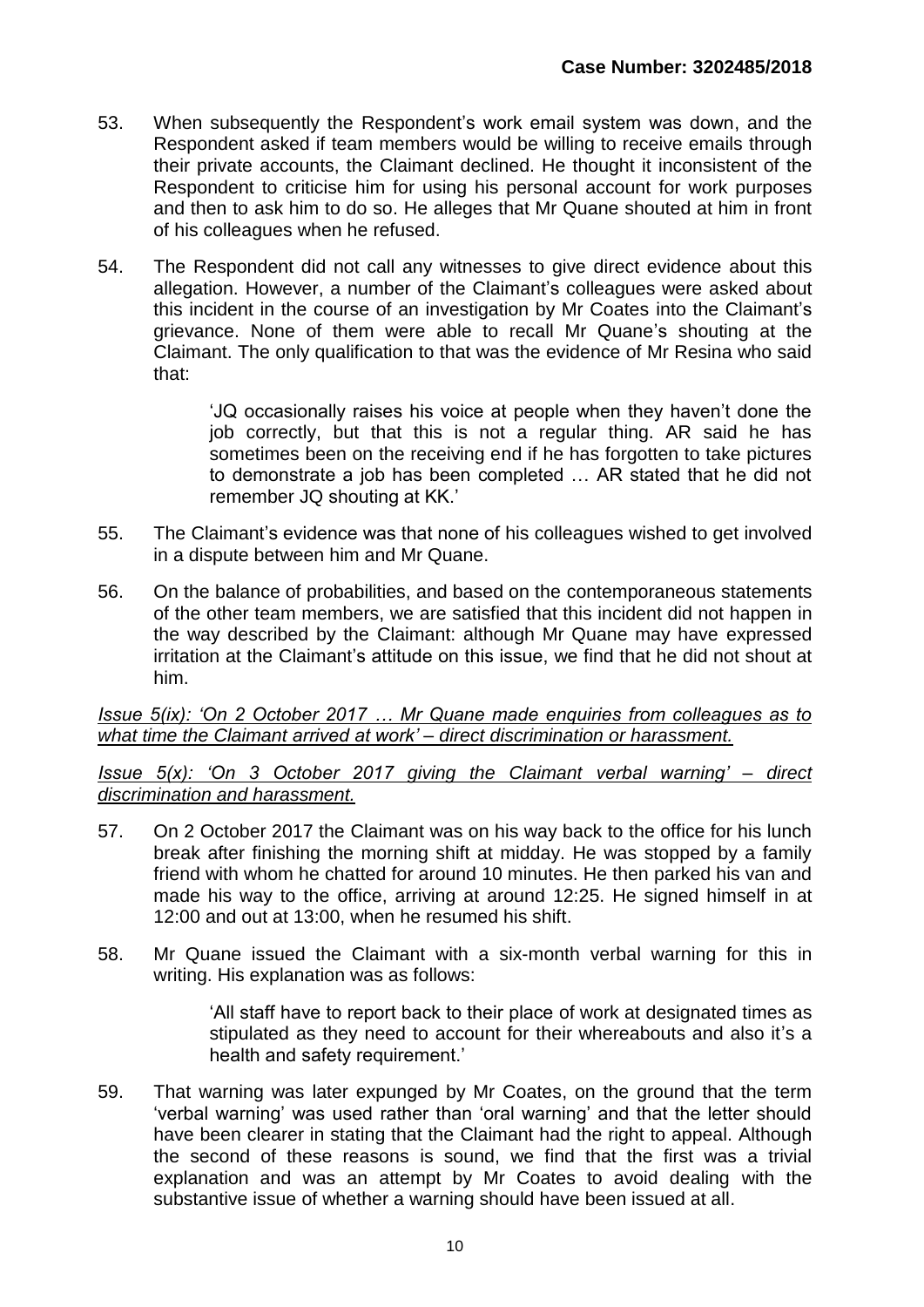53. When subsequently the Respondent's work email system was down, and the Respondent asked if team members would be willing to receive emails through their private accounts, the Claimant declined. He thought it inconsistent of the Respondent to criticise him for using his personal account for work purposes and then to ask him to do so. He alleges that Mr Quane shouted at him in front of his colleagues when he refused.

54. The Respondent did not call any witnesses to give direct evidence about this allegation. However, a number of the Claimant's colleagues were asked about this incident in the course of an investigation by Mr Coates into the Claimant's grievance. None of them were able to recall Mr Quane's shouting at the Claimant. The only qualification to that was the evidence of Mr Resina who said that:

> 'JQ occasionally raises his voice at people when they haven't done the job correctly, but that this is not a regular thing. AR said he has sometimes been on the receiving end if he has forgotten to take pictures to demonstrate a job has been completed … AR stated that he did not remember JQ shouting at KK.'

55. The Claimant's evidence was that none of his colleagues wished to get involved in a dispute between him and Mr Quane.

56. On the balance of probabilities, and based on the contemporaneous statements of the other team members, we are satisfied that this incident did not happen in the way described by the Claimant: although Mr Quane may have expressed irritation at the Claimant's attitude on this issue, we find that he did not shout at him.

*Issue 5(ix): 'On 2 October 2017 … Mr Quane made enquiries from colleagues as to what time the Claimant arrived at work' – direct discrimination or harassment.*

*Issue 5(x): 'On 3 October 2017 giving the Claimant verbal warning' – direct discrimination and harassment.*

57. On 2 October 2017 the Claimant was on his way back to the office for his lunch break after finishing the morning shift at midday. He was stopped by a family friend with whom he chatted for around 10 minutes. He then parked his van and made his way to the office, arriving at around 12:25. He signed himself in at 12:00 and out at 13:00, when he resumed his shift.

58. Mr Quane issued the Claimant with a six-month verbal warning for this in writing. His explanation was as follows:

> 'All staff have to report back to their place of work at designated times as stipulated as they need to account for their whereabouts and also it's a health and safety requirement.'

59. That warning was later expunged by Mr Coates, on the ground that the term 'verbal warning' was used rather than 'oral warning' and that the letter should have been clearer in stating that the Claimant had the right to appeal. Although the second of these reasons is sound, we find that the first was a trivial explanation and was an attempt by Mr Coates to avoid dealing with the substantive issue of whether a warning should have been issued at all.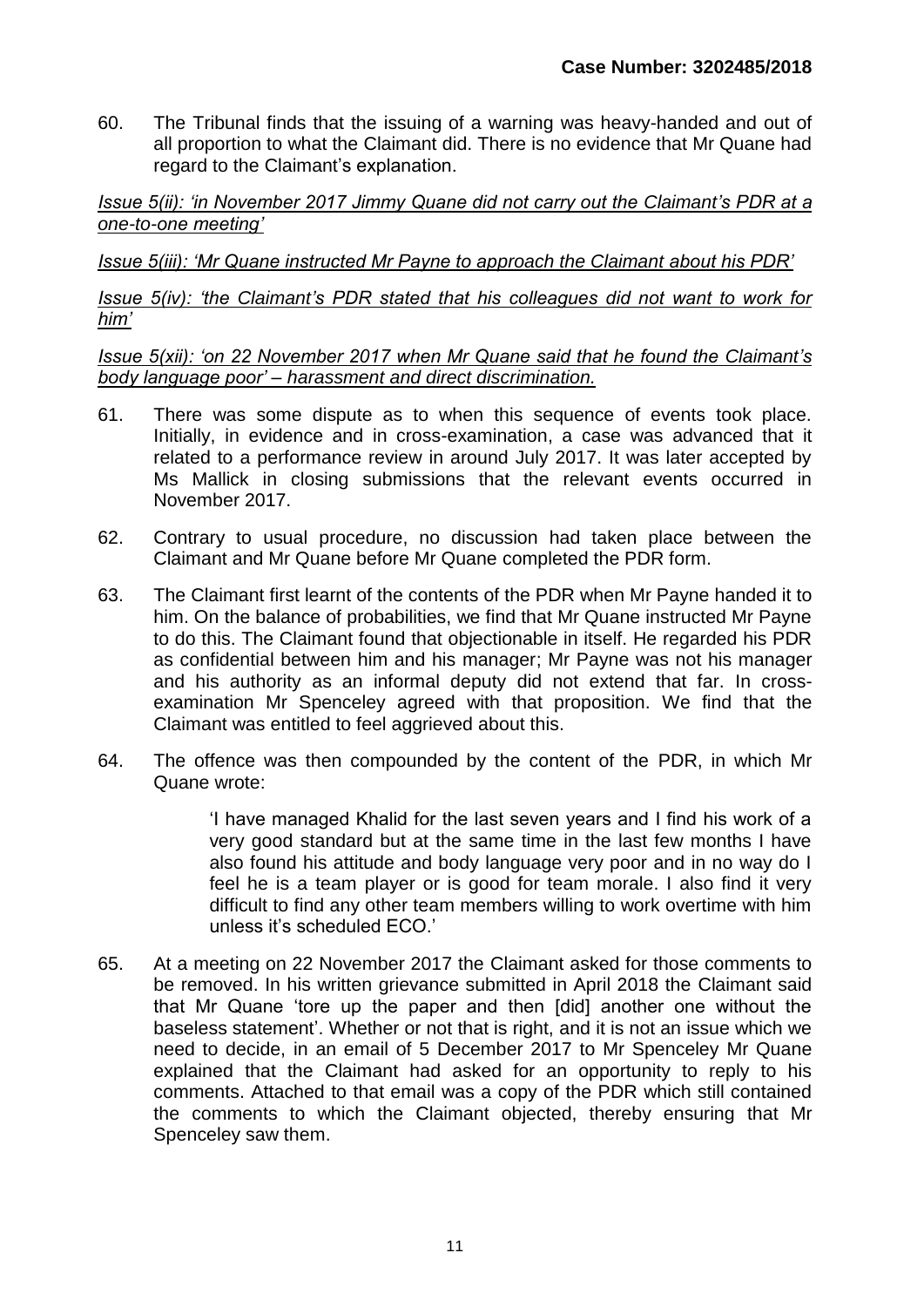60. The Tribunal finds that the issuing of a warning was heavy-handed and out of all proportion to what the Claimant did. There is no evidence that Mr Quane had regard to the Claimant's explanation.

*Issue 5(ii): 'in November 2017 Jimmy Quane did not carry out the Claimant's PDR at a one-to-one meeting'*

*Issue 5(iii): 'Mr Quane instructed Mr Payne to approach the Claimant about his PDR'*

*Issue 5(iv): 'the Claimant's PDR stated that his colleagues did not want to work for him'*

*Issue 5(xii): 'on 22 November 2017 when Mr Quane said that he found the Claimant's body language poor' – harassment and direct discrimination.*

61. There was some dispute as to when this sequence of events took place. Initially, in evidence and in cross-examination, a case was advanced that it related to a performance review in around July 2017. It was later accepted by Ms Mallick in closing submissions that the relevant events occurred in November 2017.

62. Contrary to usual procedure, no discussion had taken place between the Claimant and Mr Quane before Mr Quane completed the PDR form.

63. The Claimant first learnt of the contents of the PDR when Mr Payne handed it to him. On the balance of probabilities, we find that Mr Quane instructed Mr Payne to do this. The Claimant found that objectionable in itself. He regarded his PDR as confidential between him and his manager; Mr Payne was not his manager and his authority as an informal deputy did not extend that far. In cross-examination Mr Spenceley agreed with that proposition. We find that the Claimant was entitled to feel aggrieved about this.

64. The offence was then compounded by the content of the PDR, in which Mr Quane wrote:

> 'I have managed Khalid for the last seven years and I find his work of a very good standard but at the same time in the last few months I have also found his attitude and body language very poor and in no way do I feel he is a team player or is good for team morale. I also find it very difficult to find any other team members willing to work overtime with him unless it's scheduled ECO.'

65. At a meeting on 22 November 2017 the Claimant asked for those comments to be removed. In his written grievance submitted in April 2018 the Claimant said that Mr Quane 'tore up the paper and then [did] another one without the baseless statement'. Whether or not that is right, and it is not an issue which we need to decide, in an email of 5 December 2017 to Mr Spenceley Mr Quane explained that the Claimant had asked for an opportunity to reply to his comments. Attached to that email was a copy of the PDR which still contained the comments to which the Claimant objected, thereby ensuring that Mr Spenceley saw them.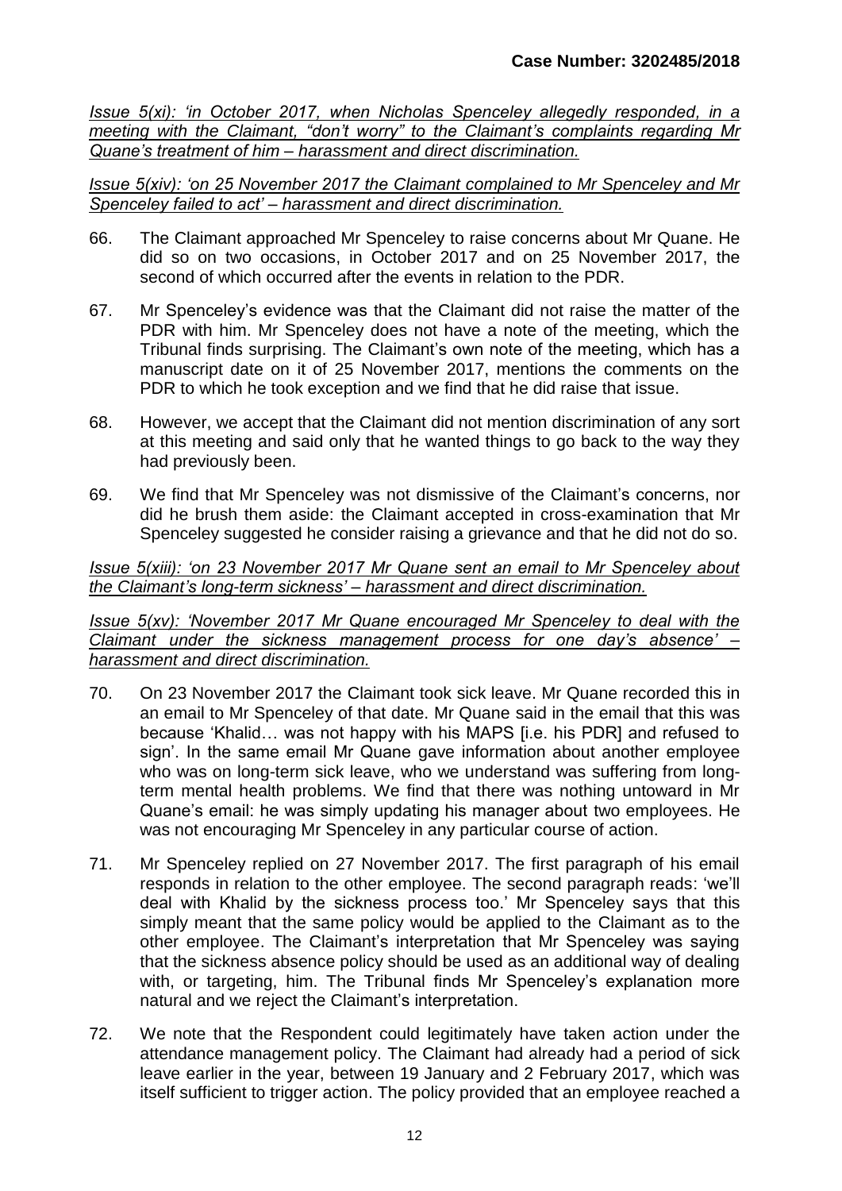*Issue 5(xi): 'in October 2017, when Nicholas Spenceley allegedly responded, in a meeting with the Claimant, "don't worry" to the Claimant's complaints regarding Mr Quane's treatment of him – harassment and direct discrimination.*

*Issue 5(xiv): 'on 25 November 2017 the Claimant complained to Mr Spenceley and Mr Spenceley failed to act' – harassment and direct discrimination.*

66. The Claimant approached Mr Spenceley to raise concerns about Mr Quane. He did so on two occasions, in October 2017 and on 25 November 2017, the second of which occurred after the events in relation to the PDR.

67. Mr Spenceley's evidence was that the Claimant did not raise the matter of the PDR with him. Mr Spenceley does not have a note of the meeting, which the Tribunal finds surprising. The Claimant's own note of the meeting, which has a manuscript date on it of 25 November 2017, mentions the comments on the PDR to which he took exception and we find that he did raise that issue.

68. However, we accept that the Claimant did not mention discrimination of any sort at this meeting and said only that he wanted things to go back to the way they had previously been.

69. We find that Mr Spenceley was not dismissive of the Claimant's concerns, nor did he brush them aside: the Claimant accepted in cross-examination that Mr Spenceley suggested he consider raising a grievance and that he did not do so.

*Issue 5(xiii): 'on 23 November 2017 Mr Quane sent an email to Mr Spenceley about the Claimant's long-term sickness' – harassment and direct discrimination.*

*Issue 5(xv): 'November 2017 Mr Quane encouraged Mr Spenceley to deal with the Claimant under the sickness management process for one day's absence' – harassment and direct discrimination.*

70. On 23 November 2017 the Claimant took sick leave. Mr Quane recorded this in an email to Mr Spenceley of that date. Mr Quane said in the email that this was because 'Khalid… was not happy with his MAPS [i.e. his PDR] and refused to sign'. In the same email Mr Quane gave information about another employee who was on long-term sick leave, who we understand was suffering from long-term mental health problems. We find that there was nothing untoward in Mr Quane's email: he was simply updating his manager about two employees. He was not encouraging Mr Spenceley in any particular course of action.

71. Mr Spenceley replied on 27 November 2017. The first paragraph of his email responds in relation to the other employee. The second paragraph reads: 'we'll deal with Khalid by the sickness process too.' Mr Spenceley says that this simply meant that the same policy would be applied to the Claimant as to the other employee. The Claimant's interpretation that Mr Spenceley was saying that the sickness absence policy should be used as an additional way of dealing with, or targeting, him. The Tribunal finds Mr Spenceley's explanation more natural and we reject the Claimant's interpretation.

72. We note that the Respondent could legitimately have taken action under the attendance management policy. The Claimant had already had a period of sick leave earlier in the year, between 19 January and 2 February 2017, which was itself sufficient to trigger action. The policy provided that an employee reached a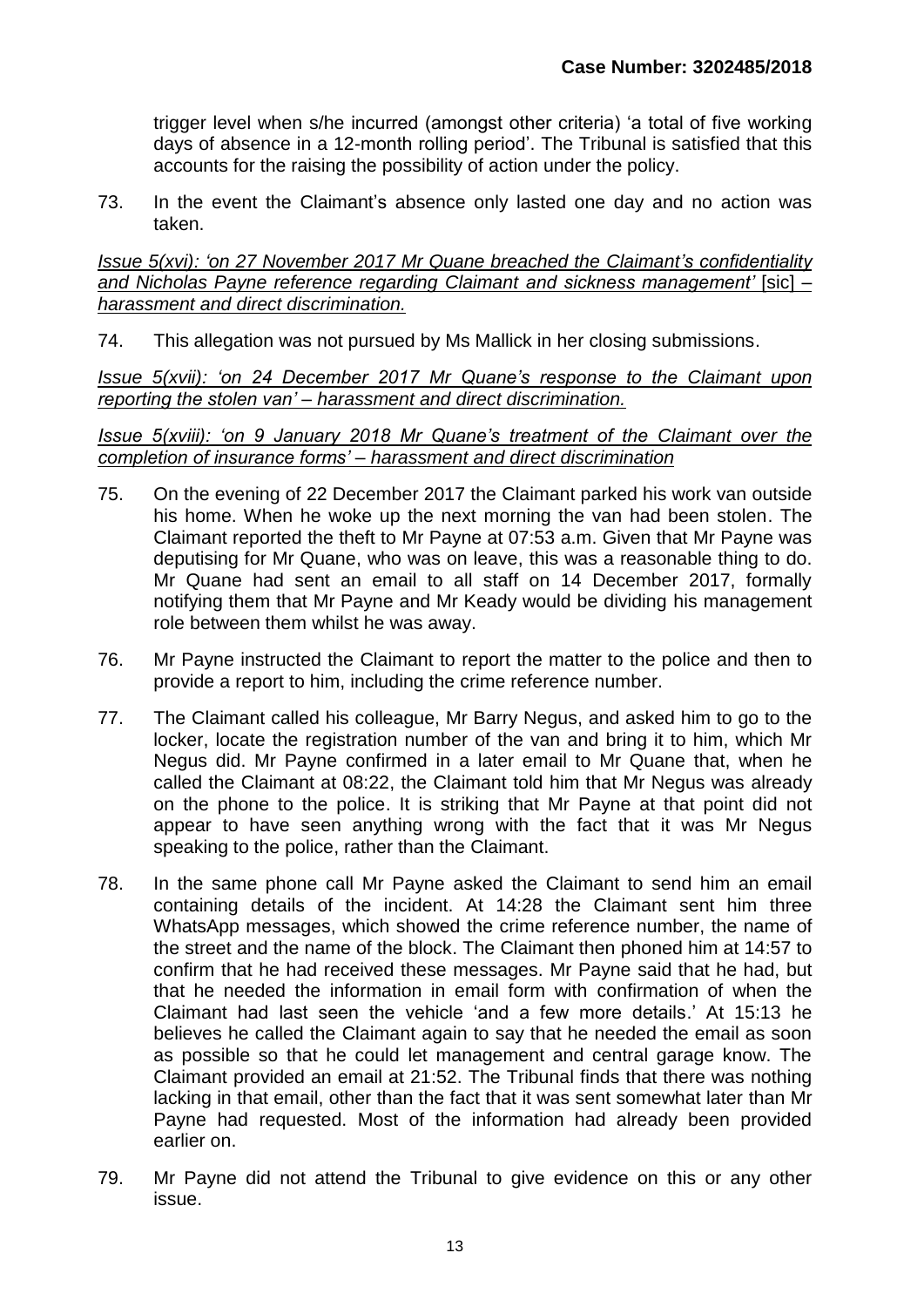trigger level when s/he incurred (amongst other criteria) 'a total of five working days of absence in a 12-month rolling period'. The Tribunal is satisfied that this accounts for the raising the possibility of action under the policy.

73. In the event the Claimant's absence only lasted one day and no action was taken.

*Issue 5(xvi): 'on 27 November 2017 Mr Quane breached the Claimant's confidentiality and Nicholas Payne reference regarding Claimant and sickness management'* [sic] – *harassment and direct discrimination.*

74. This allegation was not pursued by Ms Mallick in her closing submissions.

*Issue 5(xvii): 'on 24 December 2017 Mr Quane's response to the Claimant upon reporting the stolen van' – harassment and direct discrimination.*

*Issue 5(xviii): 'on 9 January 2018 Mr Quane's treatment of the Claimant over the completion of insurance forms' – harassment and direct discrimination*

75. On the evening of 22 December 2017 the Claimant parked his work van outside his home. When he woke up the next morning the van had been stolen. The Claimant reported the theft to Mr Payne at 07:53 a.m. Given that Mr Payne was deputising for Mr Quane, who was on leave, this was a reasonable thing to do. Mr Quane had sent an email to all staff on 14 December 2017, formally notifying them that Mr Payne and Mr Keady would be dividing his management role between them whilst he was away.

76. Mr Payne instructed the Claimant to report the matter to the police and then to provide a report to him, including the crime reference number.

77. The Claimant called his colleague, Mr Barry Negus, and asked him to go to the locker, locate the registration number of the van and bring it to him, which Mr Negus did. Mr Payne confirmed in a later email to Mr Quane that, when he called the Claimant at 08:22, the Claimant told him that Mr Negus was already on the phone to the police. It is striking that Mr Payne at that point did not appear to have seen anything wrong with the fact that it was Mr Negus speaking to the police, rather than the Claimant.

78. In the same phone call Mr Payne asked the Claimant to send him an email containing details of the incident. At 14:28 the Claimant sent him three WhatsApp messages, which showed the crime reference number, the name of the street and the name of the block. The Claimant then phoned him at 14:57 to confirm that he had received these messages. Mr Payne said that he had, but that he needed the information in email form with confirmation of when the Claimant had last seen the vehicle 'and a few more details.' At 15:13 he believes he called the Claimant again to say that he needed the email as soon as possible so that he could let management and central garage know. The Claimant provided an email at 21:52. The Tribunal finds that there was nothing lacking in that email, other than the fact that it was sent somewhat later than Mr Payne had requested. Most of the information had already been provided earlier on.

79. Mr Payne did not attend the Tribunal to give evidence on this or any other issue.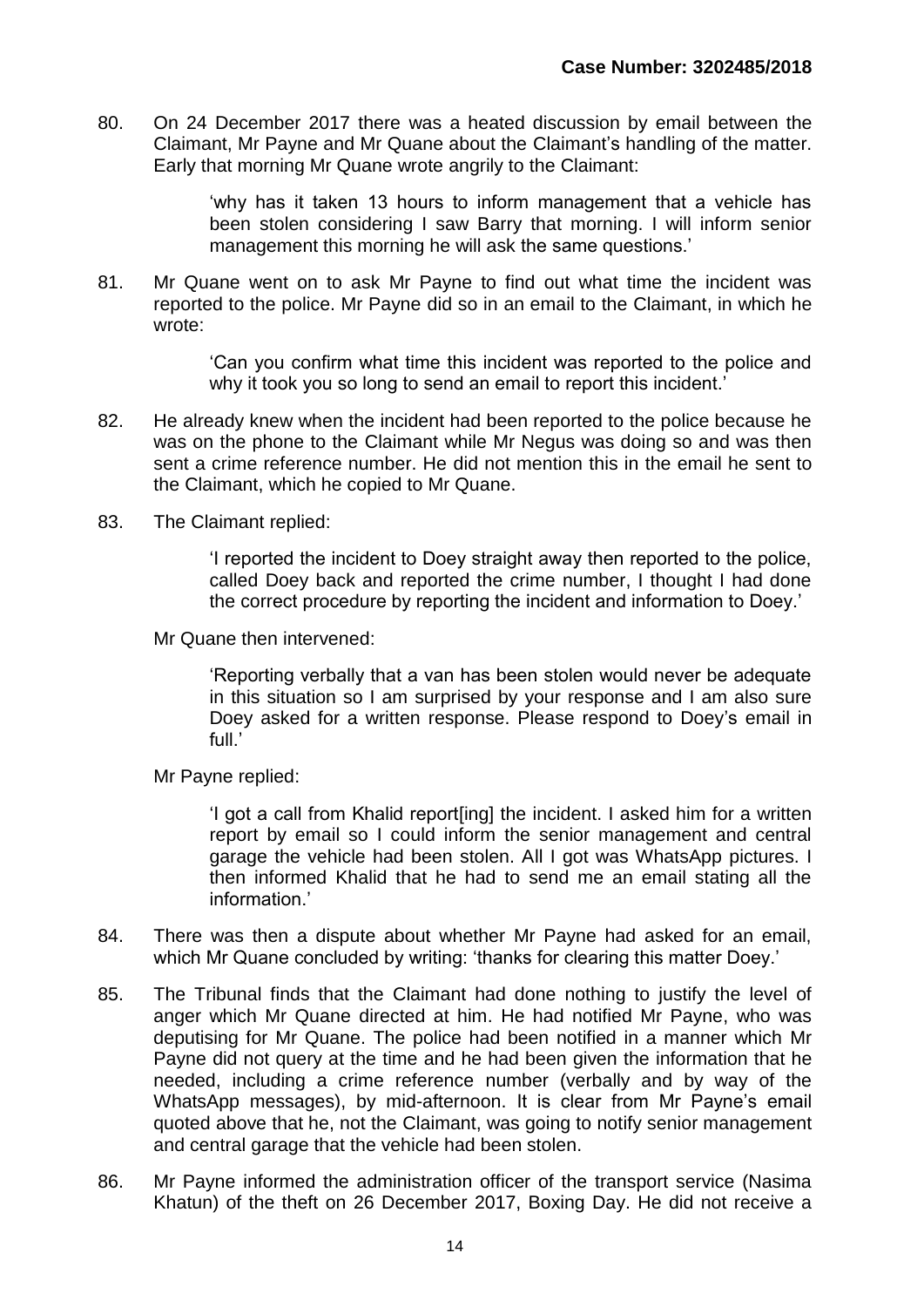80. On 24 December 2017 there was a heated discussion by email between the Claimant, Mr Payne and Mr Quane about the Claimant's handling of the matter. Early that morning Mr Quane wrote angrily to the Claimant:

> 'why has it taken 13 hours to inform management that a vehicle has been stolen considering I saw Barry that morning. I will inform senior management this morning he will ask the same questions.'

81. Mr Quane went on to ask Mr Payne to find out what time the incident was reported to the police. Mr Payne did so in an email to the Claimant, in which he wrote:

> 'Can you confirm what time this incident was reported to the police and why it took you so long to send an email to report this incident.'

82. He already knew when the incident had been reported to the police because he was on the phone to the Claimant while Mr Negus was doing so and was then sent a crime reference number. He did not mention this in the email he sent to the Claimant, which he copied to Mr Quane.

83. The Claimant replied:

> 'I reported the incident to Doey straight away then reported to the police, called Doey back and reported the crime number, I thought I had done the correct procedure by reporting the incident and information to Doey.'

Mr Quane then intervened:

> 'Reporting verbally that a van has been stolen would never be adequate in this situation so I am surprised by your response and I am also sure Doey asked for a written response. Please respond to Doey's email in full.'

Mr Payne replied:

> 'I got a call from Khalid report[ing] the incident. I asked him for a written report by email so I could inform the senior management and central garage the vehicle had been stolen. All I got was WhatsApp pictures. I then informed Khalid that he had to send me an email stating all the information.'

84. There was then a dispute about whether Mr Payne had asked for an email, which Mr Quane concluded by writing: 'thanks for clearing this matter Doey.'

85. The Tribunal finds that the Claimant had done nothing to justify the level of anger which Mr Quane directed at him. He had notified Mr Payne, who was deputising for Mr Quane. The police had been notified in a manner which Mr Payne did not query at the time and he had been given the information that he needed, including a crime reference number (verbally and by way of the WhatsApp messages), by mid-afternoon. It is clear from Mr Payne's email quoted above that he, not the Claimant, was going to notify senior management and central garage that the vehicle had been stolen.

86. Mr Payne informed the administration officer of the transport service (Nasima Khatun) of the theft on 26 December 2017, Boxing Day. He did not receive a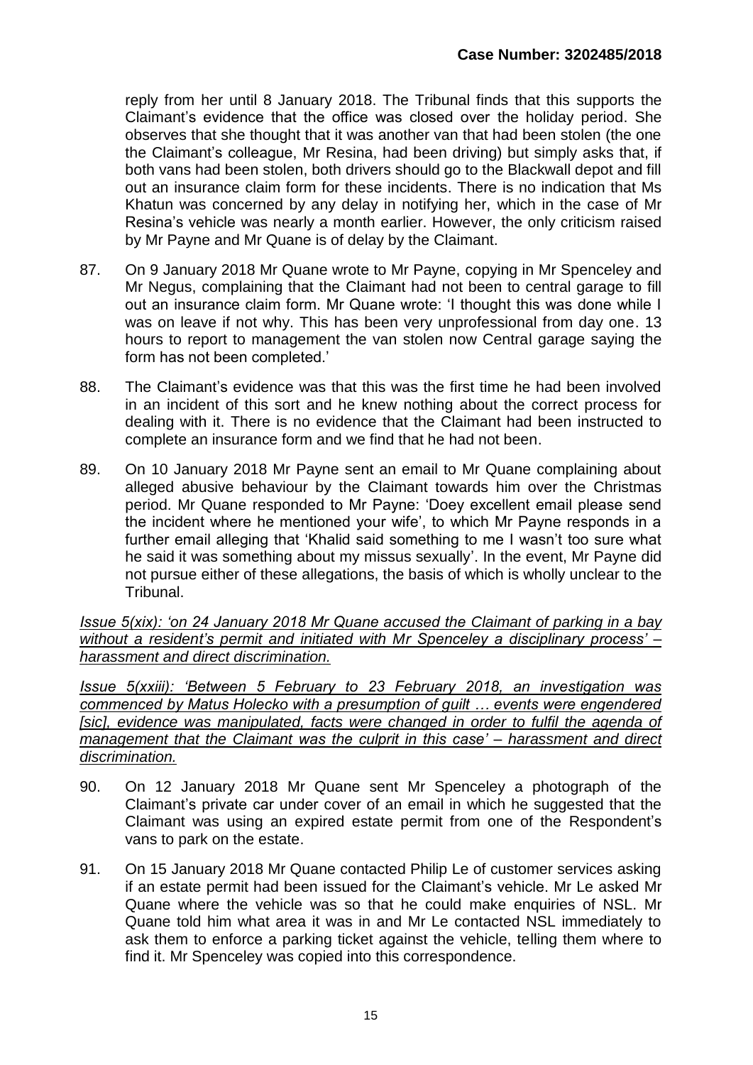reply from her until 8 January 2018. The Tribunal finds that this supports the Claimant's evidence that the office was closed over the holiday period. She observes that she thought that it was another van that had been stolen (the one the Claimant's colleague, Mr Resina, had been driving) but simply asks that, if both vans had been stolen, both drivers should go to the Blackwall depot and fill out an insurance claim form for these incidents. There is no indication that Ms Khatun was concerned by any delay in notifying her, which in the case of Mr Resina's vehicle was nearly a month earlier. However, the only criticism raised by Mr Payne and Mr Quane is of delay by the Claimant.

87. On 9 January 2018 Mr Quane wrote to Mr Payne, copying in Mr Spenceley and Mr Negus, complaining that the Claimant had not been to central garage to fill out an insurance claim form. Mr Quane wrote: 'I thought this was done while I was on leave if not why. This has been very unprofessional from day one. 13 hours to report to management the van stolen now Central garage saying the form has not been completed.'

88. The Claimant's evidence was that this was the first time he had been involved in an incident of this sort and he knew nothing about the correct process for dealing with it. There is no evidence that the Claimant had been instructed to complete an insurance form and we find that he had not been.

89. On 10 January 2018 Mr Payne sent an email to Mr Quane complaining about alleged abusive behaviour by the Claimant towards him over the Christmas period. Mr Quane responded to Mr Payne: 'Doey excellent email please send the incident where he mentioned your wife', to which Mr Payne responds in a further email alleging that 'Khalid said something to me I wasn't too sure what he said it was something about my missus sexually'. In the event, Mr Payne did not pursue either of these allegations, the basis of which is wholly unclear to the Tribunal.

*Issue 5(xix): 'on 24 January 2018 Mr Quane accused the Claimant of parking in a bay without a resident's permit and initiated with Mr Spenceley a disciplinary process' – harassment and direct discrimination.*

*Issue 5(xxiii): 'Between 5 February to 23 February 2018, an investigation was commenced by Matus Holecko with a presumption of guilt … events were engendered [sic], evidence was manipulated, facts were changed in order to fulfil the agenda of management that the Claimant was the culprit in this case' – harassment and direct discrimination.*

90. On 12 January 2018 Mr Quane sent Mr Spenceley a photograph of the Claimant's private car under cover of an email in which he suggested that the Claimant was using an expired estate permit from one of the Respondent's vans to park on the estate.

91. On 15 January 2018 Mr Quane contacted Philip Le of customer services asking if an estate permit had been issued for the Claimant's vehicle. Mr Le asked Mr Quane where the vehicle was so that he could make enquiries of NSL. Mr Quane told him what area it was in and Mr Le contacted NSL immediately to ask them to enforce a parking ticket against the vehicle, telling them where to find it. Mr Spenceley was copied into this correspondence.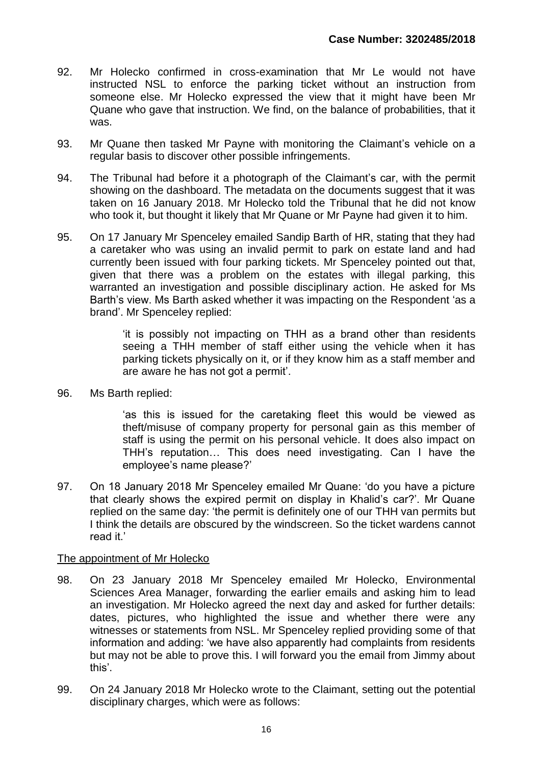92. Mr Holecko confirmed in cross-examination that Mr Le would not have instructed NSL to enforce the parking ticket without an instruction from someone else. Mr Holecko expressed the view that it might have been Mr Quane who gave that instruction. We find, on the balance of probabilities, that it was.

93. Mr Quane then tasked Mr Payne with monitoring the Claimant's vehicle on a regular basis to discover other possible infringements.

94. The Tribunal had before it a photograph of the Claimant's car, with the permit showing on the dashboard. The metadata on the documents suggest that it was taken on 16 January 2018. Mr Holecko told the Tribunal that he did not know who took it, but thought it likely that Mr Quane or Mr Payne had given it to him.

95. On 17 January Mr Spenceley emailed Sandip Barth of HR, stating that they had a caretaker who was using an invalid permit to park on estate land and had currently been issued with four parking tickets. Mr Spenceley pointed out that, given that there was a problem on the estates with illegal parking, this warranted an investigation and possible disciplinary action. He asked for Ms Barth's view. Ms Barth asked whether it was impacting on the Respondent 'as a brand'. Mr Spenceley replied:

> 'it is possibly not impacting on THH as a brand other than residents seeing a THH member of staff either using the vehicle when it has parking tickets physically on it, or if they know him as a staff member and are aware he has not got a permit'.

96. Ms Barth replied:

> 'as this is issued for the caretaking fleet this would be viewed as theft/misuse of company property for personal gain as this member of staff is using the permit on his personal vehicle. It does also impact on THH's reputation… This does need investigating. Can I have the employee's name please?'

97. On 18 January 2018 Mr Spenceley emailed Mr Quane: 'do you have a picture that clearly shows the expired permit on display in Khalid's car?'. Mr Quane replied on the same day: 'the permit is definitely one of our THH van permits but I think the details are obscured by the windscreen. So the ticket wardens cannot read it.'

## The appointment of Mr Holecko

98. On 23 January 2018 Mr Spenceley emailed Mr Holecko, Environmental Sciences Area Manager, forwarding the earlier emails and asking him to lead an investigation. Mr Holecko agreed the next day and asked for further details: dates, pictures, who highlighted the issue and whether there were any witnesses or statements from NSL. Mr Spenceley replied providing some of that information and adding: 'we have also apparently had complaints from residents but may not be able to prove this. I will forward you the email from Jimmy about this'.

99. On 24 January 2018 Mr Holecko wrote to the Claimant, setting out the potential disciplinary charges, which were as follows: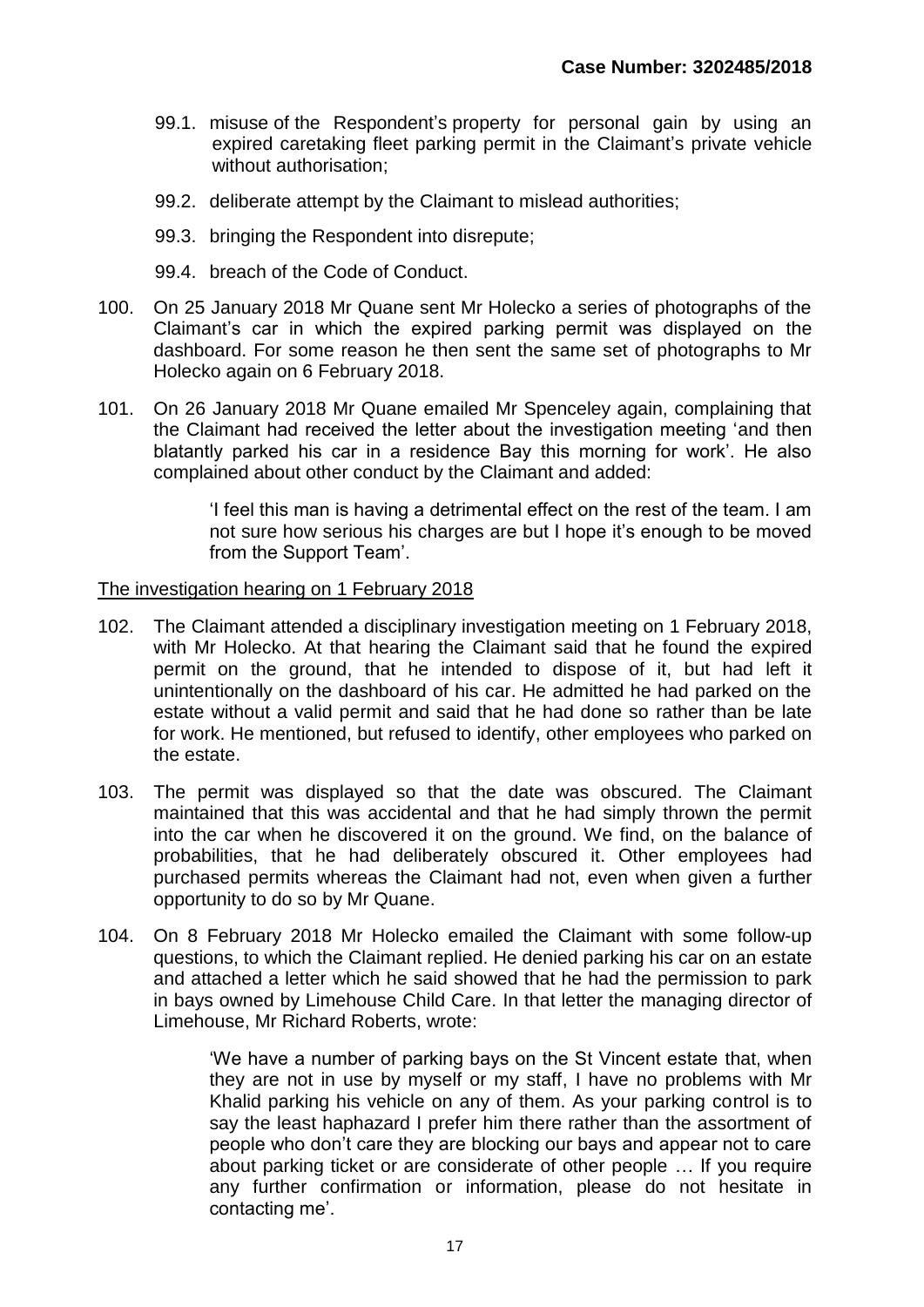99.1. misuse of the Respondent's property for personal gain by using an expired caretaking fleet parking permit in the Claimant's private vehicle without authorisation;

99.2. deliberate attempt by the Claimant to mislead authorities;

99.3. bringing the Respondent into disrepute;

99.4. breach of the Code of Conduct.

100. On 25 January 2018 Mr Quane sent Mr Holecko a series of photographs of the Claimant's car in which the expired parking permit was displayed on the dashboard. For some reason he then sent the same set of photographs to Mr Holecko again on 6 February 2018.

101. On 26 January 2018 Mr Quane emailed Mr Spenceley again, complaining that the Claimant had received the letter about the investigation meeting 'and then blatantly parked his car in a residence Bay this morning for work'. He also complained about other conduct by the Claimant and added:

> 'I feel this man is having a detrimental effect on the rest of the team. I am not sure how serious his charges are but I hope it's enough to be moved from the Support Team'.

<u>The investigation hearing on 1 February 2018</u>

102. The Claimant attended a disciplinary investigation meeting on 1 February 2018, with Mr Holecko. At that hearing the Claimant said that he found the expired permit on the ground, that he intended to dispose of it, but had left it unintentionally on the dashboard of his car. He admitted he had parked on the estate without a valid permit and said that he had done so rather than be late for work. He mentioned, but refused to identify, other employees who parked on the estate.

103. The permit was displayed so that the date was obscured. The Claimant maintained that this was accidental and that he had simply thrown the permit into the car when he discovered it on the ground. We find, on the balance of probabilities, that he had deliberately obscured it. Other employees had purchased permits whereas the Claimant had not, even when given a further opportunity to do so by Mr Quane.

104. On 8 February 2018 Mr Holecko emailed the Claimant with some follow-up questions, to which the Claimant replied. He denied parking his car on an estate and attached a letter which he said showed that he had the permission to park in bays owned by Limehouse Child Care. In that letter the managing director of Limehouse, Mr Richard Roberts, wrote:

> 'We have a number of parking bays on the St Vincent estate that, when they are not in use by myself or my staff, I have no problems with Mr Khalid parking his vehicle on any of them. As your parking control is to say the least haphazard I prefer him there rather than the assortment of people who don't care they are blocking our bays and appear not to care about parking ticket or are considerate of other people … If you require any further confirmation or information, please do not hesitate in contacting me'.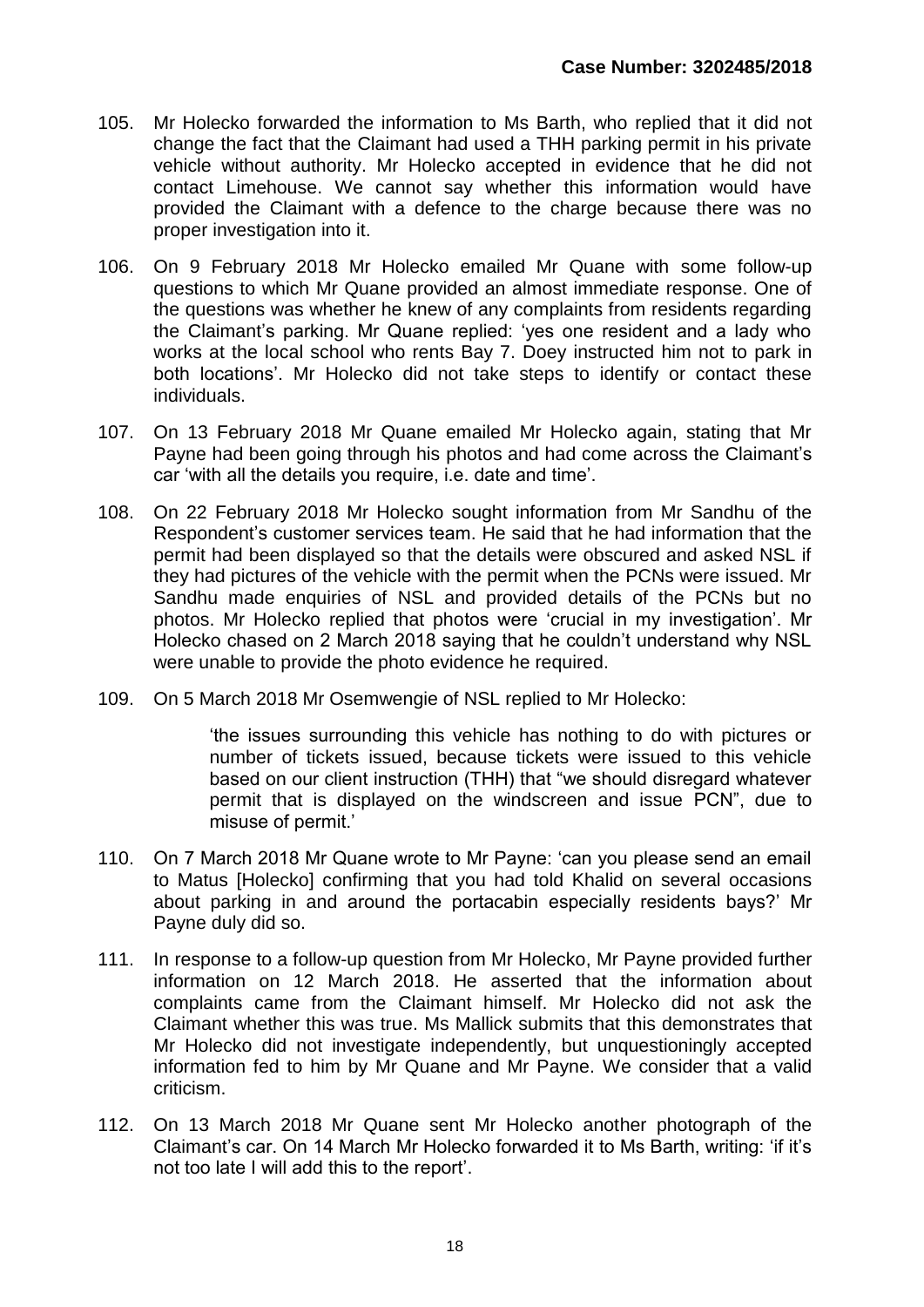105. Mr Holecko forwarded the information to Ms Barth, who replied that it did not change the fact that the Claimant had used a THH parking permit in his private vehicle without authority. Mr Holecko accepted in evidence that he did not contact Limehouse. We cannot say whether this information would have provided the Claimant with a defence to the charge because there was no proper investigation into it.

106. On 9 February 2018 Mr Holecko emailed Mr Quane with some follow-up questions to which Mr Quane provided an almost immediate response. One of the questions was whether he knew of any complaints from residents regarding the Claimant's parking. Mr Quane replied: 'yes one resident and a lady who works at the local school who rents Bay 7. Doey instructed him not to park in both locations'. Mr Holecko did not take steps to identify or contact these individuals.

107. On 13 February 2018 Mr Quane emailed Mr Holecko again, stating that Mr Payne had been going through his photos and had come across the Claimant's car 'with all the details you require, i.e. date and time'.

108. On 22 February 2018 Mr Holecko sought information from Mr Sandhu of the Respondent's customer services team. He said that he had information that the permit had been displayed so that the details were obscured and asked NSL if they had pictures of the vehicle with the permit when the PCNs were issued. Mr Sandhu made enquiries of NSL and provided details of the PCNs but no photos. Mr Holecko replied that photos were 'crucial in my investigation'. Mr Holecko chased on 2 March 2018 saying that he couldn't understand why NSL were unable to provide the photo evidence he required.

109. On 5 March 2018 Mr Osemwengie of NSL replied to Mr Holecko:

> 'the issues surrounding this vehicle has nothing to do with pictures or number of tickets issued, because tickets were issued to this vehicle based on our client instruction (THH) that "we should disregard whatever permit that is displayed on the windscreen and issue PCN", due to misuse of permit.'

110. On 7 March 2018 Mr Quane wrote to Mr Payne: 'can you please send an email to Matus [Holecko] confirming that you had told Khalid on several occasions about parking in and around the portacabin especially residents bays?' Mr Payne duly did so.

111. In response to a follow-up question from Mr Holecko, Mr Payne provided further information on 12 March 2018. He asserted that the information about complaints came from the Claimant himself. Mr Holecko did not ask the Claimant whether this was true. Ms Mallick submits that this demonstrates that Mr Holecko did not investigate independently, but unquestioningly accepted information fed to him by Mr Quane and Mr Payne. We consider that a valid criticism.

112. On 13 March 2018 Mr Quane sent Mr Holecko another photograph of the Claimant's car. On 14 March Mr Holecko forwarded it to Ms Barth, writing: 'if it's not too late I will add this to the report'.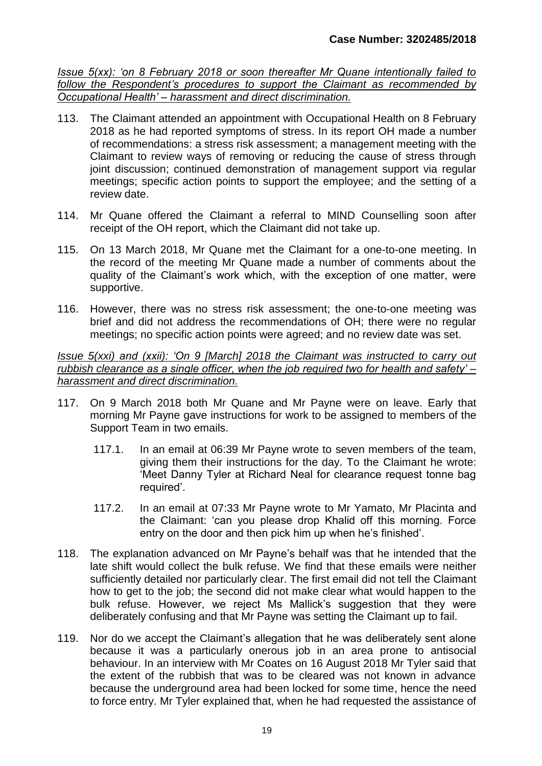*Issue 5(xx): 'on 8 February 2018 or soon thereafter Mr Quane intentionally failed to follow the Respondent's procedures to support the Claimant as recommended by Occupational Health' – harassment and direct discrimination.*

113. The Claimant attended an appointment with Occupational Health on 8 February 2018 as he had reported symptoms of stress. In its report OH made a number of recommendations: a stress risk assessment; a management meeting with the Claimant to review ways of removing or reducing the cause of stress through joint discussion; continued demonstration of management support via regular meetings; specific action points to support the employee; and the setting of a review date.

114. Mr Quane offered the Claimant a referral to MIND Counselling soon after receipt of the OH report, which the Claimant did not take up.

115. On 13 March 2018, Mr Quane met the Claimant for a one-to-one meeting. In the record of the meeting Mr Quane made a number of comments about the quality of the Claimant's work which, with the exception of one matter, were supportive.

116. However, there was no stress risk assessment; the one-to-one meeting was brief and did not address the recommendations of OH; there were no regular meetings; no specific action points were agreed; and no review date was set.

*Issue 5(xxi) and (xxii): 'On 9 [March] 2018 the Claimant was instructed to carry out rubbish clearance as a single officer, when the job required two for health and safety' – harassment and direct discrimination.*

117. On 9 March 2018 both Mr Quane and Mr Payne were on leave. Early that morning Mr Payne gave instructions for work to be assigned to members of the Support Team in two emails.

    117.1. In an email at 06:39 Mr Payne wrote to seven members of the team, giving them their instructions for the day. To the Claimant he wrote: 'Meet Danny Tyler at Richard Neal for clearance request tonne bag required'.

    117.2. In an email at 07:33 Mr Payne wrote to Mr Yamato, Mr Placinta and the Claimant: 'can you please drop Khalid off this morning. Force entry on the door and then pick him up when he's finished'.

118. The explanation advanced on Mr Payne's behalf was that he intended that the late shift would collect the bulk refuse. We find that these emails were neither sufficiently detailed nor particularly clear. The first email did not tell the Claimant how to get to the job; the second did not make clear what would happen to the bulk refuse. However, we reject Ms Mallick's suggestion that they were deliberately confusing and that Mr Payne was setting the Claimant up to fail.

119. Nor do we accept the Claimant's allegation that he was deliberately sent alone because it was a particularly onerous job in an area prone to antisocial behaviour. In an interview with Mr Coates on 16 August 2018 Mr Tyler said that the extent of the rubbish that was to be cleared was not known in advance because the underground area had been locked for some time, hence the need to force entry. Mr Tyler explained that, when he had requested the assistance of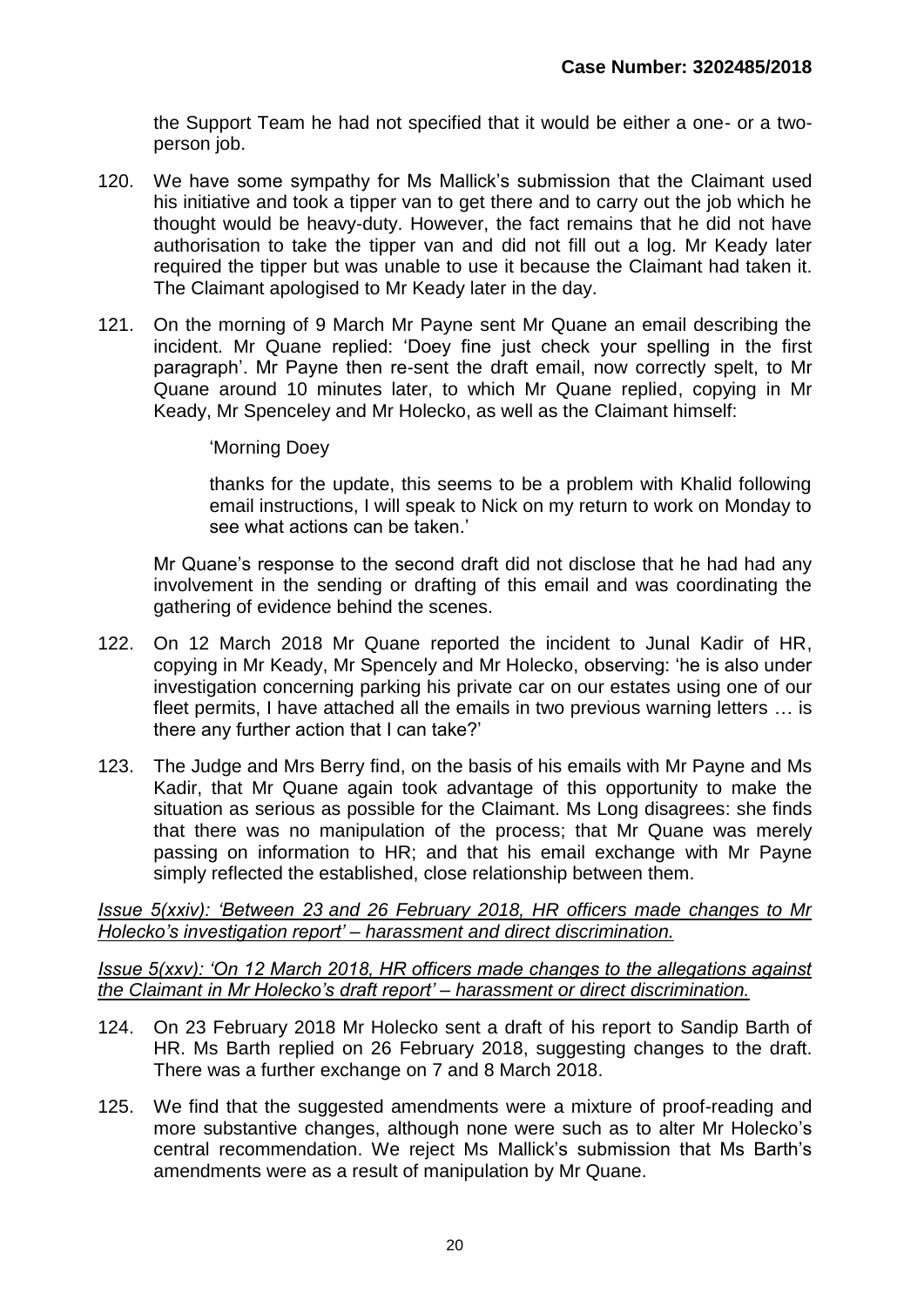the Support Team he had not specified that it would be either a one- or a two-person job.

120. We have some sympathy for Ms Mallick's submission that the Claimant used his initiative and took a tipper van to get there and to carry out the job which he thought would be heavy-duty. However, the fact remains that he did not have authorisation to take the tipper van and did not fill out a log. Mr Keady later required the tipper but was unable to use it because the Claimant had taken it. The Claimant apologised to Mr Keady later in the day.

121. On the morning of 9 March Mr Payne sent Mr Quane an email describing the incident. Mr Quane replied: 'Doey fine just check your spelling in the first paragraph'. Mr Payne then re-sent the draft email, now correctly spelt, to Mr Quane around 10 minutes later, to which Mr Quane replied, copying in Mr Keady, Mr Spenceley and Mr Holecko, as well as the Claimant himself:

> 'Morning Doey
>
> thanks for the update, this seems to be a problem with Khalid following email instructions, I will speak to Nick on my return to work on Monday to see what actions can be taken.'

Mr Quane's response to the second draft did not disclose that he had had any involvement in the sending or drafting of this email and was coordinating the gathering of evidence behind the scenes.

122. On 12 March 2018 Mr Quane reported the incident to Junal Kadir of HR, copying in Mr Keady, Mr Spencely and Mr Holecko, observing: 'he is also under investigation concerning parking his private car on our estates using one of our fleet permits, I have attached all the emails in two previous warning letters … is there any further action that I can take?'

123. The Judge and Mrs Berry find, on the basis of his emails with Mr Payne and Ms Kadir, that Mr Quane again took advantage of this opportunity to make the situation as serious as possible for the Claimant. Ms Long disagrees: she finds that there was no manipulation of the process; that Mr Quane was merely passing on information to HR; and that his email exchange with Mr Payne simply reflected the established, close relationship between them.

*<u>Issue 5(xxiv): 'Between 23 and 26 February 2018, HR officers made changes to Mr Holecko's investigation report' – harassment and direct discrimination.</u>*

*<u>Issue 5(xxv): 'On 12 March 2018, HR officers made changes to the allegations against the Claimant in Mr Holecko's draft report' – harassment or direct discrimination.</u>*

124. On 23 February 2018 Mr Holecko sent a draft of his report to Sandip Barth of HR. Ms Barth replied on 26 February 2018, suggesting changes to the draft. There was a further exchange on 7 and 8 March 2018.

125. We find that the suggested amendments were a mixture of proof-reading and more substantive changes, although none were such as to alter Mr Holecko's central recommendation. We reject Ms Mallick's submission that Ms Barth's amendments were as a result of manipulation by Mr Quane.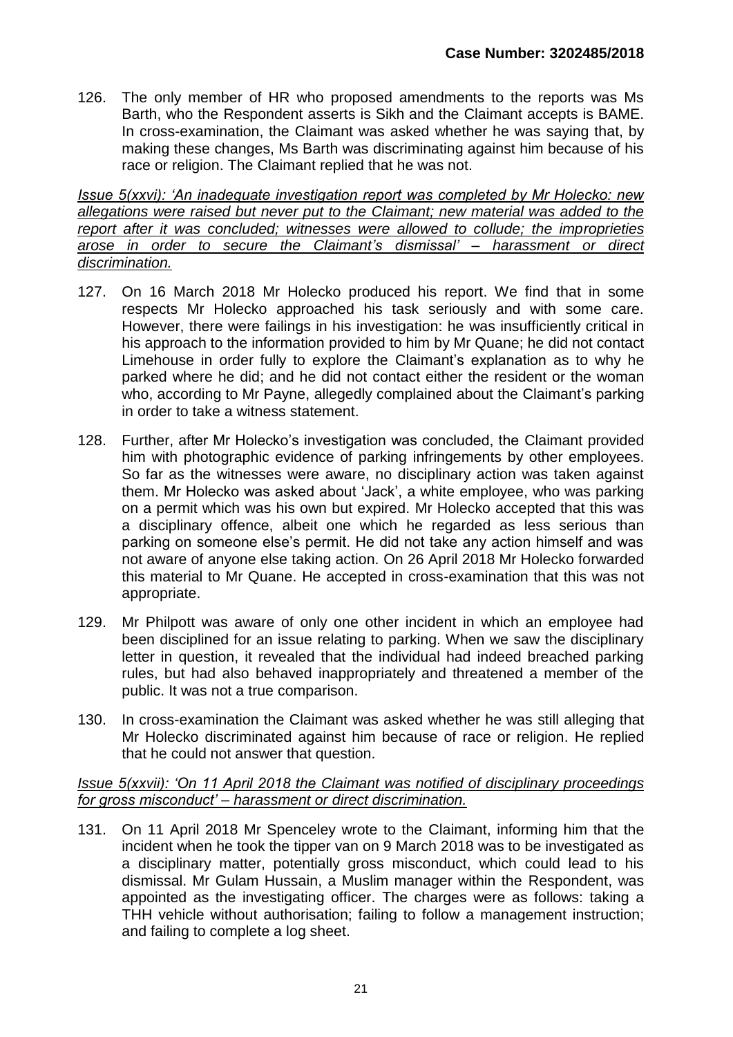126. The only member of HR who proposed amendments to the reports was Ms Barth, who the Respondent asserts is Sikh and the Claimant accepts is BAME. In cross-examination, the Claimant was asked whether he was saying that, by making these changes, Ms Barth was discriminating against him because of his race or religion. The Claimant replied that he was not.

*Issue 5(xxvi): 'An inadequate investigation report was completed by Mr Holecko: new allegations were raised but never put to the Claimant; new material was added to the report after it was concluded; witnesses were allowed to collude; the improprieties arose in order to secure the Claimant's dismissal' – harassment or direct discrimination.*

127. On 16 March 2018 Mr Holecko produced his report. We find that in some respects Mr Holecko approached his task seriously and with some care. However, there were failings in his investigation: he was insufficiently critical in his approach to the information provided to him by Mr Quane; he did not contact Limehouse in order fully to explore the Claimant's explanation as to why he parked where he did; and he did not contact either the resident or the woman who, according to Mr Payne, allegedly complained about the Claimant's parking in order to take a witness statement.

128. Further, after Mr Holecko's investigation was concluded, the Claimant provided him with photographic evidence of parking infringements by other employees. So far as the witnesses were aware, no disciplinary action was taken against them. Mr Holecko was asked about 'Jack', a white employee, who was parking on a permit which was his own but expired. Mr Holecko accepted that this was a disciplinary offence, albeit one which he regarded as less serious than parking on someone else's permit. He did not take any action himself and was not aware of anyone else taking action. On 26 April 2018 Mr Holecko forwarded this material to Mr Quane. He accepted in cross-examination that this was not appropriate.

129. Mr Philpott was aware of only one other incident in which an employee had been disciplined for an issue relating to parking. When we saw the disciplinary letter in question, it revealed that the individual had indeed breached parking rules, but had also behaved inappropriately and threatened a member of the public. It was not a true comparison.

130. In cross-examination the Claimant was asked whether he was still alleging that Mr Holecko discriminated against him because of race or religion. He replied that he could not answer that question.

*Issue 5(xxvii): 'On 11 April 2018 the Claimant was notified of disciplinary proceedings for gross misconduct' – harassment or direct discrimination.*

131. On 11 April 2018 Mr Spenceley wrote to the Claimant, informing him that the incident when he took the tipper van on 9 March 2018 was to be investigated as a disciplinary matter, potentially gross misconduct, which could lead to his dismissal. Mr Gulam Hussain, a Muslim manager within the Respondent, was appointed as the investigating officer. The charges were as follows: taking a THH vehicle without authorisation; failing to follow a management instruction; and failing to complete a log sheet.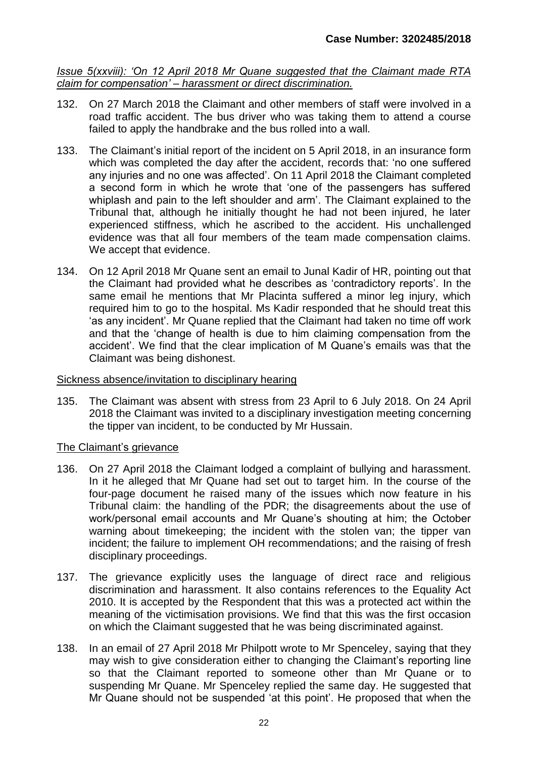*Issue 5(xxviii): 'On 12 April 2018 Mr Quane suggested that the Claimant made RTA claim for compensation' – harassment or direct discrimination.*

132. On 27 March 2018 the Claimant and other members of staff were involved in a road traffic accident. The bus driver who was taking them to attend a course failed to apply the handbrake and the bus rolled into a wall.

133. The Claimant's initial report of the incident on 5 April 2018, in an insurance form which was completed the day after the accident, records that: 'no one suffered any injuries and no one was affected'. On 11 April 2018 the Claimant completed a second form in which he wrote that 'one of the passengers has suffered whiplash and pain to the left shoulder and arm'. The Claimant explained to the Tribunal that, although he initially thought he had not been injured, he later experienced stiffness, which he ascribed to the accident. His unchallenged evidence was that all four members of the team made compensation claims. We accept that evidence.

134. On 12 April 2018 Mr Quane sent an email to Junal Kadir of HR, pointing out that the Claimant had provided what he describes as 'contradictory reports'. In the same email he mentions that Mr Placinta suffered a minor leg injury, which required him to go to the hospital. Ms Kadir responded that he should treat this 'as any incident'. Mr Quane replied that the Claimant had taken no time off work and that the 'change of health is due to him claiming compensation from the accident'. We find that the clear implication of M Quane's emails was that the Claimant was being dishonest.

Sickness absence/invitation to disciplinary hearing

135. The Claimant was absent with stress from 23 April to 6 July 2018. On 24 April 2018 the Claimant was invited to a disciplinary investigation meeting concerning the tipper van incident, to be conducted by Mr Hussain.

The Claimant's grievance

136. On 27 April 2018 the Claimant lodged a complaint of bullying and harassment. In it he alleged that Mr Quane had set out to target him. In the course of the four-page document he raised many of the issues which now feature in his Tribunal claim: the handling of the PDR; the disagreements about the use of work/personal email accounts and Mr Quane's shouting at him; the October warning about timekeeping; the incident with the stolen van; the tipper van incident; the failure to implement OH recommendations; and the raising of fresh disciplinary proceedings.

137. The grievance explicitly uses the language of direct race and religious discrimination and harassment. It also contains references to the Equality Act 2010. It is accepted by the Respondent that this was a protected act within the meaning of the victimisation provisions. We find that this was the first occasion on which the Claimant suggested that he was being discriminated against.

138. In an email of 27 April 2018 Mr Philpott wrote to Mr Spenceley, saying that they may wish to give consideration either to changing the Claimant's reporting line so that the Claimant reported to someone other than Mr Quane or to suspending Mr Quane. Mr Spenceley replied the same day. He suggested that Mr Quane should not be suspended 'at this point'. He proposed that when the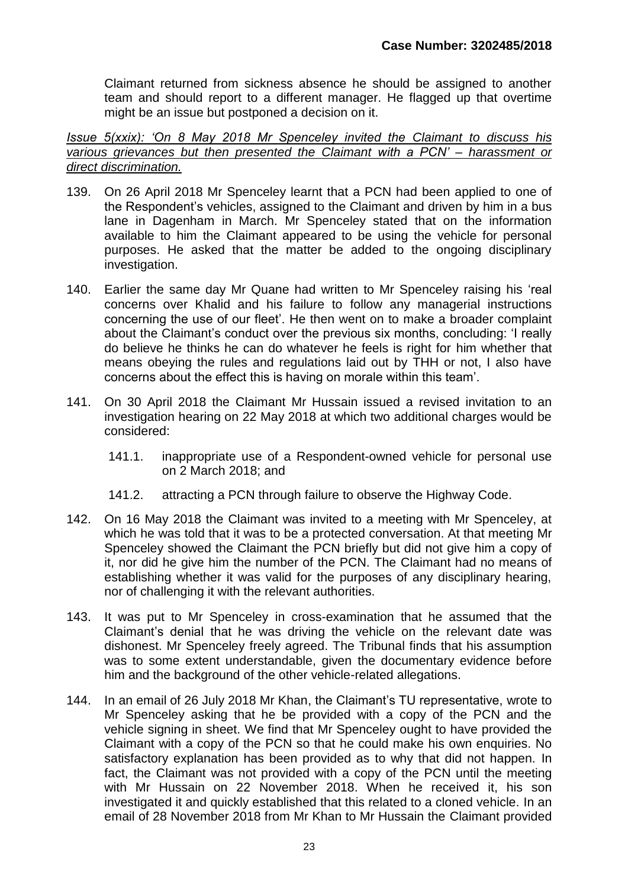Claimant returned from sickness absence he should be assigned to another team and should report to a different manager. He flagged up that overtime might be an issue but postponed a decision on it.

*Issue 5(xxix): 'On 8 May 2018 Mr Spenceley invited the Claimant to discuss his various grievances but then presented the Claimant with a PCN' – harassment or direct discrimination.*

139. On 26 April 2018 Mr Spenceley learnt that a PCN had been applied to one of the Respondent's vehicles, assigned to the Claimant and driven by him in a bus lane in Dagenham in March. Mr Spenceley stated that on the information available to him the Claimant appeared to be using the vehicle for personal purposes. He asked that the matter be added to the ongoing disciplinary investigation.

140. Earlier the same day Mr Quane had written to Mr Spenceley raising his 'real concerns over Khalid and his failure to follow any managerial instructions concerning the use of our fleet'. He then went on to make a broader complaint about the Claimant's conduct over the previous six months, concluding: 'I really do believe he thinks he can do whatever he feels is right for him whether that means obeying the rules and regulations laid out by THH or not, I also have concerns about the effect this is having on morale within this team'.

141. On 30 April 2018 the Claimant Mr Hussain issued a revised invitation to an investigation hearing on 22 May 2018 at which two additional charges would be considered:

    141.1. inappropriate use of a Respondent-owned vehicle for personal use on 2 March 2018; and

    141.2. attracting a PCN through failure to observe the Highway Code.

142. On 16 May 2018 the Claimant was invited to a meeting with Mr Spenceley, at which he was told that it was to be a protected conversation. At that meeting Mr Spenceley showed the Claimant the PCN briefly but did not give him a copy of it, nor did he give him the number of the PCN. The Claimant had no means of establishing whether it was valid for the purposes of any disciplinary hearing, nor of challenging it with the relevant authorities.

143. It was put to Mr Spenceley in cross-examination that he assumed that the Claimant's denial that he was driving the vehicle on the relevant date was dishonest. Mr Spenceley freely agreed. The Tribunal finds that his assumption was to some extent understandable, given the documentary evidence before him and the background of the other vehicle-related allegations.

144. In an email of 26 July 2018 Mr Khan, the Claimant's TU representative, wrote to Mr Spenceley asking that he be provided with a copy of the PCN and the vehicle signing in sheet. We find that Mr Spenceley ought to have provided the Claimant with a copy of the PCN so that he could make his own enquiries. No satisfactory explanation has been provided as to why that did not happen. In fact, the Claimant was not provided with a copy of the PCN until the meeting with Mr Hussain on 22 November 2018. When he received it, his son investigated it and quickly established that this related to a cloned vehicle. In an email of 28 November 2018 from Mr Khan to Mr Hussain the Claimant provided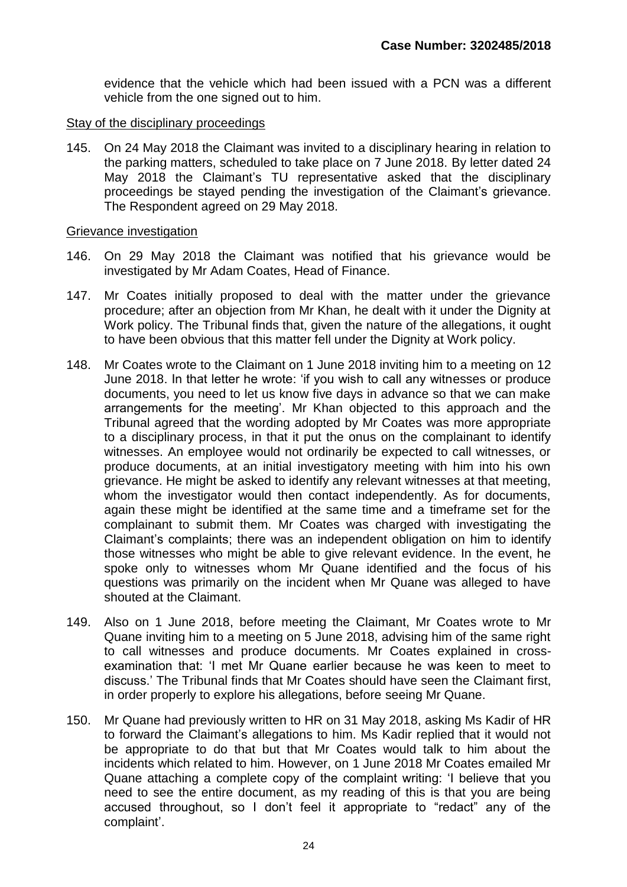evidence that the vehicle which had been issued with a PCN was a different vehicle from the one signed out to him.

<u>Stay of the disciplinary proceedings</u>

145. On 24 May 2018 the Claimant was invited to a disciplinary hearing in relation to the parking matters, scheduled to take place on 7 June 2018. By letter dated 24 May 2018 the Claimant's TU representative asked that the disciplinary proceedings be stayed pending the investigation of the Claimant's grievance. The Respondent agreed on 29 May 2018.

<u>Grievance investigation</u>

146. On 29 May 2018 the Claimant was notified that his grievance would be investigated by Mr Adam Coates, Head of Finance.

147. Mr Coates initially proposed to deal with the matter under the grievance procedure; after an objection from Mr Khan, he dealt with it under the Dignity at Work policy. The Tribunal finds that, given the nature of the allegations, it ought to have been obvious that this matter fell under the Dignity at Work policy.

148. Mr Coates wrote to the Claimant on 1 June 2018 inviting him to a meeting on 12 June 2018. In that letter he wrote: 'if you wish to call any witnesses or produce documents, you need to let us know five days in advance so that we can make arrangements for the meeting'. Mr Khan objected to this approach and the Tribunal agreed that the wording adopted by Mr Coates was more appropriate to a disciplinary process, in that it put the onus on the complainant to identify witnesses. An employee would not ordinarily be expected to call witnesses, or produce documents, at an initial investigatory meeting with him into his own grievance. He might be asked to identify any relevant witnesses at that meeting, whom the investigator would then contact independently. As for documents, again these might be identified at the same time and a timeframe set for the complainant to submit them. Mr Coates was charged with investigating the Claimant's complaints; there was an independent obligation on him to identify those witnesses who might be able to give relevant evidence. In the event, he spoke only to witnesses whom Mr Quane identified and the focus of his questions was primarily on the incident when Mr Quane was alleged to have shouted at the Claimant.

149. Also on 1 June 2018, before meeting the Claimant, Mr Coates wrote to Mr Quane inviting him to a meeting on 5 June 2018, advising him of the same right to call witnesses and produce documents. Mr Coates explained in cross-examination that: 'I met Mr Quane earlier because he was keen to meet to discuss.' The Tribunal finds that Mr Coates should have seen the Claimant first, in order properly to explore his allegations, before seeing Mr Quane.

150. Mr Quane had previously written to HR on 31 May 2018, asking Ms Kadir of HR to forward the Claimant's allegations to him. Ms Kadir replied that it would not be appropriate to do that but that Mr Coates would talk to him about the incidents which related to him. However, on 1 June 2018 Mr Coates emailed Mr Quane attaching a complete copy of the complaint writing: 'I believe that you need to see the entire document, as my reading of this is that you are being accused throughout, so I don't feel it appropriate to "redact" any of the complaint'.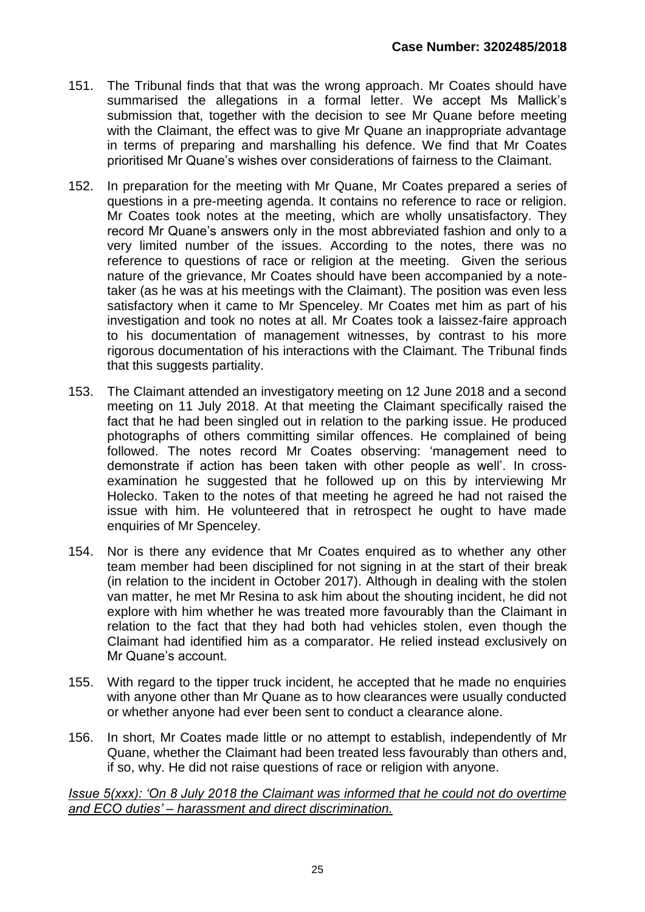151. The Tribunal finds that that was the wrong approach. Mr Coates should have summarised the allegations in a formal letter. We accept Ms Mallick's submission that, together with the decision to see Mr Quane before meeting with the Claimant, the effect was to give Mr Quane an inappropriate advantage in terms of preparing and marshalling his defence. We find that Mr Coates prioritised Mr Quane's wishes over considerations of fairness to the Claimant.

152. In preparation for the meeting with Mr Quane, Mr Coates prepared a series of questions in a pre-meeting agenda. It contains no reference to race or religion. Mr Coates took notes at the meeting, which are wholly unsatisfactory. They record Mr Quane's answers only in the most abbreviated fashion and only to a very limited number of the issues. According to the notes, there was no reference to questions of race or religion at the meeting. Given the serious nature of the grievance, Mr Coates should have been accompanied by a note-taker (as he was at his meetings with the Claimant). The position was even less satisfactory when it came to Mr Spenceley. Mr Coates met him as part of his investigation and took no notes at all. Mr Coates took a laissez-faire approach to his documentation of management witnesses, by contrast to his more rigorous documentation of his interactions with the Claimant. The Tribunal finds that this suggests partiality.

153. The Claimant attended an investigatory meeting on 12 June 2018 and a second meeting on 11 July 2018. At that meeting the Claimant specifically raised the fact that he had been singled out in relation to the parking issue. He produced photographs of others committing similar offences. He complained of being followed. The notes record Mr Coates observing: 'management need to demonstrate if action has been taken with other people as well'. In cross-examination he suggested that he followed up on this by interviewing Mr Holecko. Taken to the notes of that meeting he agreed he had not raised the issue with him. He volunteered that in retrospect he ought to have made enquiries of Mr Spenceley.

154. Nor is there any evidence that Mr Coates enquired as to whether any other team member had been disciplined for not signing in at the start of their break (in relation to the incident in October 2017). Although in dealing with the stolen van matter, he met Mr Resina to ask him about the shouting incident, he did not explore with him whether he was treated more favourably than the Claimant in relation to the fact that they had both had vehicles stolen, even though the Claimant had identified him as a comparator. He relied instead exclusively on Mr Quane's account.

155. With regard to the tipper truck incident, he accepted that he made no enquiries with anyone other than Mr Quane as to how clearances were usually conducted or whether anyone had ever been sent to conduct a clearance alone.

156. In short, Mr Coates made little or no attempt to establish, independently of Mr Quane, whether the Claimant had been treated less favourably than others and, if so, why. He did not raise questions of race or religion with anyone.

*Issue 5(xxx): 'On 8 July 2018 the Claimant was informed that he could not do overtime and ECO duties' – harassment and direct discrimination.*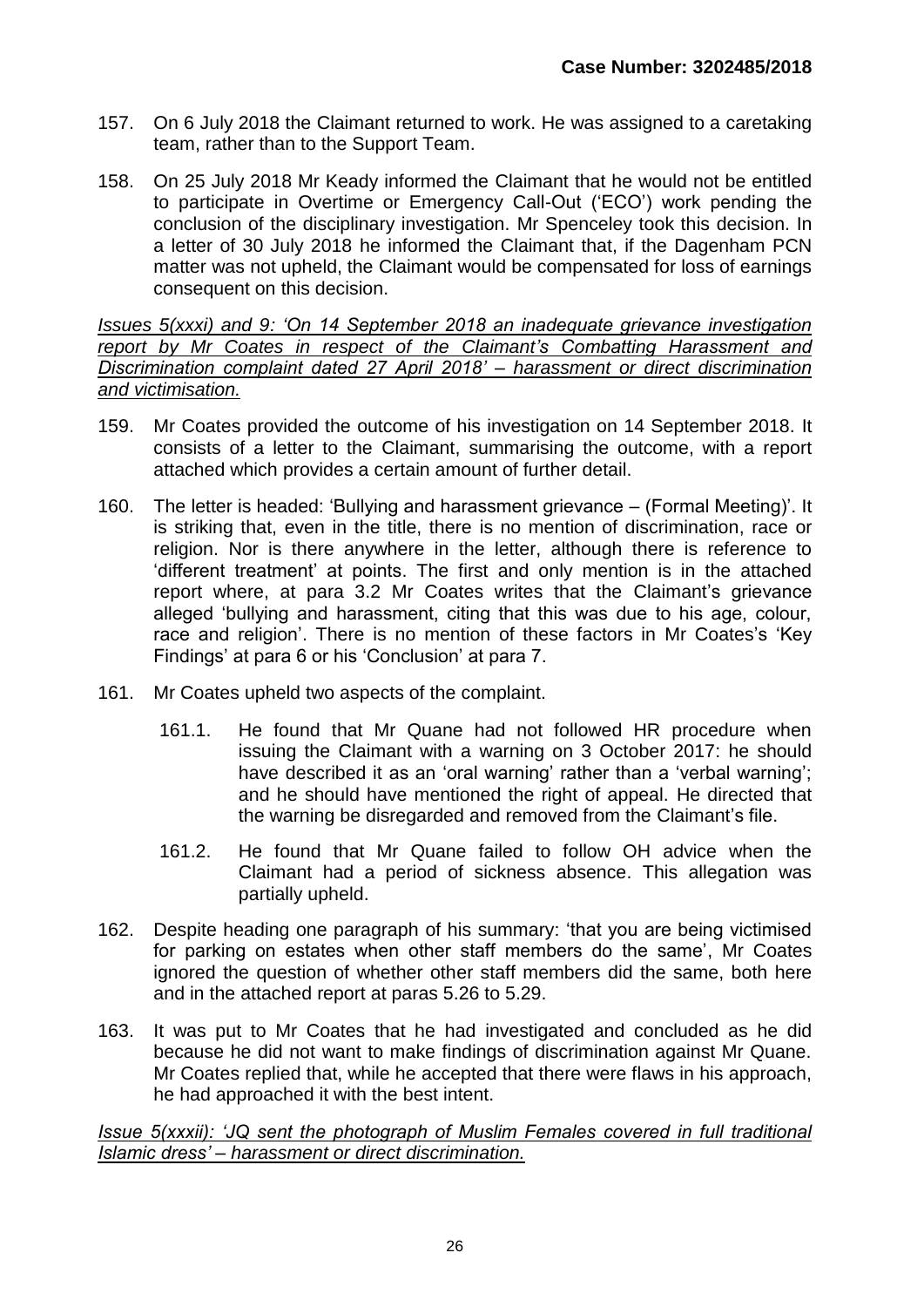157. On 6 July 2018 the Claimant returned to work. He was assigned to a caretaking team, rather than to the Support Team.

158. On 25 July 2018 Mr Keady informed the Claimant that he would not be entitled to participate in Overtime or Emergency Call-Out ('ECO') work pending the conclusion of the disciplinary investigation. Mr Spenceley took this decision. In a letter of 30 July 2018 he informed the Claimant that, if the Dagenham PCN matter was not upheld, the Claimant would be compensated for loss of earnings consequent on this decision.

*Issues 5(xxxi) and 9: 'On 14 September 2018 an inadequate grievance investigation report by Mr Coates in respect of the Claimant's Combatting Harassment and Discrimination complaint dated 27 April 2018' – harassment or direct discrimination and victimisation.*

159. Mr Coates provided the outcome of his investigation on 14 September 2018. It consists of a letter to the Claimant, summarising the outcome, with a report attached which provides a certain amount of further detail.

160. The letter is headed: 'Bullying and harassment grievance – (Formal Meeting)'. It is striking that, even in the title, there is no mention of discrimination, race or religion. Nor is there anywhere in the letter, although there is reference to 'different treatment' at points. The first and only mention is in the attached report where, at para 3.2 Mr Coates writes that the Claimant's grievance alleged 'bullying and harassment, citing that this was due to his age, colour, race and religion'. There is no mention of these factors in Mr Coates's 'Key Findings' at para 6 or his 'Conclusion' at para 7.

161. Mr Coates upheld two aspects of the complaint.

    161.1. He found that Mr Quane had not followed HR procedure when issuing the Claimant with a warning on 3 October 2017: he should have described it as an 'oral warning' rather than a 'verbal warning'; and he should have mentioned the right of appeal. He directed that the warning be disregarded and removed from the Claimant's file.

    161.2. He found that Mr Quane failed to follow OH advice when the Claimant had a period of sickness absence. This allegation was partially upheld.

162. Despite heading one paragraph of his summary: 'that you are being victimised for parking on estates when other staff members do the same', Mr Coates ignored the question of whether other staff members did the same, both here and in the attached report at paras 5.26 to 5.29.

163. It was put to Mr Coates that he had investigated and concluded as he did because he did not want to make findings of discrimination against Mr Quane. Mr Coates replied that, while he accepted that there were flaws in his approach, he had approached it with the best intent.

*Issue 5(xxxii): 'JQ sent the photograph of Muslim Females covered in full traditional Islamic dress' – harassment or direct discrimination.*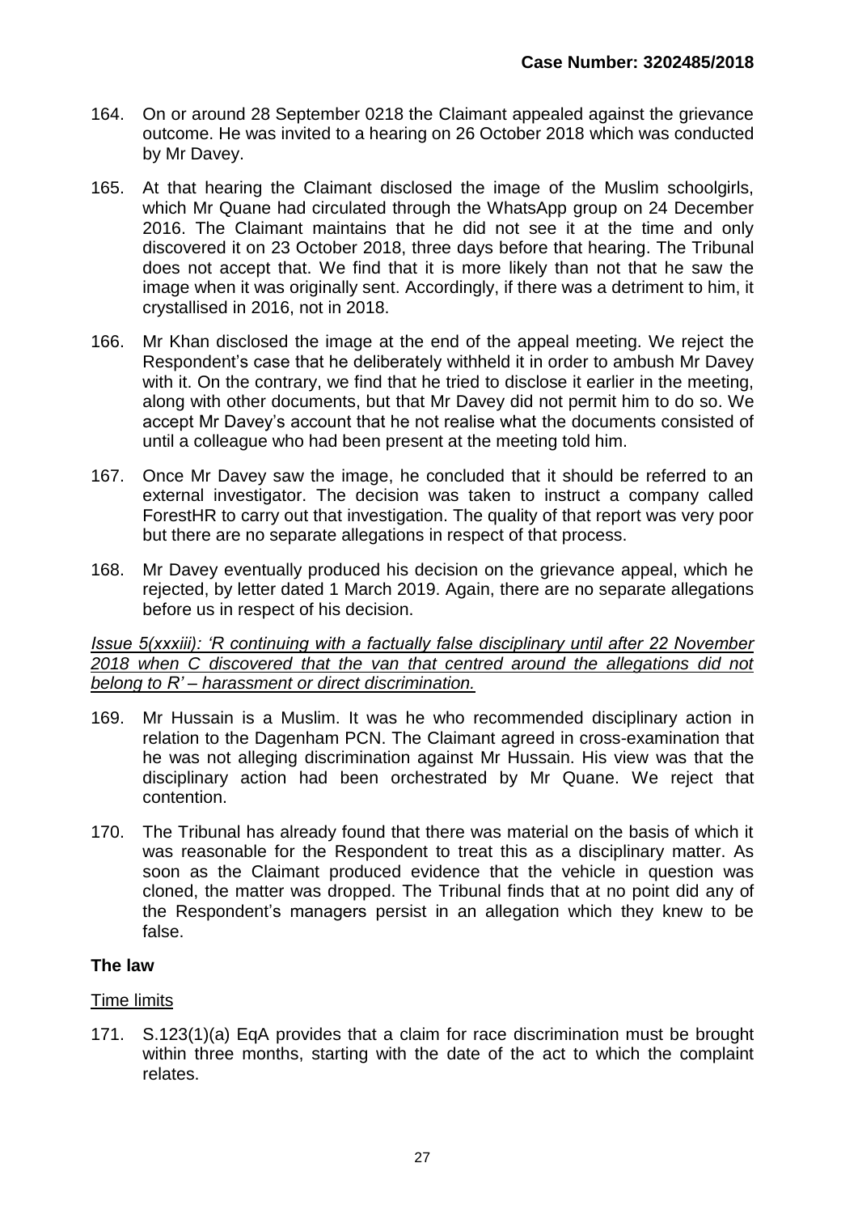164. On or around 28 September 0218 the Claimant appealed against the grievance outcome. He was invited to a hearing on 26 October 2018 which was conducted by Mr Davey.

165. At that hearing the Claimant disclosed the image of the Muslim schoolgirls, which Mr Quane had circulated through the WhatsApp group on 24 December 2016. The Claimant maintains that he did not see it at the time and only discovered it on 23 October 2018, three days before that hearing. The Tribunal does not accept that. We find that it is more likely than not that he saw the image when it was originally sent. Accordingly, if there was a detriment to him, it crystallised in 2016, not in 2018.

166. Mr Khan disclosed the image at the end of the appeal meeting. We reject the Respondent's case that he deliberately withheld it in order to ambush Mr Davey with it. On the contrary, we find that he tried to disclose it earlier in the meeting, along with other documents, but that Mr Davey did not permit him to do so. We accept Mr Davey's account that he not realise what the documents consisted of until a colleague who had been present at the meeting told him.

167. Once Mr Davey saw the image, he concluded that it should be referred to an external investigator. The decision was taken to instruct a company called ForestHR to carry out that investigation. The quality of that report was very poor but there are no separate allegations in respect of that process.

168. Mr Davey eventually produced his decision on the grievance appeal, which he rejected, by letter dated 1 March 2019. Again, there are no separate allegations before us in respect of his decision.

<u>*Issue 5(xxxiii): 'R continuing with a factually false disciplinary until after 22 November 2018 when C discovered that the van that centred around the allegations did not belong to R' – harassment or direct discrimination.*</u>

169. Mr Hussain is a Muslim. It was he who recommended disciplinary action in relation to the Dagenham PCN. The Claimant agreed in cross-examination that he was not alleging discrimination against Mr Hussain. His view was that the disciplinary action had been orchestrated by Mr Quane. We reject that contention.

170. The Tribunal has already found that there was material on the basis of which it was reasonable for the Respondent to treat this as a disciplinary matter. As soon as the Claimant produced evidence that the vehicle in question was cloned, the matter was dropped. The Tribunal finds that at no point did any of the Respondent's managers persist in an allegation which they knew to be false.

## The law

<u>Time limits</u>

171. S.123(1)(a) EqA provides that a claim for race discrimination must be brought within three months, starting with the date of the act to which the complaint relates.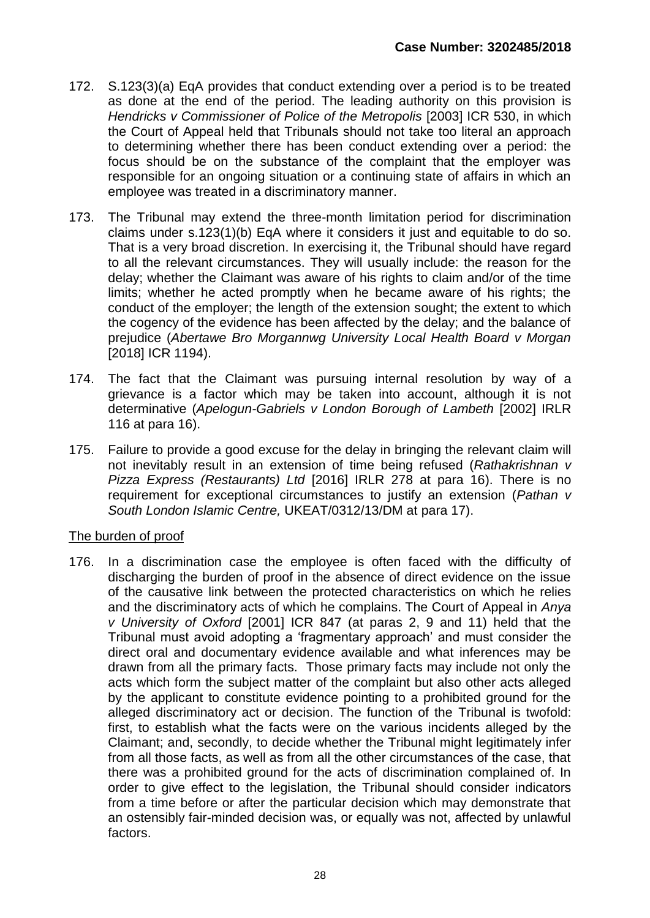172. S.123(3)(a) EqA provides that conduct extending over a period is to be treated as done at the end of the period. The leading authority on this provision is *Hendricks v Commissioner of Police of the Metropolis* [2003] ICR 530, in which the Court of Appeal held that Tribunals should not take too literal an approach to determining whether there has been conduct extending over a period: the focus should be on the substance of the complaint that the employer was responsible for an ongoing situation or a continuing state of affairs in which an employee was treated in a discriminatory manner.

173. The Tribunal may extend the three-month limitation period for discrimination claims under s.123(1)(b) EqA where it considers it just and equitable to do so. That is a very broad discretion. In exercising it, the Tribunal should have regard to all the relevant circumstances. They will usually include: the reason for the delay; whether the Claimant was aware of his rights to claim and/or of the time limits; whether he acted promptly when he became aware of his rights; the conduct of the employer; the length of the extension sought; the extent to which the cogency of the evidence has been affected by the delay; and the balance of prejudice (*Abertawe Bro Morgannwg University Local Health Board v Morgan* [2018] ICR 1194).

174. The fact that the Claimant was pursuing internal resolution by way of a grievance is a factor which may be taken into account, although it is not determinative (*Apelogun-Gabriels v London Borough of Lambeth* [2002] IRLR 116 at para 16).

175. Failure to provide a good excuse for the delay in bringing the relevant claim will not inevitably result in an extension of time being refused (*Rathakrishnan v Pizza Express (Restaurants) Ltd* [2016] IRLR 278 at para 16). There is no requirement for exceptional circumstances to justify an extension (*Pathan v South London Islamic Centre,* UKEAT/0312/13/DM at para 17).

<u>The burden of proof</u>

176. In a discrimination case the employee is often faced with the difficulty of discharging the burden of proof in the absence of direct evidence on the issue of the causative link between the protected characteristics on which he relies and the discriminatory acts of which he complains. The Court of Appeal in *Anya v University of Oxford* [2001] ICR 847 (at paras 2, 9 and 11) held that the Tribunal must avoid adopting a 'fragmentary approach' and must consider the direct oral and documentary evidence available and what inferences may be drawn from all the primary facts. Those primary facts may include not only the acts which form the subject matter of the complaint but also other acts alleged by the applicant to constitute evidence pointing to a prohibited ground for the alleged discriminatory act or decision. The function of the Tribunal is twofold: first, to establish what the facts were on the various incidents alleged by the Claimant; and, secondly, to decide whether the Tribunal might legitimately infer from all those facts, as well as from all the other circumstances of the case, that there was a prohibited ground for the acts of discrimination complained of. In order to give effect to the legislation, the Tribunal should consider indicators from a time before or after the particular decision which may demonstrate that an ostensibly fair-minded decision was, or equally was not, affected by unlawful factors.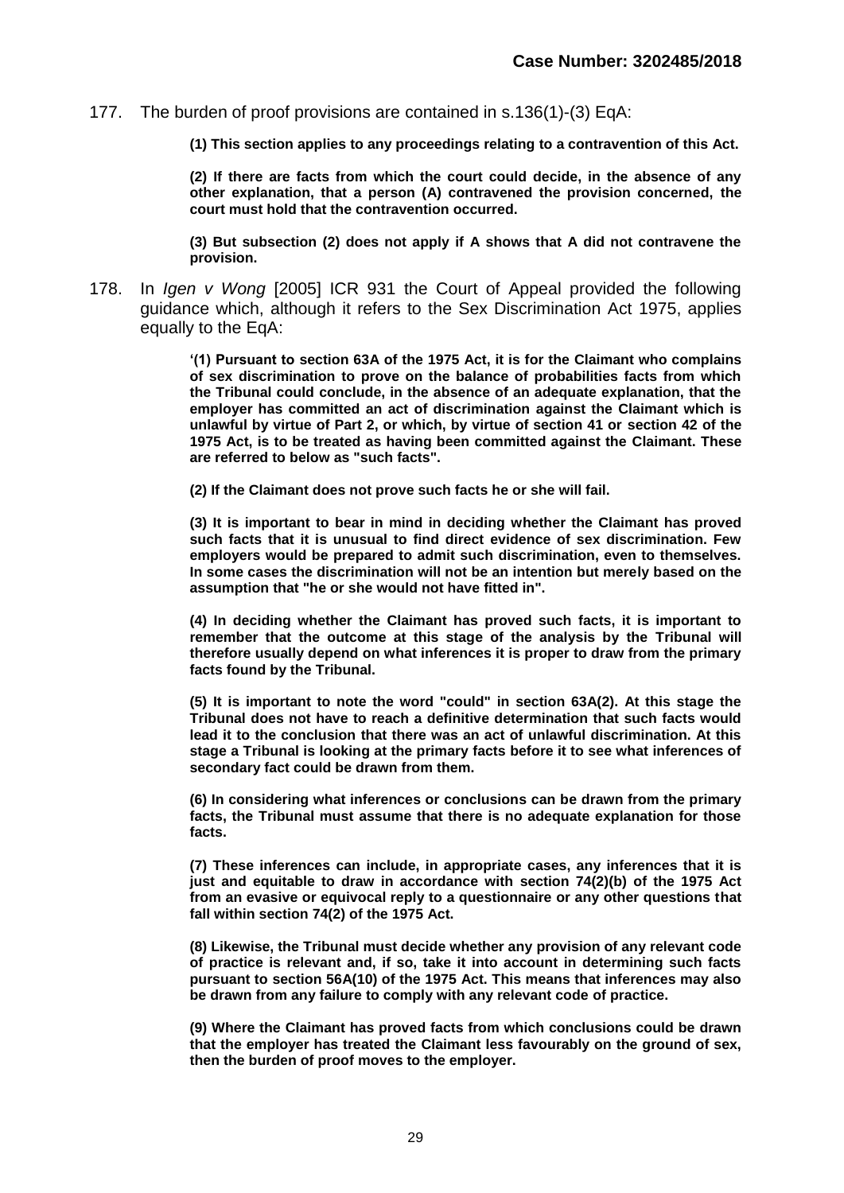177. The burden of proof provisions are contained in s.136(1)-(3) EqA:

> **(1) This section applies to any proceedings relating to a contravention of this Act.**
>
> **(2) If there are facts from which the court could decide, in the absence of any other explanation, that a person (A) contravened the provision concerned, the court must hold that the contravention occurred.**
>
> **(3) But subsection (2) does not apply if A shows that A did not contravene the provision.**

178. In *Igen v Wong* [2005] ICR 931 the Court of Appeal provided the following guidance which, although it refers to the Sex Discrimination Act 1975, applies equally to the EqA:

> **'(1) Pursuant to section 63A of the 1975 Act, it is for the Claimant who complains of sex discrimination to prove on the balance of probabilities facts from which the Tribunal could conclude, in the absence of an adequate explanation, that the employer has committed an act of discrimination against the Claimant which is unlawful by virtue of Part 2, or which, by virtue of section 41 or section 42 of the 1975 Act, is to be treated as having been committed against the Claimant. These are referred to below as "such facts".**
>
> **(2) If the Claimant does not prove such facts he or she will fail.**
>
> **(3) It is important to bear in mind in deciding whether the Claimant has proved such facts that it is unusual to find direct evidence of sex discrimination. Few employers would be prepared to admit such discrimination, even to themselves. In some cases the discrimination will not be an intention but merely based on the assumption that "he or she would not have fitted in".**
>
> **(4) In deciding whether the Claimant has proved such facts, it is important to remember that the outcome at this stage of the analysis by the Tribunal will therefore usually depend on what inferences it is proper to draw from the primary facts found by the Tribunal.**
>
> **(5) It is important to note the word "could" in section 63A(2). At this stage the Tribunal does not have to reach a definitive determination that such facts would lead it to the conclusion that there was an act of unlawful discrimination. At this stage a Tribunal is looking at the primary facts before it to see what inferences of secondary fact could be drawn from them.**
>
> **(6) In considering what inferences or conclusions can be drawn from the primary facts, the Tribunal must assume that there is no adequate explanation for those facts.**
>
> **(7) These inferences can include, in appropriate cases, any inferences that it is just and equitable to draw in accordance with section 74(2)(b) of the 1975 Act from an evasive or equivocal reply to a questionnaire or any other questions that fall within section 74(2) of the 1975 Act.**
>
> **(8) Likewise, the Tribunal must decide whether any provision of any relevant code of practice is relevant and, if so, take it into account in determining such facts pursuant to section 56A(10) of the 1975 Act. This means that inferences may also be drawn from any failure to comply with any relevant code of practice.**
>
> **(9) Where the Claimant has proved facts from which conclusions could be drawn that the employer has treated the Claimant less favourably on the ground of sex, then the burden of proof moves to the employer.**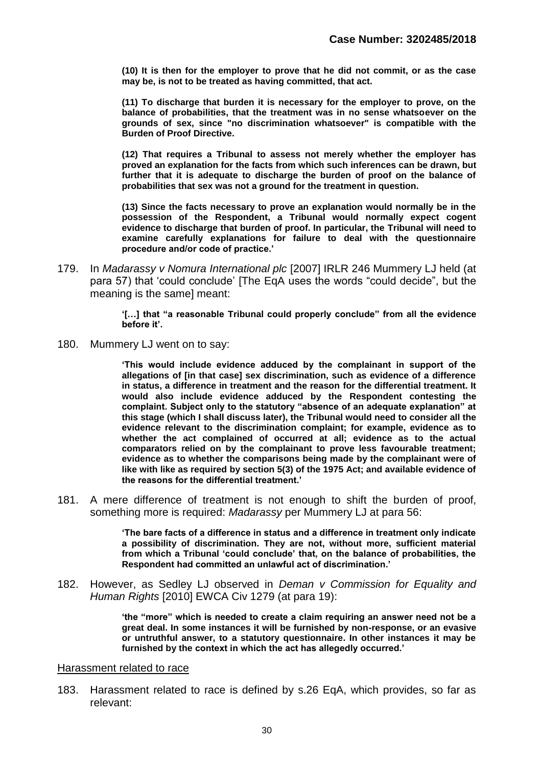**(10) It is then for the employer to prove that he did not commit, or as the case may be, is not to be treated as having committed, that act.**

**(11) To discharge that burden it is necessary for the employer to prove, on the balance of probabilities, that the treatment was in no sense whatsoever on the grounds of sex, since "no discrimination whatsoever" is compatible with the Burden of Proof Directive.**

**(12) That requires a Tribunal to assess not merely whether the employer has proved an explanation for the facts from which such inferences can be drawn, but further that it is adequate to discharge the burden of proof on the balance of probabilities that sex was not a ground for the treatment in question.**

**(13) Since the facts necessary to prove an explanation would normally be in the possession of the Respondent, a Tribunal would normally expect cogent evidence to discharge that burden of proof. In particular, the Tribunal will need to examine carefully explanations for failure to deal with the questionnaire procedure and/or code of practice.'**

179. In *Madarassy v Nomura International plc* [2007] IRLR 246 Mummery LJ held (at para 57) that 'could conclude' [The EqA uses the words "could decide", but the meaning is the same] meant:

> **'[…] that "a reasonable Tribunal could properly conclude" from all the evidence before it'.**

180. Mummery LJ went on to say:

> **'This would include evidence adduced by the complainant in support of the allegations of [in that case] sex discrimination, such as evidence of a difference in status, a difference in treatment and the reason for the differential treatment. It would also include evidence adduced by the Respondent contesting the complaint. Subject only to the statutory "absence of an adequate explanation" at this stage (which I shall discuss later), the Tribunal would need to consider all the evidence relevant to the discrimination complaint; for example, evidence as to whether the act complained of occurred at all; evidence as to the actual comparators relied on by the complainant to prove less favourable treatment; evidence as to whether the comparisons being made by the complainant were of like with like as required by section 5(3) of the 1975 Act; and available evidence of the reasons for the differential treatment.'**

181. A mere difference of treatment is not enough to shift the burden of proof, something more is required: *Madarassy* per Mummery LJ at para 56:

> **'The bare facts of a difference in status and a difference in treatment only indicate a possibility of discrimination. They are not, without more, sufficient material from which a Tribunal 'could conclude' that, on the balance of probabilities, the Respondent had committed an unlawful act of discrimination.'**

182. However, as Sedley LJ observed in *Deman v Commission for Equality and Human Rights* [2010] EWCA Civ 1279 (at para 19):

> **'the "more" which is needed to create a claim requiring an answer need not be a great deal. In some instances it will be furnished by non-response, or an evasive or untruthful answer, to a statutory questionnaire. In other instances it may be furnished by the context in which the act has allegedly occurred.'**

<u>Harassment related to race</u>

183. Harassment related to race is defined by s.26 EqA, which provides, so far as relevant: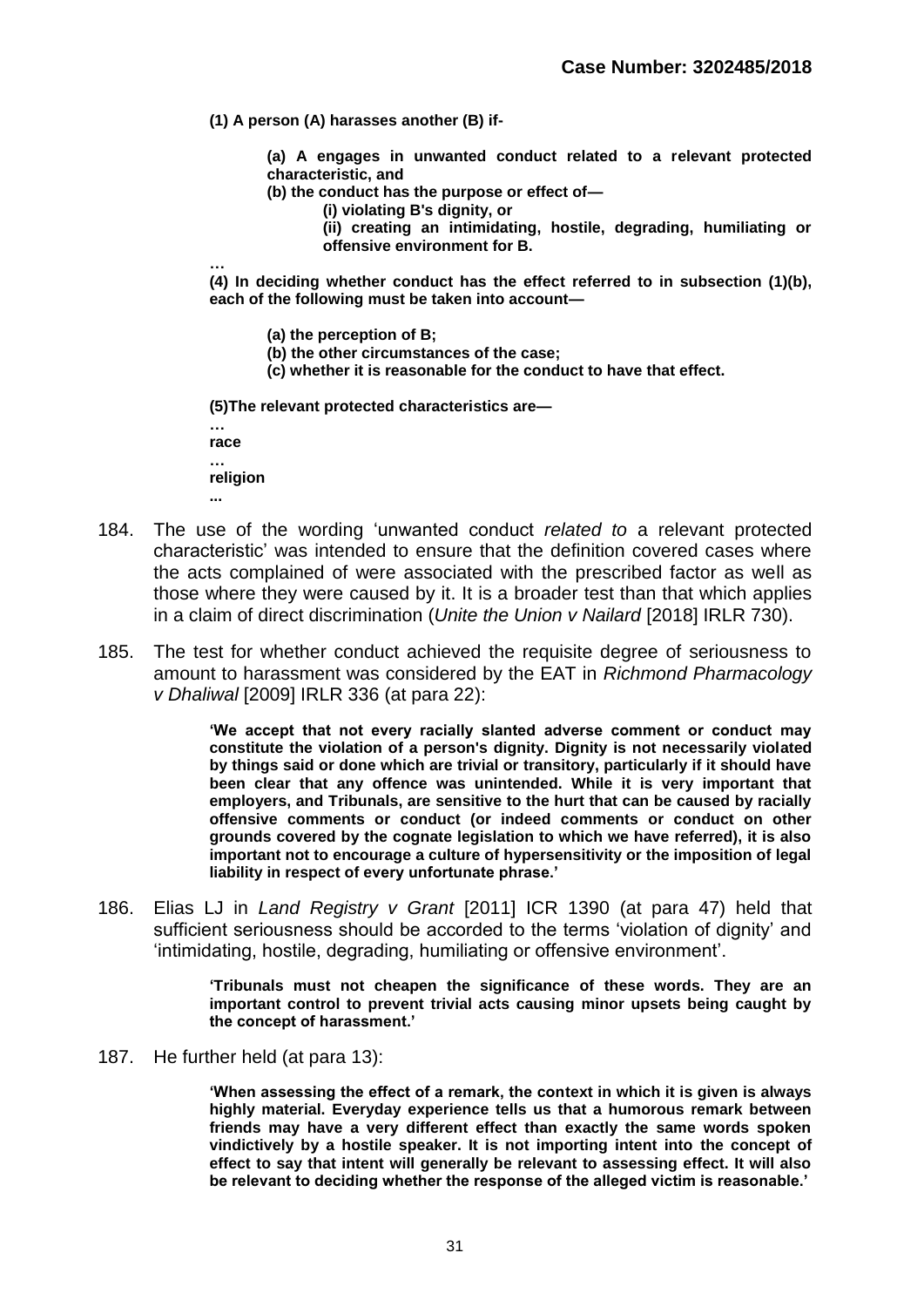**(1) A person (A) harasses another (B) if-**

> **(a) A engages in unwanted conduct related to a relevant protected characteristic, and**
>
> **(b) the conduct has the purpose or effect of—**
>
> > **(i) violating B's dignity, or**
> >
> > **(ii) creating an intimidating, hostile, degrading, humiliating or offensive environment for B.**

**…**

**(4) In deciding whether conduct has the effect referred to in subsection (1)(b), each of the following must be taken into account—**

> **(a) the perception of B;**
>
> **(b) the other circumstances of the case;**
>
> **(c) whether it is reasonable for the conduct to have that effect.**

**(5)The relevant protected characteristics are—**

**…**

**race**

**…**

**religion**

**...**

184. The use of the wording 'unwanted conduct *related to* a relevant protected characteristic' was intended to ensure that the definition covered cases where the acts complained of were associated with the prescribed factor as well as those where they were caused by it. It is a broader test than that which applies in a claim of direct discrimination (*Unite the Union v Nailard* [2018] IRLR 730).

185. The test for whether conduct achieved the requisite degree of seriousness to amount to harassment was considered by the EAT in *Richmond Pharmacology v Dhaliwal* [2009] IRLR 336 (at para 22):

> **'We accept that not every racially slanted adverse comment or conduct may constitute the violation of a person's dignity. Dignity is not necessarily violated by things said or done which are trivial or transitory, particularly if it should have been clear that any offence was unintended. While it is very important that employers, and Tribunals, are sensitive to the hurt that can be caused by racially offensive comments or conduct (or indeed comments or conduct on other grounds covered by the cognate legislation to which we have referred), it is also important not to encourage a culture of hypersensitivity or the imposition of legal liability in respect of every unfortunate phrase.'**

186. Elias LJ in *Land Registry v Grant* [2011] ICR 1390 (at para 47) held that sufficient seriousness should be accorded to the terms 'violation of dignity' and 'intimidating, hostile, degrading, humiliating or offensive environment'.

> **'Tribunals must not cheapen the significance of these words. They are an important control to prevent trivial acts causing minor upsets being caught by the concept of harassment.'**

187. He further held (at para 13):

> **'When assessing the effect of a remark, the context in which it is given is always highly material. Everyday experience tells us that a humorous remark between friends may have a very different effect than exactly the same words spoken vindictively by a hostile speaker. It is not importing intent into the concept of effect to say that intent will generally be relevant to assessing effect. It will also be relevant to deciding whether the response of the alleged victim is reasonable.'**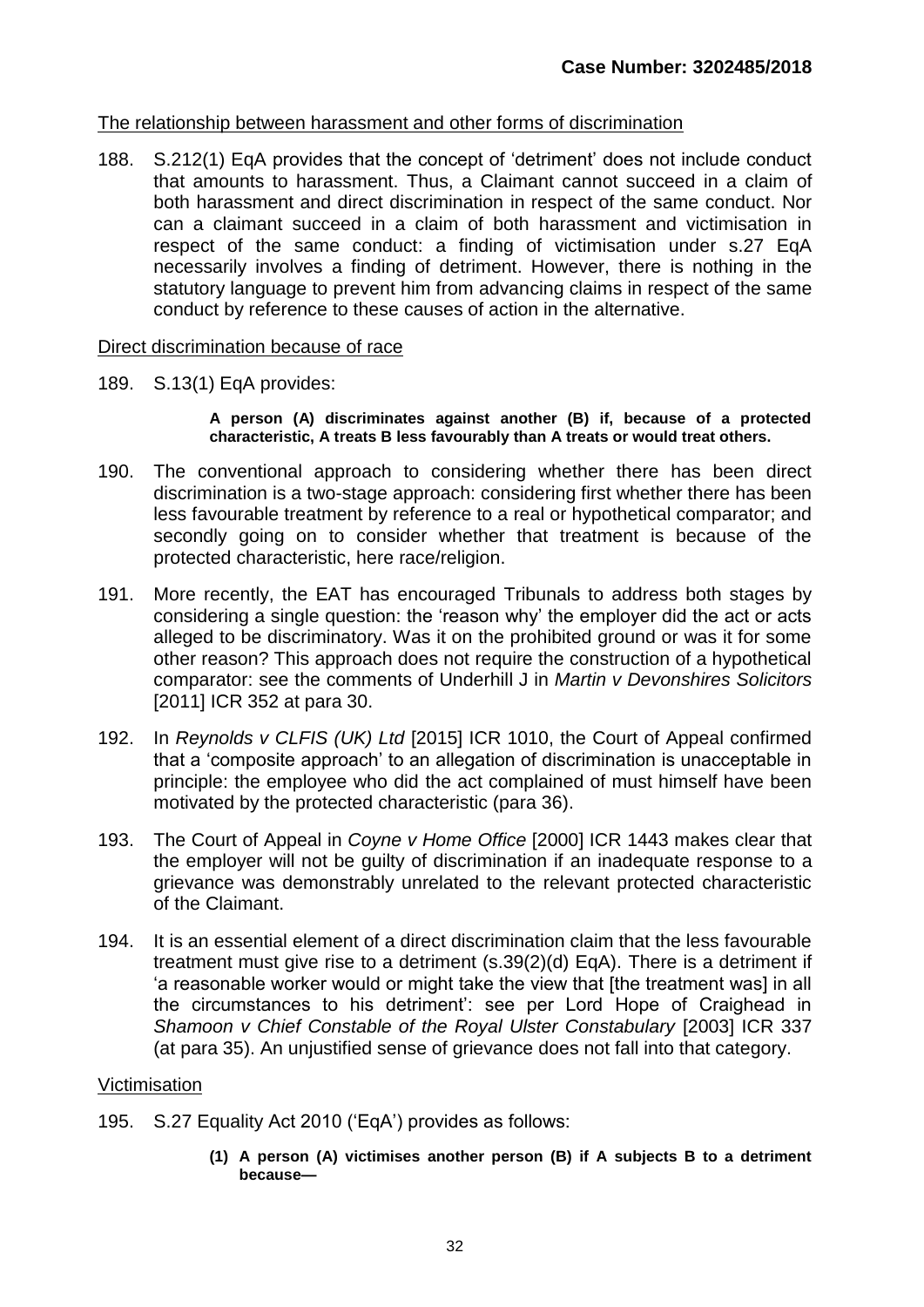The relationship between harassment and other forms of discrimination

188. S.212(1) EqA provides that the concept of 'detriment' does not include conduct that amounts to harassment. Thus, a Claimant cannot succeed in a claim of both harassment and direct discrimination in respect of the same conduct. Nor can a claimant succeed in a claim of both harassment and victimisation in respect of the same conduct: a finding of victimisation under s.27 EqA necessarily involves a finding of detriment. However, there is nothing in the statutory language to prevent him from advancing claims in respect of the same conduct by reference to these causes of action in the alternative.

Direct discrimination because of race

189. S.13(1) EqA provides:

> **A person (A) discriminates against another (B) if, because of a protected characteristic, A treats B less favourably than A treats or would treat others.**

190. The conventional approach to considering whether there has been direct discrimination is a two-stage approach: considering first whether there has been less favourable treatment by reference to a real or hypothetical comparator; and secondly going on to consider whether that treatment is because of the protected characteristic, here race/religion.

191. More recently, the EAT has encouraged Tribunals to address both stages by considering a single question: the 'reason why' the employer did the act or acts alleged to be discriminatory. Was it on the prohibited ground or was it for some other reason? This approach does not require the construction of a hypothetical comparator: see the comments of Underhill J in *Martin v Devonshires Solicitors* [2011] ICR 352 at para 30.

192. In *Reynolds v CLFIS (UK) Ltd* [2015] ICR 1010, the Court of Appeal confirmed that a 'composite approach' to an allegation of discrimination is unacceptable in principle: the employee who did the act complained of must himself have been motivated by the protected characteristic (para 36).

193. The Court of Appeal in *Coyne v Home Office* [2000] ICR 1443 makes clear that the employer will not be guilty of discrimination if an inadequate response to a grievance was demonstrably unrelated to the relevant protected characteristic of the Claimant.

194. It is an essential element of a direct discrimination claim that the less favourable treatment must give rise to a detriment (s.39(2)(d) EqA). There is a detriment if 'a reasonable worker would or might take the view that [the treatment was] in all the circumstances to his detriment': see per Lord Hope of Craighead in *Shamoon v Chief Constable of the Royal Ulster Constabulary* [2003] ICR 337 (at para 35). An unjustified sense of grievance does not fall into that category.

Victimisation

195. S.27 Equality Act 2010 ('EqA') provides as follows:

> **(1) A person (A) victimises another person (B) if A subjects B to a detriment because—**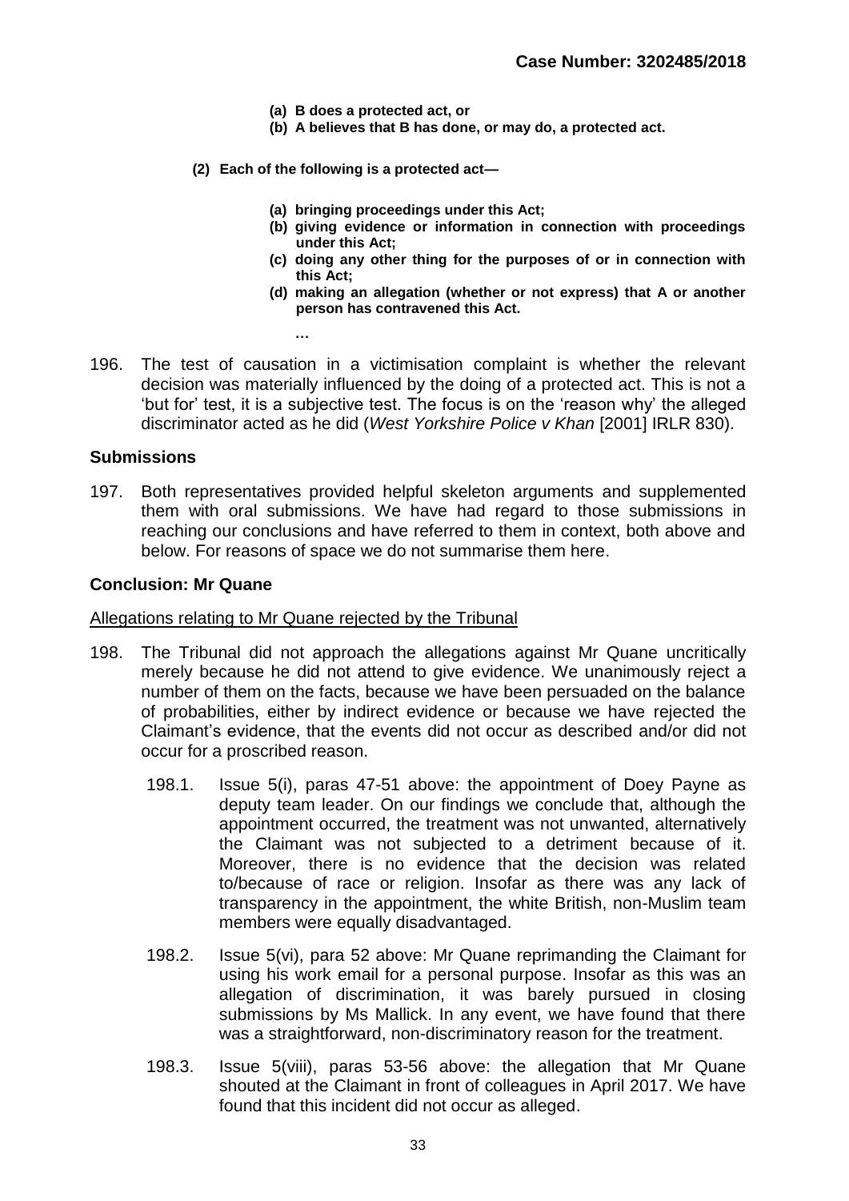**(a) B does a protected act, or**
**(b) A believes that B has done, or may do, a protected act.**

**(2) Each of the following is a protected act—**

**(a) bringing proceedings under this Act;**
**(b) giving evidence or information in connection with proceedings under this Act;**
**(c) doing any other thing for the purposes of or in connection with this Act;**
**(d) making an allegation (whether or not express) that A or another person has contravened this Act.**

**…**

196. The test of causation in a victimisation complaint is whether the relevant decision was materially influenced by the doing of a protected act. This is not a 'but for' test, it is a subjective test. The focus is on the 'reason why' the alleged discriminator acted as he did (*West Yorkshire Police v Khan* [2001] IRLR 830).

## Submissions

197. Both representatives provided helpful skeleton arguments and supplemented them with oral submissions. We have had regard to those submissions in reaching our conclusions and have referred to them in context, both above and below. For reasons of space we do not summarise them here.

## Conclusion: Mr Quane

<u>Allegations relating to Mr Quane rejected by the Tribunal</u>

198. The Tribunal did not approach the allegations against Mr Quane uncritically merely because he did not attend to give evidence. We unanimously reject a number of them on the facts, because we have been persuaded on the balance of probabilities, either by indirect evidence or because we have rejected the Claimant's evidence, that the events did not occur as described and/or did not occur for a proscribed reason.

198.1. Issue 5(i), paras 47-51 above: the appointment of Doey Payne as deputy team leader. On our findings we conclude that, although the appointment occurred, the treatment was not unwanted, alternatively the Claimant was not subjected to a detriment because of it. Moreover, there is no evidence that the decision was related to/because of race or religion. Insofar as there was any lack of transparency in the appointment, the white British, non-Muslim team members were equally disadvantaged.

198.2. Issue 5(vi), para 52 above: Mr Quane reprimanding the Claimant for using his work email for a personal purpose. Insofar as this was an allegation of discrimination, it was barely pursued in closing submissions by Ms Mallick. In any event, we have found that there was a straightforward, non-discriminatory reason for the treatment.

198.3. Issue 5(viii), paras 53-56 above: the allegation that Mr Quane shouted at the Claimant in front of colleagues in April 2017. We have found that this incident did not occur as alleged.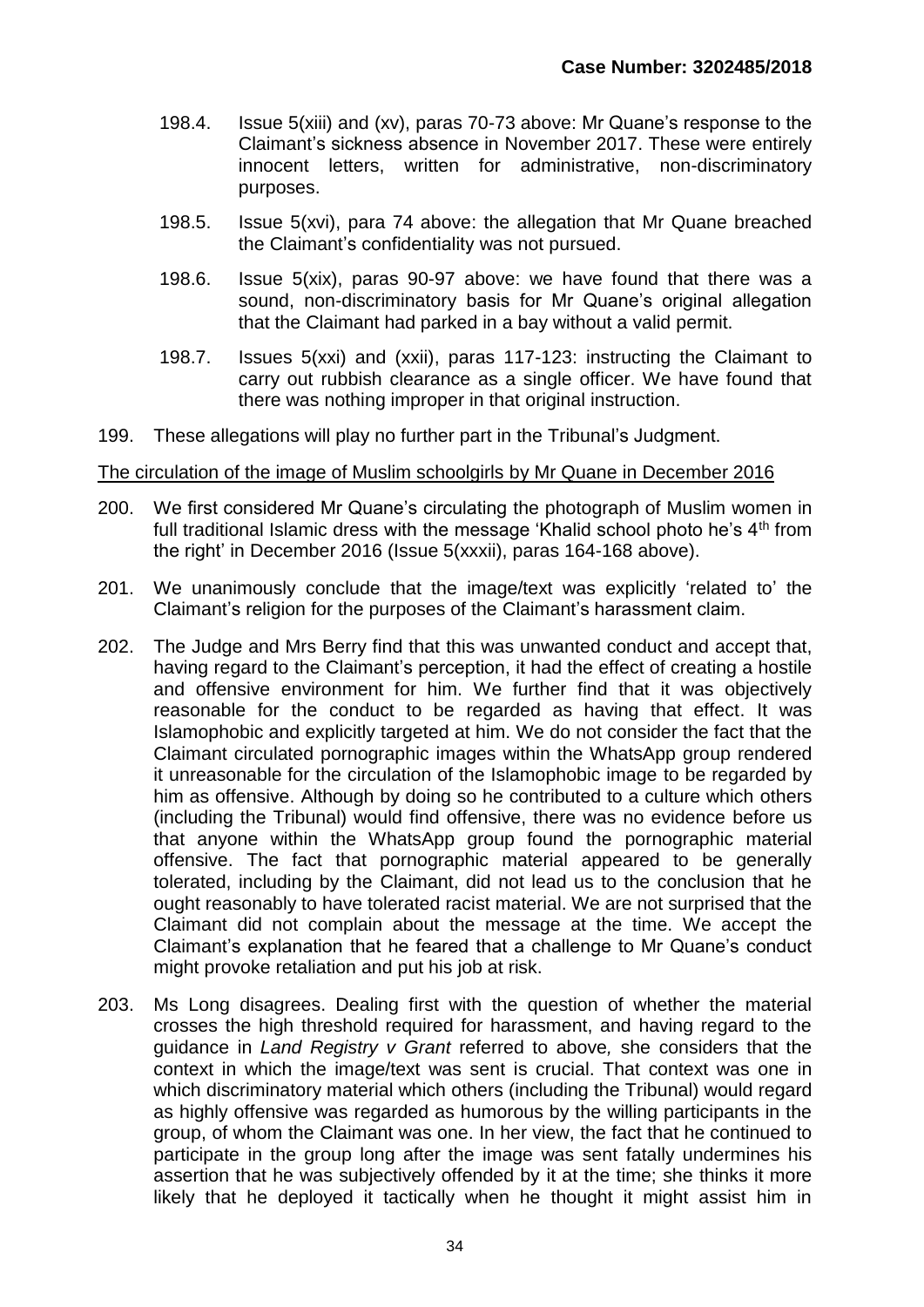198.4. Issue 5(xiii) and (xv), paras 70-73 above: Mr Quane's response to the Claimant's sickness absence in November 2017. These were entirely innocent letters, written for administrative, non-discriminatory purposes.

198.5. Issue 5(xvi), para 74 above: the allegation that Mr Quane breached the Claimant's confidentiality was not pursued.

198.6. Issue 5(xix), paras 90-97 above: we have found that there was a sound, non-discriminatory basis for Mr Quane's original allegation that the Claimant had parked in a bay without a valid permit.

198.7. Issues 5(xxi) and (xxii), paras 117-123: instructing the Claimant to carry out rubbish clearance as a single officer. We have found that there was nothing improper in that original instruction.

199. These allegations will play no further part in the Tribunal's Judgment.

<u>The circulation of the image of Muslim schoolgirls by Mr Quane in December 2016</u>

200. We first considered Mr Quane's circulating the photograph of Muslim women in full traditional Islamic dress with the message 'Khalid school photo he's 4th from the right' in December 2016 (Issue 5(xxxii), paras 164-168 above).

201. We unanimously conclude that the image/text was explicitly 'related to' the Claimant's religion for the purposes of the Claimant's harassment claim.

202. The Judge and Mrs Berry find that this was unwanted conduct and accept that, having regard to the Claimant's perception, it had the effect of creating a hostile and offensive environment for him. We further find that it was objectively reasonable for the conduct to be regarded as having that effect. It was Islamophobic and explicitly targeted at him. We do not consider the fact that the Claimant circulated pornographic images within the WhatsApp group rendered it unreasonable for the circulation of the Islamophobic image to be regarded by him as offensive. Although by doing so he contributed to a culture which others (including the Tribunal) would find offensive, there was no evidence before us that anyone within the WhatsApp group found the pornographic material offensive. The fact that pornographic material appeared to be generally tolerated, including by the Claimant, did not lead us to the conclusion that he ought reasonably to have tolerated racist material. We are not surprised that the Claimant did not complain about the message at the time. We accept the Claimant's explanation that he feared that a challenge to Mr Quane's conduct might provoke retaliation and put his job at risk.

203. Ms Long disagrees. Dealing first with the question of whether the material crosses the high threshold required for harassment, and having regard to the guidance in *Land Registry v Grant* referred to above*,* she considers that the context in which the image/text was sent is crucial. That context was one in which discriminatory material which others (including the Tribunal) would regard as highly offensive was regarded as humorous by the willing participants in the group, of whom the Claimant was one. In her view, the fact that he continued to participate in the group long after the image was sent fatally undermines his assertion that he was subjectively offended by it at the time; she thinks it more likely that he deployed it tactically when he thought it might assist him in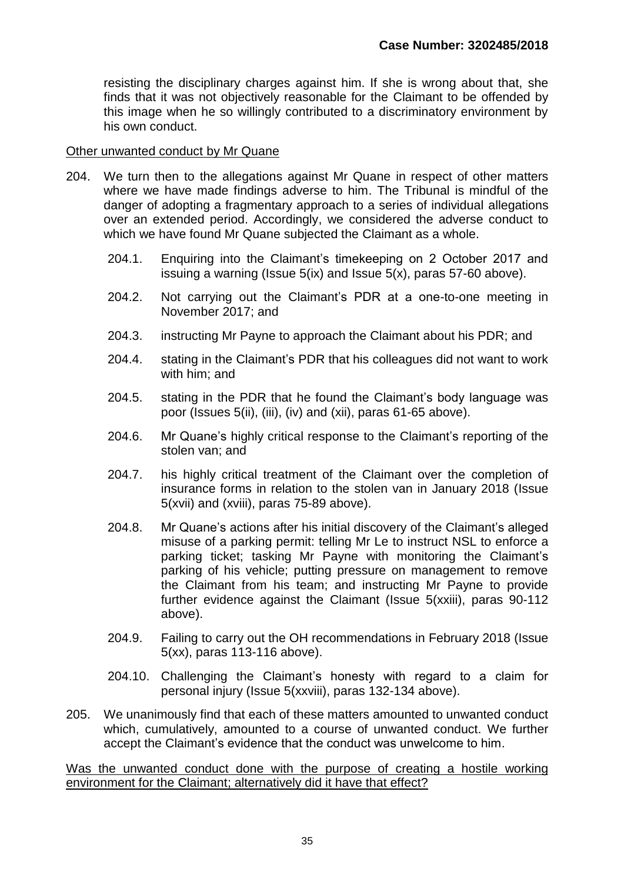resisting the disciplinary charges against him. If she is wrong about that, she finds that it was not objectively reasonable for the Claimant to be offended by this image when he so willingly contributed to a discriminatory environment by his own conduct.

<u>Other unwanted conduct by Mr Quane</u>

204. We turn then to the allegations against Mr Quane in respect of other matters where we have made findings adverse to him. The Tribunal is mindful of the danger of adopting a fragmentary approach to a series of individual allegations over an extended period. Accordingly, we considered the adverse conduct to which we have found Mr Quane subjected the Claimant as a whole.

    204.1. Enquiring into the Claimant's timekeeping on 2 October 2017 and issuing a warning (Issue 5(ix) and Issue 5(x), paras 57-60 above).

    204.2. Not carrying out the Claimant's PDR at a one-to-one meeting in November 2017; and

    204.3. instructing Mr Payne to approach the Claimant about his PDR; and

    204.4. stating in the Claimant's PDR that his colleagues did not want to work with him; and

    204.5. stating in the PDR that he found the Claimant's body language was poor (Issues 5(ii), (iii), (iv) and (xii), paras 61-65 above).

    204.6. Mr Quane's highly critical response to the Claimant's reporting of the stolen van; and

    204.7. his highly critical treatment of the Claimant over the completion of insurance forms in relation to the stolen van in January 2018 (Issue 5(xvii) and (xviii), paras 75-89 above).

    204.8. Mr Quane's actions after his initial discovery of the Claimant's alleged misuse of a parking permit: telling Mr Le to instruct NSL to enforce a parking ticket; tasking Mr Payne with monitoring the Claimant's parking of his vehicle; putting pressure on management to remove the Claimant from his team; and instructing Mr Payne to provide further evidence against the Claimant (Issue 5(xxiii), paras 90-112 above).

    204.9. Failing to carry out the OH recommendations in February 2018 (Issue 5(xx), paras 113-116 above).

    204.10. Challenging the Claimant's honesty with regard to a claim for personal injury (Issue 5(xxviii), paras 132-134 above).

205. We unanimously find that each of these matters amounted to unwanted conduct which, cumulatively, amounted to a course of unwanted conduct. We further accept the Claimant's evidence that the conduct was unwelcome to him.

<u>Was the unwanted conduct done with the purpose of creating a hostile working environment for the Claimant; alternatively did it have that effect?</u>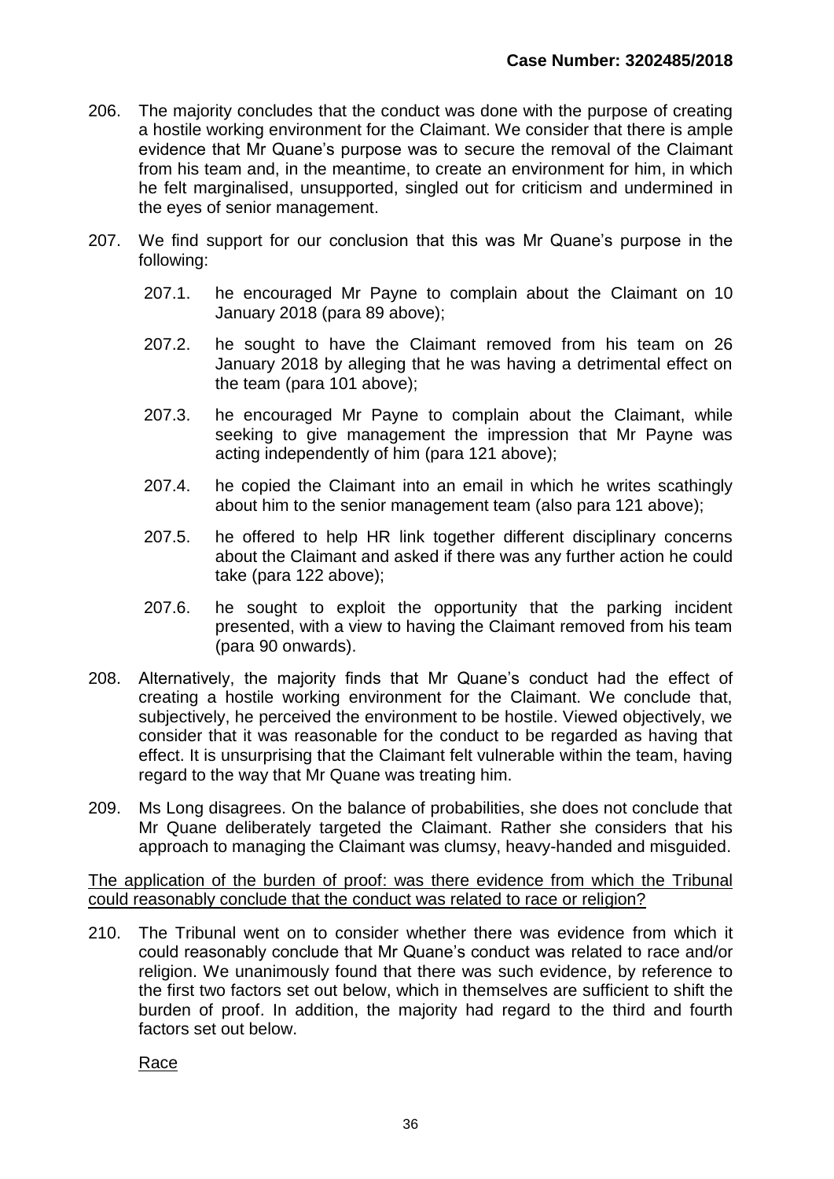206. The majority concludes that the conduct was done with the purpose of creating a hostile working environment for the Claimant. We consider that there is ample evidence that Mr Quane's purpose was to secure the removal of the Claimant from his team and, in the meantime, to create an environment for him, in which he felt marginalised, unsupported, singled out for criticism and undermined in the eyes of senior management.

207. We find support for our conclusion that this was Mr Quane's purpose in the following:

    207.1. he encouraged Mr Payne to complain about the Claimant on 10 January 2018 (para 89 above);

    207.2. he sought to have the Claimant removed from his team on 26 January 2018 by alleging that he was having a detrimental effect on the team (para 101 above);

    207.3. he encouraged Mr Payne to complain about the Claimant, while seeking to give management the impression that Mr Payne was acting independently of him (para 121 above);

    207.4. he copied the Claimant into an email in which he writes scathingly about him to the senior management team (also para 121 above);

    207.5. he offered to help HR link together different disciplinary concerns about the Claimant and asked if there was any further action he could take (para 122 above);

    207.6. he sought to exploit the opportunity that the parking incident presented, with a view to having the Claimant removed from his team (para 90 onwards).

208. Alternatively, the majority finds that Mr Quane's conduct had the effect of creating a hostile working environment for the Claimant. We conclude that, subjectively, he perceived the environment to be hostile. Viewed objectively, we consider that it was reasonable for the conduct to be regarded as having that effect. It is unsurprising that the Claimant felt vulnerable within the team, having regard to the way that Mr Quane was treating him.

209. Ms Long disagrees. On the balance of probabilities, she does not conclude that Mr Quane deliberately targeted the Claimant. Rather she considers that his approach to managing the Claimant was clumsy, heavy-handed and misguided.

<u>The application of the burden of proof: was there evidence from which the Tribunal could reasonably conclude that the conduct was related to race or religion?</u>

210. The Tribunal went on to consider whether there was evidence from which it could reasonably conclude that Mr Quane's conduct was related to race and/or religion. We unanimously found that there was such evidence, by reference to the first two factors set out below, which in themselves are sufficient to shift the burden of proof. In addition, the majority had regard to the third and fourth factors set out below.

<u>Race</u>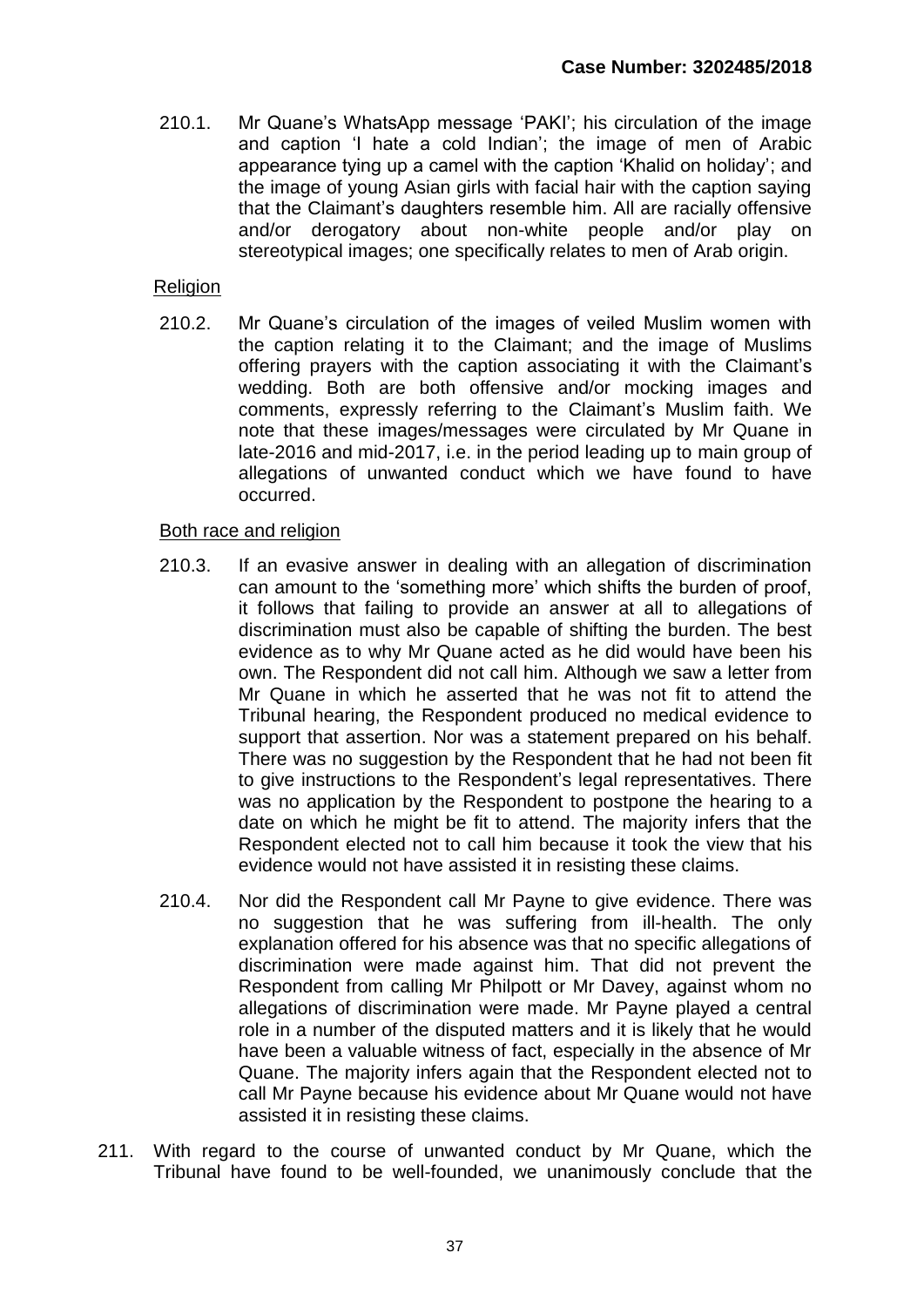210.1. Mr Quane's WhatsApp message 'PAKI'; his circulation of the image and caption 'I hate a cold Indian'; the image of men of Arabic appearance tying up a camel with the caption 'Khalid on holiday'; and the image of young Asian girls with facial hair with the caption saying that the Claimant's daughters resemble him. All are racially offensive and/or derogatory about non-white people and/or play on stereotypical images; one specifically relates to men of Arab origin.

Religion

210.2. Mr Quane's circulation of the images of veiled Muslim women with the caption relating it to the Claimant; and the image of Muslims offering prayers with the caption associating it with the Claimant's wedding. Both are both offensive and/or mocking images and comments, expressly referring to the Claimant's Muslim faith. We note that these images/messages were circulated by Mr Quane in late-2016 and mid-2017, i.e. in the period leading up to main group of allegations of unwanted conduct which we have found to have occurred.

Both race and religion

210.3. If an evasive answer in dealing with an allegation of discrimination can amount to the 'something more' which shifts the burden of proof, it follows that failing to provide an answer at all to allegations of discrimination must also be capable of shifting the burden. The best evidence as to why Mr Quane acted as he did would have been his own. The Respondent did not call him. Although we saw a letter from Mr Quane in which he asserted that he was not fit to attend the Tribunal hearing, the Respondent produced no medical evidence to support that assertion. Nor was a statement prepared on his behalf. There was no suggestion by the Respondent that he had not been fit to give instructions to the Respondent's legal representatives. There was no application by the Respondent to postpone the hearing to a date on which he might be fit to attend. The majority infers that the Respondent elected not to call him because it took the view that his evidence would not have assisted it in resisting these claims.

210.4. Nor did the Respondent call Mr Payne to give evidence. There was no suggestion that he was suffering from ill-health. The only explanation offered for his absence was that no specific allegations of discrimination were made against him. That did not prevent the Respondent from calling Mr Philpott or Mr Davey, against whom no allegations of discrimination were made. Mr Payne played a central role in a number of the disputed matters and it is likely that he would have been a valuable witness of fact, especially in the absence of Mr Quane. The majority infers again that the Respondent elected not to call Mr Payne because his evidence about Mr Quane would not have assisted it in resisting these claims.

211. With regard to the course of unwanted conduct by Mr Quane, which the Tribunal have found to be well-founded, we unanimously conclude that the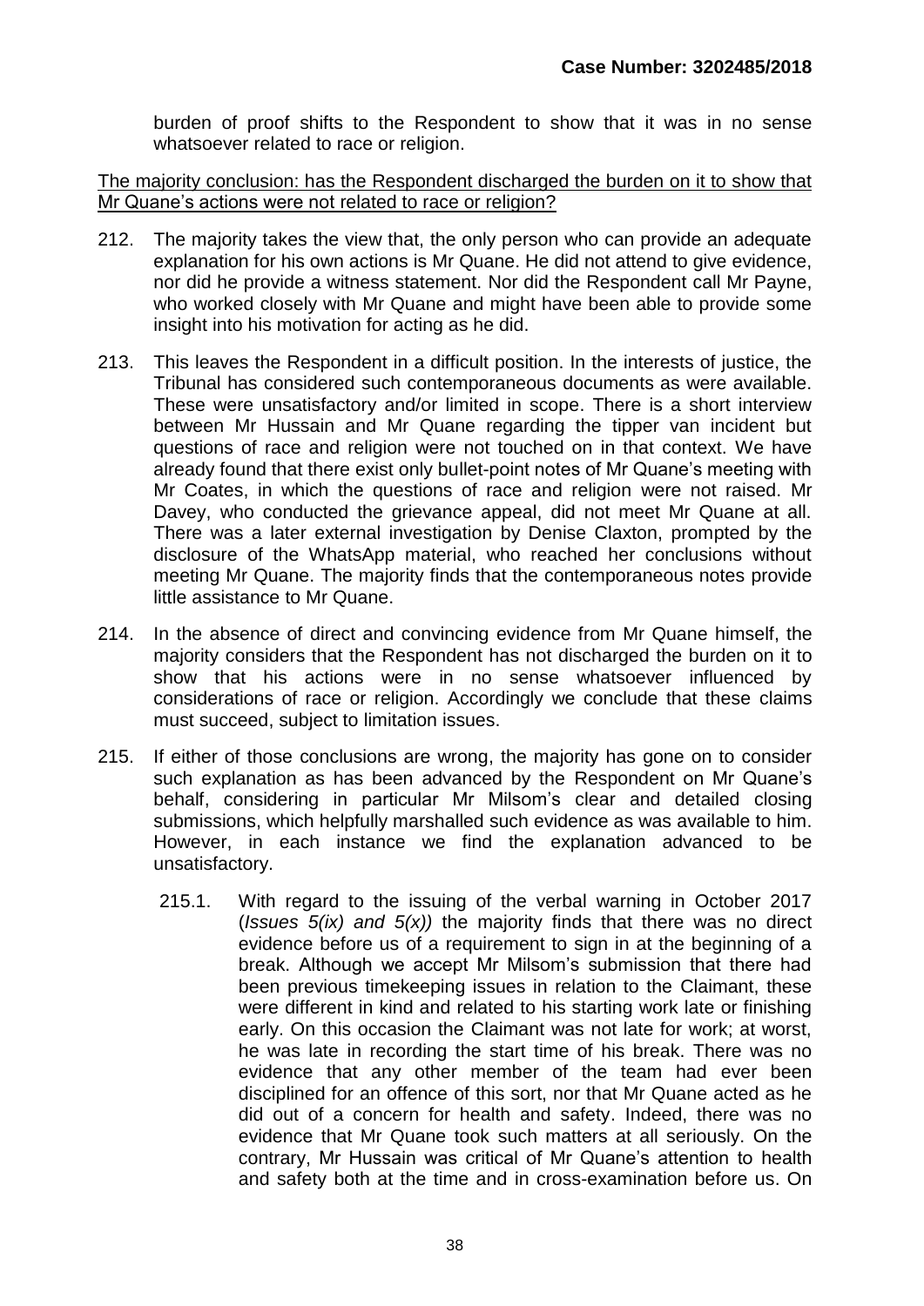burden of proof shifts to the Respondent to show that it was in no sense whatsoever related to race or religion.

<u>The majority conclusion: has the Respondent discharged the burden on it to show that Mr Quane's actions were not related to race or religion?</u>

212. The majority takes the view that, the only person who can provide an adequate explanation for his own actions is Mr Quane. He did not attend to give evidence, nor did he provide a witness statement. Nor did the Respondent call Mr Payne, who worked closely with Mr Quane and might have been able to provide some insight into his motivation for acting as he did.

213. This leaves the Respondent in a difficult position. In the interests of justice, the Tribunal has considered such contemporaneous documents as were available. These were unsatisfactory and/or limited in scope. There is a short interview between Mr Hussain and Mr Quane regarding the tipper van incident but questions of race and religion were not touched on in that context. We have already found that there exist only bullet-point notes of Mr Quane's meeting with Mr Coates, in which the questions of race and religion were not raised. Mr Davey, who conducted the grievance appeal, did not meet Mr Quane at all. There was a later external investigation by Denise Claxton, prompted by the disclosure of the WhatsApp material, who reached her conclusions without meeting Mr Quane. The majority finds that the contemporaneous notes provide little assistance to Mr Quane.

214. In the absence of direct and convincing evidence from Mr Quane himself, the majority considers that the Respondent has not discharged the burden on it to show that his actions were in no sense whatsoever influenced by considerations of race or religion. Accordingly we conclude that these claims must succeed, subject to limitation issues.

215. If either of those conclusions are wrong, the majority has gone on to consider such explanation as has been advanced by the Respondent on Mr Quane's behalf, considering in particular Mr Milsom's clear and detailed closing submissions, which helpfully marshalled such evidence as was available to him. However, in each instance we find the explanation advanced to be unsatisfactory.

    215.1. With regard to the issuing of the verbal warning in October 2017 (*Issues 5(ix) and 5(x)*) the majority finds that there was no direct evidence before us of a requirement to sign in at the beginning of a break. Although we accept Mr Milsom's submission that there had been previous timekeeping issues in relation to the Claimant, these were different in kind and related to his starting work late or finishing early. On this occasion the Claimant was not late for work; at worst, he was late in recording the start time of his break. There was no evidence that any other member of the team had ever been disciplined for an offence of this sort, nor that Mr Quane acted as he did out of a concern for health and safety. Indeed, there was no evidence that Mr Quane took such matters at all seriously. On the contrary, Mr Hussain was critical of Mr Quane's attention to health and safety both at the time and in cross-examination before us. On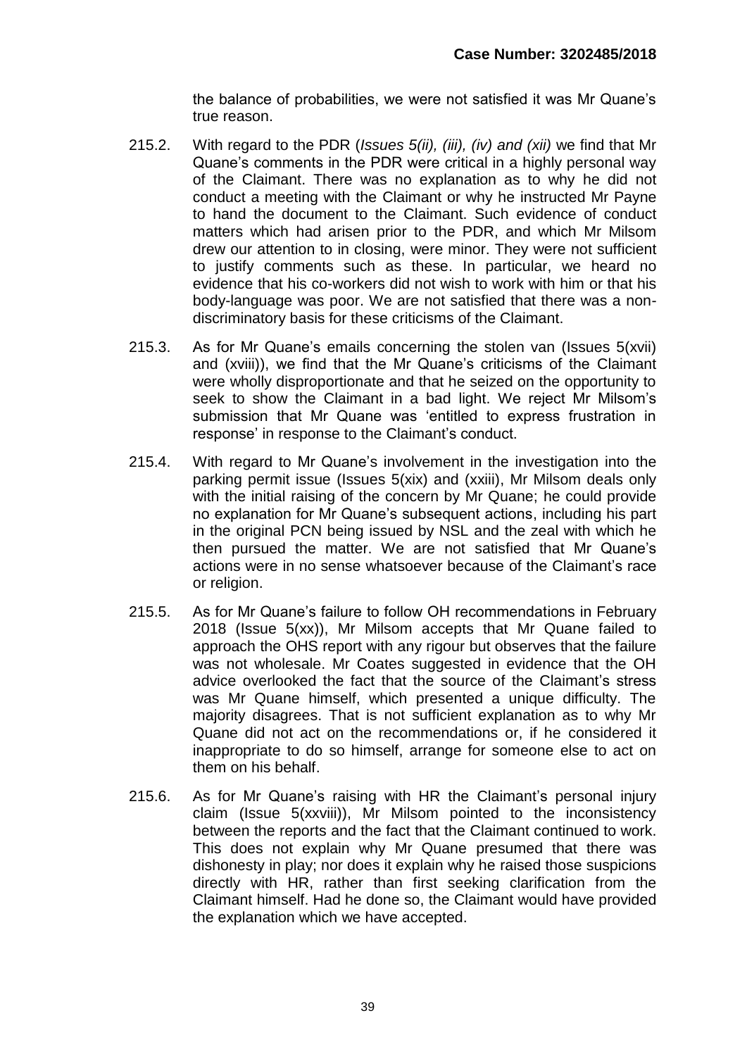the balance of probabilities, we were not satisfied it was Mr Quane's true reason.

215.2. With regard to the PDR (*Issues 5(ii), (iii), (iv) and (xii)* we find that Mr Quane's comments in the PDR were critical in a highly personal way of the Claimant. There was no explanation as to why he did not conduct a meeting with the Claimant or why he instructed Mr Payne to hand the document to the Claimant. Such evidence of conduct matters which had arisen prior to the PDR, and which Mr Milsom drew our attention to in closing, were minor. They were not sufficient to justify comments such as these. In particular, we heard no evidence that his co-workers did not wish to work with him or that his body-language was poor. We are not satisfied that there was a non-discriminatory basis for these criticisms of the Claimant.

215.3. As for Mr Quane's emails concerning the stolen van (Issues 5(xvii) and (xviii)), we find that the Mr Quane's criticisms of the Claimant were wholly disproportionate and that he seized on the opportunity to seek to show the Claimant in a bad light. We reject Mr Milsom's submission that Mr Quane was 'entitled to express frustration in response' in response to the Claimant's conduct.

215.4. With regard to Mr Quane's involvement in the investigation into the parking permit issue (Issues 5(xix) and (xxiii), Mr Milsom deals only with the initial raising of the concern by Mr Quane; he could provide no explanation for Mr Quane's subsequent actions, including his part in the original PCN being issued by NSL and the zeal with which he then pursued the matter. We are not satisfied that Mr Quane's actions were in no sense whatsoever because of the Claimant's race or religion.

215.5. As for Mr Quane's failure to follow OH recommendations in February 2018 (Issue 5(xx)), Mr Milsom accepts that Mr Quane failed to approach the OHS report with any rigour but observes that the failure was not wholesale. Mr Coates suggested in evidence that the OH advice overlooked the fact that the source of the Claimant's stress was Mr Quane himself, which presented a unique difficulty. The majority disagrees. That is not sufficient explanation as to why Mr Quane did not act on the recommendations or, if he considered it inappropriate to do so himself, arrange for someone else to act on them on his behalf.

215.6. As for Mr Quane's raising with HR the Claimant's personal injury claim (Issue 5(xxviii)), Mr Milsom pointed to the inconsistency between the reports and the fact that the Claimant continued to work. This does not explain why Mr Quane presumed that there was dishonesty in play; nor does it explain why he raised those suspicions directly with HR, rather than first seeking clarification from the Claimant himself. Had he done so, the Claimant would have provided the explanation which we have accepted.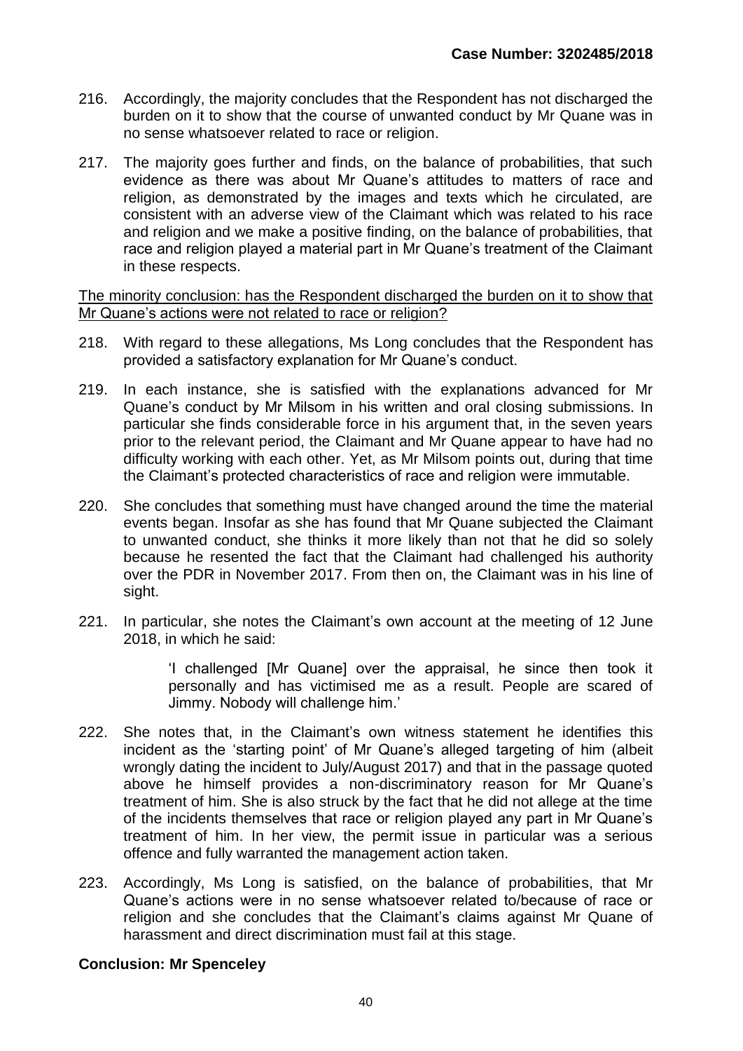216. Accordingly, the majority concludes that the Respondent has not discharged the burden on it to show that the course of unwanted conduct by Mr Quane was in no sense whatsoever related to race or religion.

217. The majority goes further and finds, on the balance of probabilities, that such evidence as there was about Mr Quane's attitudes to matters of race and religion, as demonstrated by the images and texts which he circulated, are consistent with an adverse view of the Claimant which was related to his race and religion and we make a positive finding, on the balance of probabilities, that race and religion played a material part in Mr Quane's treatment of the Claimant in these respects.

<u>The minority conclusion: has the Respondent discharged the burden on it to show that Mr Quane's actions were not related to race or religion?</u>

218. With regard to these allegations, Ms Long concludes that the Respondent has provided a satisfactory explanation for Mr Quane's conduct.

219. In each instance, she is satisfied with the explanations advanced for Mr Quane's conduct by Mr Milsom in his written and oral closing submissions. In particular she finds considerable force in his argument that, in the seven years prior to the relevant period, the Claimant and Mr Quane appear to have had no difficulty working with each other. Yet, as Mr Milsom points out, during that time the Claimant's protected characteristics of race and religion were immutable.

220. She concludes that something must have changed around the time the material events began. Insofar as she has found that Mr Quane subjected the Claimant to unwanted conduct, she thinks it more likely than not that he did so solely because he resented the fact that the Claimant had challenged his authority over the PDR in November 2017. From then on, the Claimant was in his line of sight.

221. In particular, she notes the Claimant's own account at the meeting of 12 June 2018, in which he said:

> 'I challenged [Mr Quane] over the appraisal, he since then took it personally and has victimised me as a result. People are scared of Jimmy. Nobody will challenge him.'

222. She notes that, in the Claimant's own witness statement he identifies this incident as the 'starting point' of Mr Quane's alleged targeting of him (albeit wrongly dating the incident to July/August 2017) and that in the passage quoted above he himself provides a non-discriminatory reason for Mr Quane's treatment of him. She is also struck by the fact that he did not allege at the time of the incidents themselves that race or religion played any part in Mr Quane's treatment of him. In her view, the permit issue in particular was a serious offence and fully warranted the management action taken.

223. Accordingly, Ms Long is satisfied, on the balance of probabilities, that Mr Quane's actions were in no sense whatsoever related to/because of race or religion and she concludes that the Claimant's claims against Mr Quane of harassment and direct discrimination must fail at this stage.

**Conclusion: Mr Spenceley**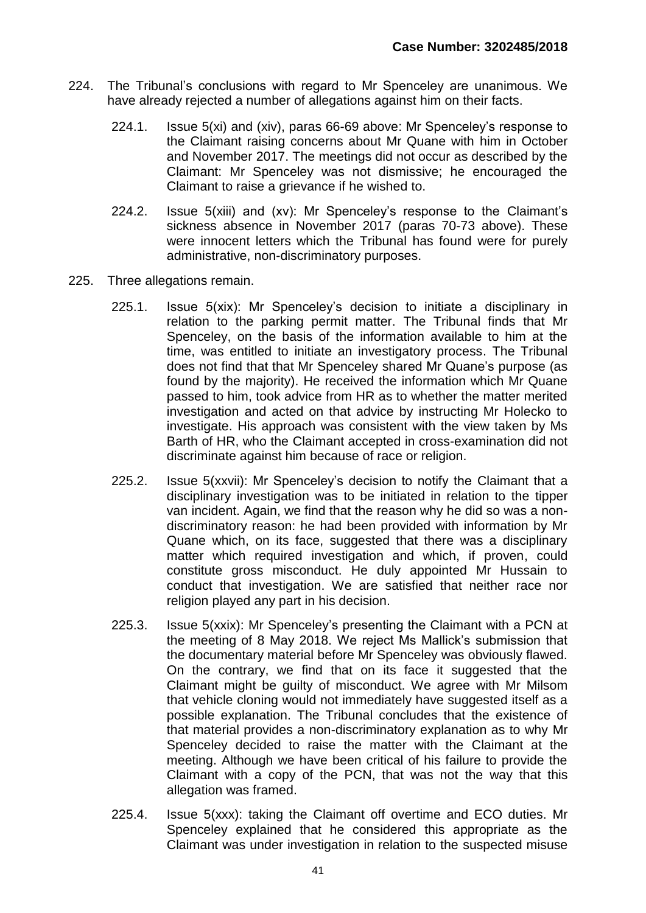224. The Tribunal's conclusions with regard to Mr Spenceley are unanimous. We have already rejected a number of allegations against him on their facts.

    224.1. Issue 5(xi) and (xiv), paras 66-69 above: Mr Spenceley's response to the Claimant raising concerns about Mr Quane with him in October and November 2017. The meetings did not occur as described by the Claimant: Mr Spenceley was not dismissive; he encouraged the Claimant to raise a grievance if he wished to.

    224.2. Issue 5(xiii) and (xv): Mr Spenceley's response to the Claimant's sickness absence in November 2017 (paras 70-73 above). These were innocent letters which the Tribunal has found were for purely administrative, non-discriminatory purposes.

225. Three allegations remain.

    225.1. Issue 5(xix): Mr Spenceley's decision to initiate a disciplinary in relation to the parking permit matter. The Tribunal finds that Mr Spenceley, on the basis of the information available to him at the time, was entitled to initiate an investigatory process. The Tribunal does not find that that Mr Spenceley shared Mr Quane's purpose (as found by the majority). He received the information which Mr Quane passed to him, took advice from HR as to whether the matter merited investigation and acted on that advice by instructing Mr Holecko to investigate. His approach was consistent with the view taken by Ms Barth of HR, who the Claimant accepted in cross-examination did not discriminate against him because of race or religion.

    225.2. Issue 5(xxvii): Mr Spenceley's decision to notify the Claimant that a disciplinary investigation was to be initiated in relation to the tipper van incident. Again, we find that the reason why he did so was a non-discriminatory reason: he had been provided with information by Mr Quane which, on its face, suggested that there was a disciplinary matter which required investigation and which, if proven, could constitute gross misconduct. He duly appointed Mr Hussain to conduct that investigation. We are satisfied that neither race nor religion played any part in his decision.

    225.3. Issue 5(xxix): Mr Spenceley's presenting the Claimant with a PCN at the meeting of 8 May 2018. We reject Ms Mallick's submission that the documentary material before Mr Spenceley was obviously flawed. On the contrary, we find that on its face it suggested that the Claimant might be guilty of misconduct. We agree with Mr Milsom that vehicle cloning would not immediately have suggested itself as a possible explanation. The Tribunal concludes that the existence of that material provides a non-discriminatory explanation as to why Mr Spenceley decided to raise the matter with the Claimant at the meeting. Although we have been critical of his failure to provide the Claimant with a copy of the PCN, that was not the way that this allegation was framed.

    225.4. Issue 5(xxx): taking the Claimant off overtime and ECO duties. Mr Spenceley explained that he considered this appropriate as the Claimant was under investigation in relation to the suspected misuse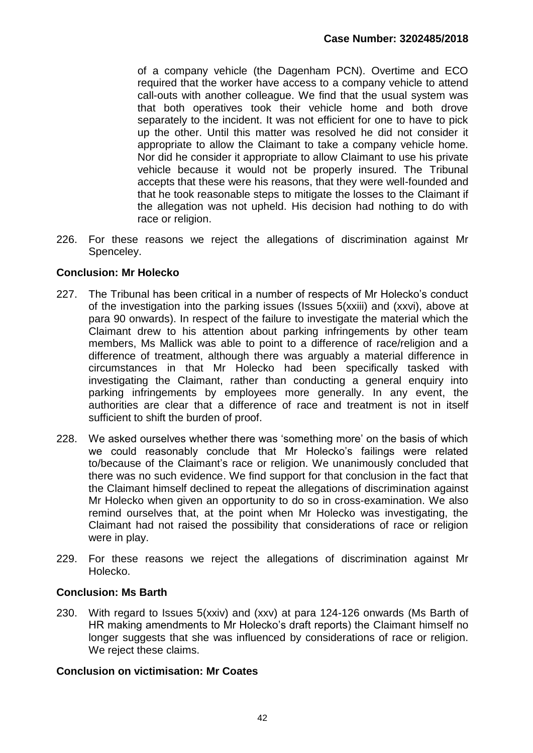of a company vehicle (the Dagenham PCN). Overtime and ECO required that the worker have access to a company vehicle to attend call-outs with another colleague. We find that the usual system was that both operatives took their vehicle home and both drove separately to the incident. It was not efficient for one to have to pick up the other. Until this matter was resolved he did not consider it appropriate to allow the Claimant to take a company vehicle home. Nor did he consider it appropriate to allow Claimant to use his private vehicle because it would not be properly insured. The Tribunal accepts that these were his reasons, that they were well-founded and that he took reasonable steps to mitigate the losses to the Claimant if the allegation was not upheld. His decision had nothing to do with race or religion.

226. For these reasons we reject the allegations of discrimination against Mr Spenceley.

**Conclusion: Mr Holecko**

227. The Tribunal has been critical in a number of respects of Mr Holecko's conduct of the investigation into the parking issues (Issues 5(xxiii) and (xxvi), above at para 90 onwards). In respect of the failure to investigate the material which the Claimant drew to his attention about parking infringements by other team members, Ms Mallick was able to point to a difference of race/religion and a difference of treatment, although there was arguably a material difference in circumstances in that Mr Holecko had been specifically tasked with investigating the Claimant, rather than conducting a general enquiry into parking infringements by employees more generally. In any event, the authorities are clear that a difference of race and treatment is not in itself sufficient to shift the burden of proof.

228. We asked ourselves whether there was 'something more' on the basis of which we could reasonably conclude that Mr Holecko's failings were related to/because of the Claimant's race or religion. We unanimously concluded that there was no such evidence. We find support for that conclusion in the fact that the Claimant himself declined to repeat the allegations of discrimination against Mr Holecko when given an opportunity to do so in cross-examination. We also remind ourselves that, at the point when Mr Holecko was investigating, the Claimant had not raised the possibility that considerations of race or religion were in play.

229. For these reasons we reject the allegations of discrimination against Mr Holecko.

**Conclusion: Ms Barth**

230. With regard to Issues 5(xxiv) and (xxv) at para 124-126 onwards (Ms Barth of HR making amendments to Mr Holecko's draft reports) the Claimant himself no longer suggests that she was influenced by considerations of race or religion. We reject these claims.

**Conclusion on victimisation: Mr Coates**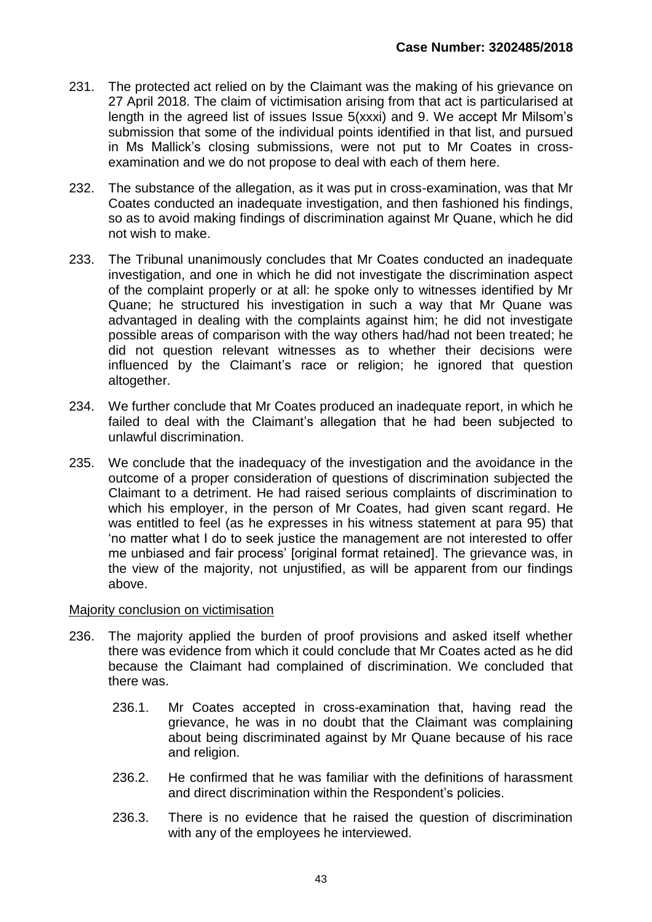231. The protected act relied on by the Claimant was the making of his grievance on 27 April 2018. The claim of victimisation arising from that act is particularised at length in the agreed list of issues Issue 5(xxxi) and 9. We accept Mr Milsom's submission that some of the individual points identified in that list, and pursued in Ms Mallick's closing submissions, were not put to Mr Coates in cross-examination and we do not propose to deal with each of them here.

232. The substance of the allegation, as it was put in cross-examination, was that Mr Coates conducted an inadequate investigation, and then fashioned his findings, so as to avoid making findings of discrimination against Mr Quane, which he did not wish to make.

233. The Tribunal unanimously concludes that Mr Coates conducted an inadequate investigation, and one in which he did not investigate the discrimination aspect of the complaint properly or at all: he spoke only to witnesses identified by Mr Quane; he structured his investigation in such a way that Mr Quane was advantaged in dealing with the complaints against him; he did not investigate possible areas of comparison with the way others had/had not been treated; he did not question relevant witnesses as to whether their decisions were influenced by the Claimant's race or religion; he ignored that question altogether.

234. We further conclude that Mr Coates produced an inadequate report, in which he failed to deal with the Claimant's allegation that he had been subjected to unlawful discrimination.

235. We conclude that the inadequacy of the investigation and the avoidance in the outcome of a proper consideration of questions of discrimination subjected the Claimant to a detriment. He had raised serious complaints of discrimination to which his employer, in the person of Mr Coates, had given scant regard. He was entitled to feel (as he expresses in his witness statement at para 95) that 'no matter what I do to seek justice the management are not interested to offer me unbiased and fair process' [original format retained]. The grievance was, in the view of the majority, not unjustified, as will be apparent from our findings above.

Majority conclusion on victimisation

236. The majority applied the burden of proof provisions and asked itself whether there was evidence from which it could conclude that Mr Coates acted as he did because the Claimant had complained of discrimination. We concluded that there was.

   236.1. Mr Coates accepted in cross-examination that, having read the grievance, he was in no doubt that the Claimant was complaining about being discriminated against by Mr Quane because of his race and religion.

   236.2. He confirmed that he was familiar with the definitions of harassment and direct discrimination within the Respondent's policies.

   236.3. There is no evidence that he raised the question of discrimination with any of the employees he interviewed.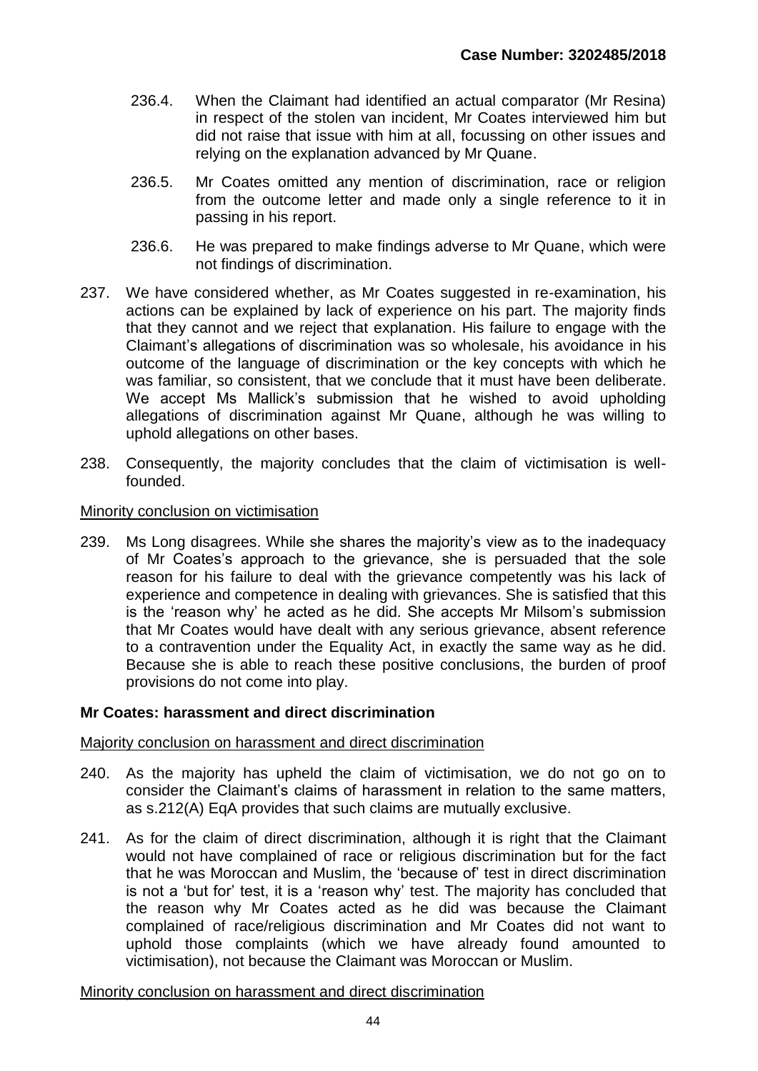236.4. When the Claimant had identified an actual comparator (Mr Resina) in respect of the stolen van incident, Mr Coates interviewed him but did not raise that issue with him at all, focussing on other issues and relying on the explanation advanced by Mr Quane.

236.5. Mr Coates omitted any mention of discrimination, race or religion from the outcome letter and made only a single reference to it in passing in his report.

236.6. He was prepared to make findings adverse to Mr Quane, which were not findings of discrimination.

237. We have considered whether, as Mr Coates suggested in re-examination, his actions can be explained by lack of experience on his part. The majority finds that they cannot and we reject that explanation. His failure to engage with the Claimant's allegations of discrimination was so wholesale, his avoidance in his outcome of the language of discrimination or the key concepts with which he was familiar, so consistent, that we conclude that it must have been deliberate. We accept Ms Mallick's submission that he wished to avoid upholding allegations of discrimination against Mr Quane, although he was willing to uphold allegations on other bases.

238. Consequently, the majority concludes that the claim of victimisation is well-founded.

<u>Minority conclusion on victimisation</u>

239. Ms Long disagrees. While she shares the majority's view as to the inadequacy of Mr Coates's approach to the grievance, she is persuaded that the sole reason for his failure to deal with the grievance competently was his lack of experience and competence in dealing with grievances. She is satisfied that this is the 'reason why' he acted as he did. She accepts Mr Milsom's submission that Mr Coates would have dealt with any serious grievance, absent reference to a contravention under the Equality Act, in exactly the same way as he did. Because she is able to reach these positive conclusions, the burden of proof provisions do not come into play.

### Mr Coates: harassment and direct discrimination

<u>Majority conclusion on harassment and direct discrimination</u>

240. As the majority has upheld the claim of victimisation, we do not go on to consider the Claimant's claims of harassment in relation to the same matters, as s.212(A) EqA provides that such claims are mutually exclusive.

241. As for the claim of direct discrimination, although it is right that the Claimant would not have complained of race or religious discrimination but for the fact that he was Moroccan and Muslim, the 'because of' test in direct discrimination is not a 'but for' test, it is a 'reason why' test. The majority has concluded that the reason why Mr Coates acted as he did was because the Claimant complained of race/religious discrimination and Mr Coates did not want to uphold those complaints (which we have already found amounted to victimisation), not because the Claimant was Moroccan or Muslim.

<u>Minority conclusion on harassment and direct discrimination</u>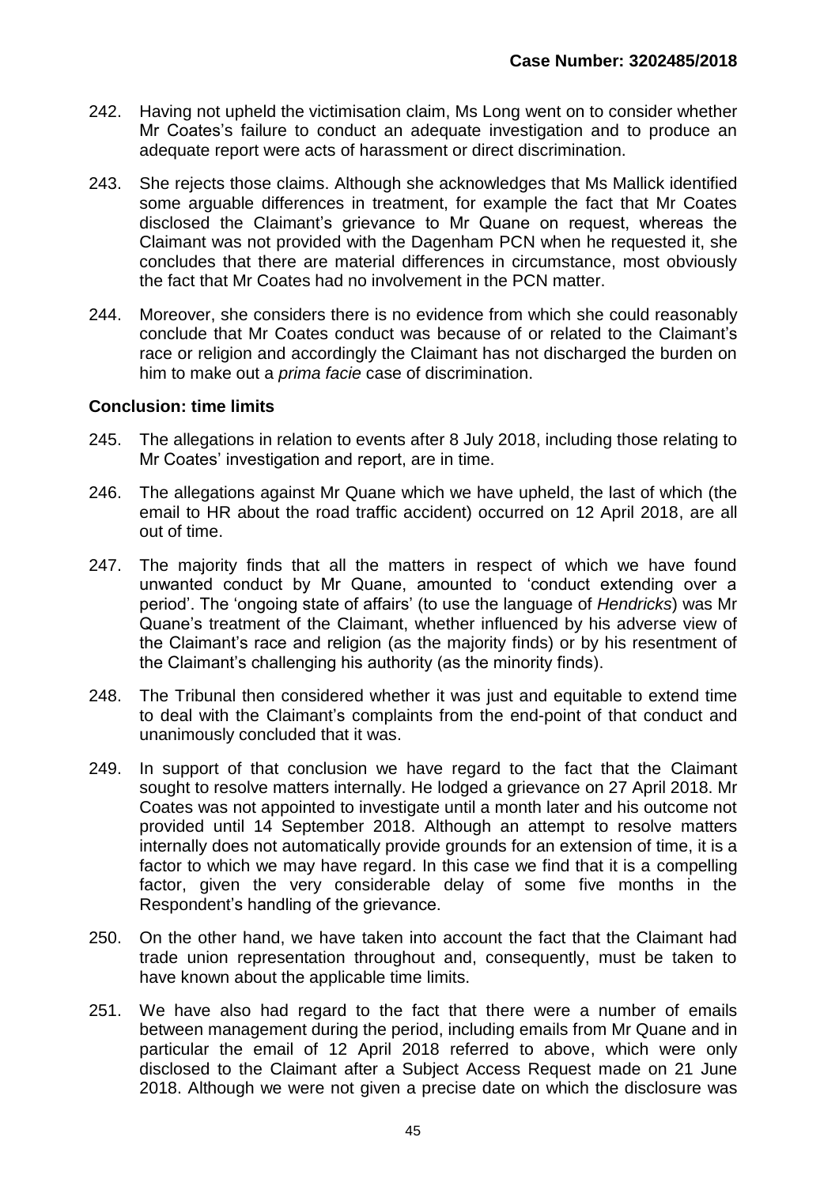242. Having not upheld the victimisation claim, Ms Long went on to consider whether Mr Coates's failure to conduct an adequate investigation and to produce an adequate report were acts of harassment or direct discrimination.

243. She rejects those claims. Although she acknowledges that Ms Mallick identified some arguable differences in treatment, for example the fact that Mr Coates disclosed the Claimant's grievance to Mr Quane on request, whereas the Claimant was not provided with the Dagenham PCN when he requested it, she concludes that there are material differences in circumstance, most obviously the fact that Mr Coates had no involvement in the PCN matter.

244. Moreover, she considers there is no evidence from which she could reasonably conclude that Mr Coates conduct was because of or related to the Claimant's race or religion and accordingly the Claimant has not discharged the burden on him to make out a *prima facie* case of discrimination.

**Conclusion: time limits**

245. The allegations in relation to events after 8 July 2018, including those relating to Mr Coates' investigation and report, are in time.

246. The allegations against Mr Quane which we have upheld, the last of which (the email to HR about the road traffic accident) occurred on 12 April 2018, are all out of time.

247. The majority finds that all the matters in respect of which we have found unwanted conduct by Mr Quane, amounted to 'conduct extending over a period'. The 'ongoing state of affairs' (to use the language of *Hendricks*) was Mr Quane's treatment of the Claimant, whether influenced by his adverse view of the Claimant's race and religion (as the majority finds) or by his resentment of the Claimant's challenging his authority (as the minority finds).

248. The Tribunal then considered whether it was just and equitable to extend time to deal with the Claimant's complaints from the end-point of that conduct and unanimously concluded that it was.

249. In support of that conclusion we have regard to the fact that the Claimant sought to resolve matters internally. He lodged a grievance on 27 April 2018. Mr Coates was not appointed to investigate until a month later and his outcome not provided until 14 September 2018. Although an attempt to resolve matters internally does not automatically provide grounds for an extension of time, it is a factor to which we may have regard. In this case we find that it is a compelling factor, given the very considerable delay of some five months in the Respondent's handling of the grievance.

250. On the other hand, we have taken into account the fact that the Claimant had trade union representation throughout and, consequently, must be taken to have known about the applicable time limits.

251. We have also had regard to the fact that there were a number of emails between management during the period, including emails from Mr Quane and in particular the email of 12 April 2018 referred to above, which were only disclosed to the Claimant after a Subject Access Request made on 21 June 2018. Although we were not given a precise date on which the disclosure was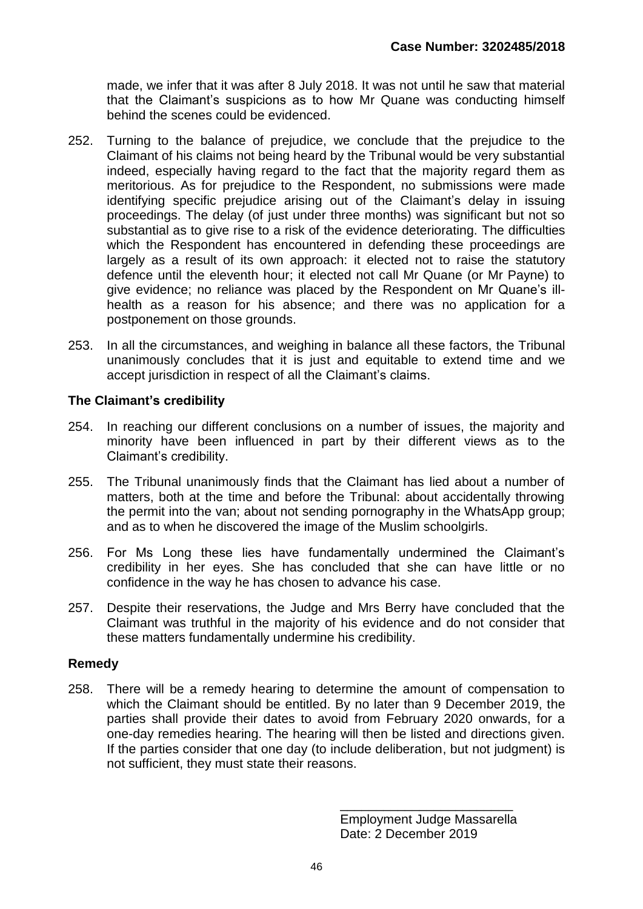made, we infer that it was after 8 July 2018. It was not until he saw that material that the Claimant's suspicions as to how Mr Quane was conducting himself behind the scenes could be evidenced.

252. Turning to the balance of prejudice, we conclude that the prejudice to the Claimant of his claims not being heard by the Tribunal would be very substantial indeed, especially having regard to the fact that the majority regard them as meritorious. As for prejudice to the Respondent, no submissions were made identifying specific prejudice arising out of the Claimant's delay in issuing proceedings. The delay (of just under three months) was significant but not so substantial as to give rise to a risk of the evidence deteriorating. The difficulties which the Respondent has encountered in defending these proceedings are largely as a result of its own approach: it elected not to raise the statutory defence until the eleventh hour; it elected not call Mr Quane (or Mr Payne) to give evidence; no reliance was placed by the Respondent on Mr Quane's ill-health as a reason for his absence; and there was no application for a postponement on those grounds.

253. In all the circumstances, and weighing in balance all these factors, the Tribunal unanimously concludes that it is just and equitable to extend time and we accept jurisdiction in respect of all the Claimant's claims.

### The Claimant's credibility

254. In reaching our different conclusions on a number of issues, the majority and minority have been influenced in part by their different views as to the Claimant's credibility.

255. The Tribunal unanimously finds that the Claimant has lied about a number of matters, both at the time and before the Tribunal: about accidentally throwing the permit into the van; about not sending pornography in the WhatsApp group; and as to when he discovered the image of the Muslim schoolgirls.

256. For Ms Long these lies have fundamentally undermined the Claimant's credibility in her eyes. She has concluded that she can have little or no confidence in the way he has chosen to advance his case.

257. Despite their reservations, the Judge and Mrs Berry have concluded that the Claimant was truthful in the majority of his evidence and do not consider that these matters fundamentally undermine his credibility.

### Remedy

258. There will be a remedy hearing to determine the amount of compensation to which the Claimant should be entitled. By no later than 9 December 2019, the parties shall provide their dates to avoid from February 2020 onwards, for a one-day remedies hearing. The hearing will then be listed and directions given. If the parties consider that one day (to include deliberation, but not judgment) is not sufficient, they must state their reasons.

Employment Judge Massarella
Date: 2 December 2019